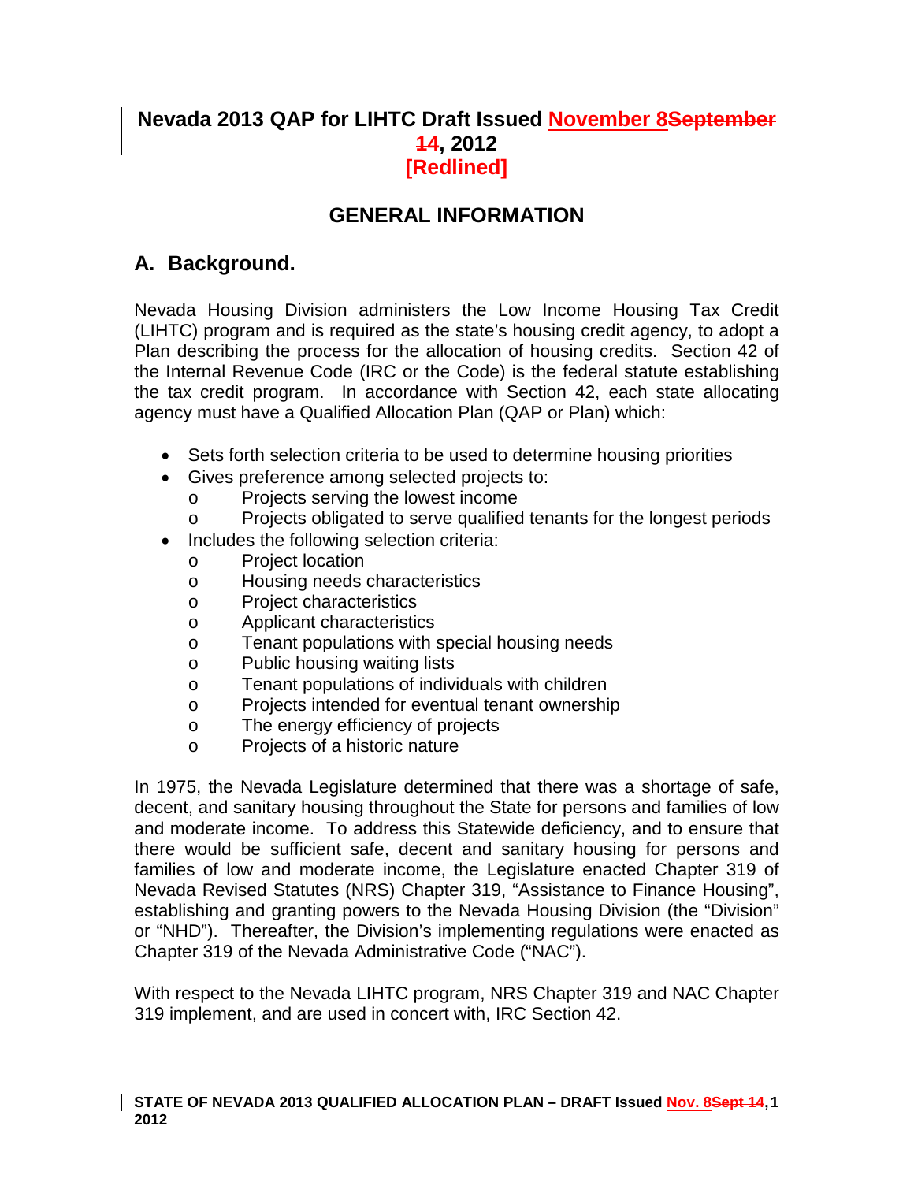# Nevada 2013 QAP for LIHTC Draft Issued November 8September 14, 2012 [Redlined]

## GENERAL INFORMATION

## A. Background.

Nevada Housing Division administers the Low Income Housing Tax Credit (LIHTC) program and is required as the state's housing credit agency, to adopt a Plan describing the process for the allocation of housing credits. Section 42 of the Internal Revenue Code (IRC or the Code) is the federal statute establishing the tax credit program. In accordance with Section 42, each state allocating agency must have a Qualified Allocation Plan (QAP or Plan) which:

- Sets forth selection criteria to be used to determine housing priorities
- Gives preference among selected projects to:
  - Projects serving the lowest income
  - Projects obligated to serve qualified tenants for the longest periods
- Includes the following selection criteria:
  - Project location
  - Housing needs characteristics
  - Project characteristics
  - Applicant characteristics
  - Tenant populations with special housing needs
  - Public housing waiting lists
  - Tenant populations of individuals with children
  - Projects intended for eventual tenant ownership
  - The energy efficiency of projects
  - Projects of a historic nature

In 1975, the Nevada Legislature determined that there was a shortage of safe, decent, and sanitary housing throughout the State for persons and families of low and moderate income. To address this Statewide deficiency, and to ensure that there would be sufficient safe, decent and sanitary housing for persons and families of low and moderate income, the Legislature enacted Chapter 319 of Nevada Revised Statutes (NRS) Chapter 319, "Assistance to Finance Housing", establishing and granting powers to the Nevada Housing Division (the "Division" or "NHD"). Thereafter, the Division's implementing regulations were enacted as Chapter 319 of the Nevada Administrative Code ("NAC").

With respect to the Nevada LIHTC program, NRS Chapter 319 and NAC Chapter 319 implement, and are used in concert with, IRC Section 42.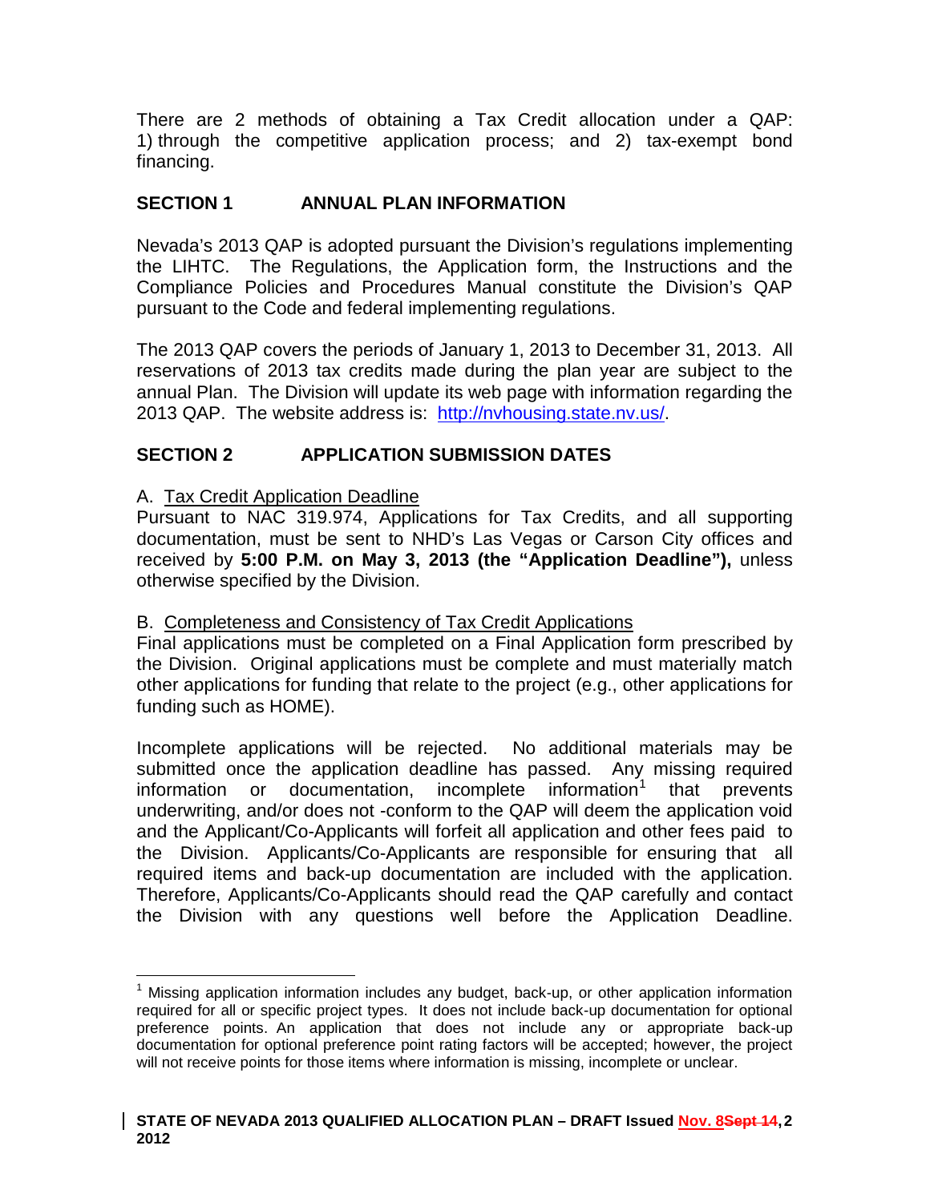There are 2 methods of obtaining a Tax Credit allocation under a QAP: 1) through the competitive application process; and 2) tax-exempt bond financing.

## SECTION 1 ANNUAL PLAN INFORMATION

Nevada's 2013 QAP is adopted pursuant the Division's regulations implementing the LIHTC. The Regulations, the Application form, the Instructions and the Compliance Policies and Procedures Manual constitute the Division's QAP pursuant to the Code and federal implementing regulations.

The 2013 QAP covers the periods of January 1, 2013 to December 31, 2013. All reservations of 2013 tax credits made during the plan year are subject to the annual Plan. The Division will update its web page with information regarding the 2013 QAP. The website address is: http://nvhousing.state.nv.us/.

## SECTION 2 APPLICATION SUBMISSION DATES

A. Tax Credit Application Deadline

Pursuant to NAC 319.974, Applications for Tax Credits, and all supporting documentation, must be sent to NHD's Las Vegas or Carson City offices and received by **5:00 P.M. on May 3, 2013 (the "Application Deadline"),** unless otherwise specified by the Division.

B. Completeness and Consistency of Tax Credit Applications

Final applications must be completed on a Final Application form prescribed by the Division. Original applications must be complete and must materially match other applications for funding that relate to the project (e.g., other applications for funding such as HOME).

Incomplete applications will be rejected. No additional materials may be submitted once the application deadline has passed. Any missing required information or documentation, incomplete information[1] that prevents underwriting, and/or does not -conform to the QAP will deem the application void and the Applicant/Co-Applicants will forfeit all application and other fees paid to the Division. Applicants/Co-Applicants are responsible for ensuring that all required items and back-up documentation are included with the application. Therefore, Applicants/Co-Applicants should read the QAP carefully and contact the Division with any questions well before the Application Deadline.

[1] Missing application information includes any budget, back-up, or other application information required for all or specific project types. It does not include back-up documentation for optional preference points. An application that does not include any or appropriate back-up documentation for optional preference point rating factors will be accepted; however, the project will not receive points for those items where information is missing, incomplete or unclear.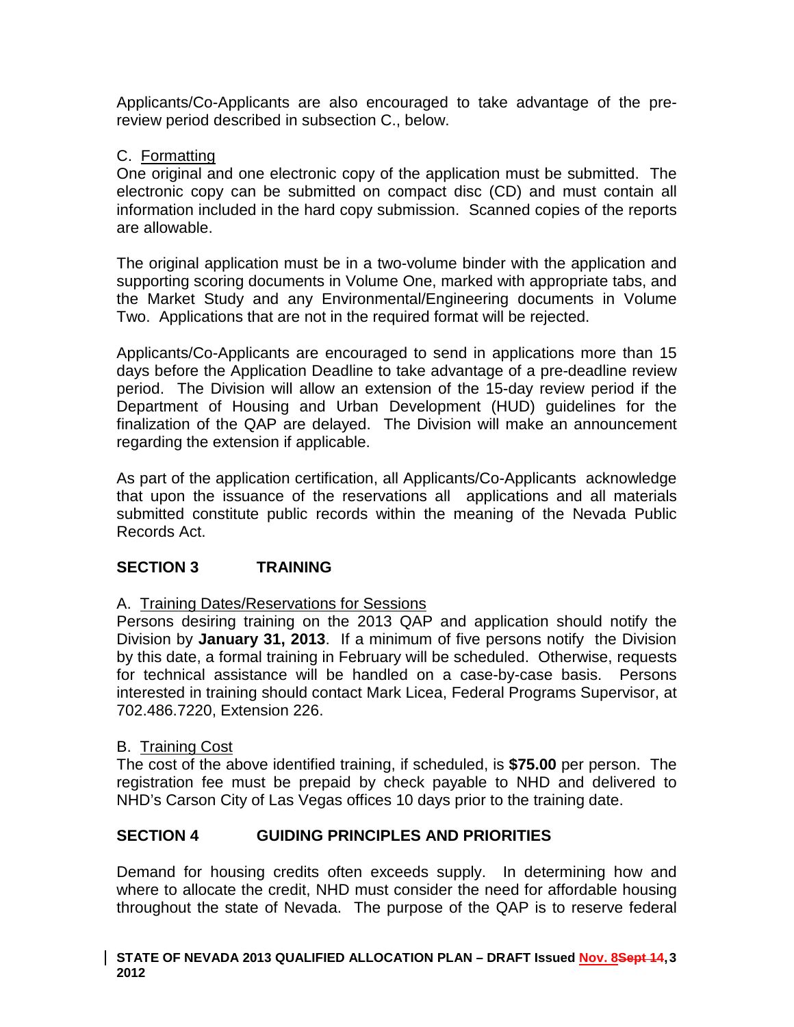Applicants/Co-Applicants are also encouraged to take advantage of the pre-review period described in subsection C., below.

C. Formatting

One original and one electronic copy of the application must be submitted. The electronic copy can be submitted on compact disc (CD) and must contain all information included in the hard copy submission. Scanned copies of the reports are allowable.

The original application must be in a two-volume binder with the application and supporting scoring documents in Volume One, marked with appropriate tabs, and the Market Study and any Environmental/Engineering documents in Volume Two. Applications that are not in the required format will be rejected.

Applicants/Co-Applicants are encouraged to send in applications more than 15 days before the Application Deadline to take advantage of a pre-deadline review period. The Division will allow an extension of the 15-day review period if the Department of Housing and Urban Development (HUD) guidelines for the finalization of the QAP are delayed. The Division will make an announcement regarding the extension if applicable.

As part of the application certification, all Applicants/Co-Applicants acknowledge that upon the issuance of the reservations all applications and all materials submitted constitute public records within the meaning of the Nevada Public Records Act.

## SECTION 3 TRAINING

A. Training Dates/Reservations for Sessions

Persons desiring training on the 2013 QAP and application should notify the Division by **January 31, 2013**. If a minimum of five persons notify the Division by this date, a formal training in February will be scheduled. Otherwise, requests for technical assistance will be handled on a case-by-case basis. Persons interested in training should contact Mark Licea, Federal Programs Supervisor, at 702.486.7220, Extension 226.

B. Training Cost

The cost of the above identified training, if scheduled, is **$75.00** per person. The registration fee must be prepaid by check payable to NHD and delivered to NHD's Carson City of Las Vegas offices 10 days prior to the training date.

## SECTION 4 GUIDING PRINCIPLES AND PRIORITIES

Demand for housing credits often exceeds supply. In determining how and where to allocate the credit, NHD must consider the need for affordable housing throughout the state of Nevada. The purpose of the QAP is to reserve federal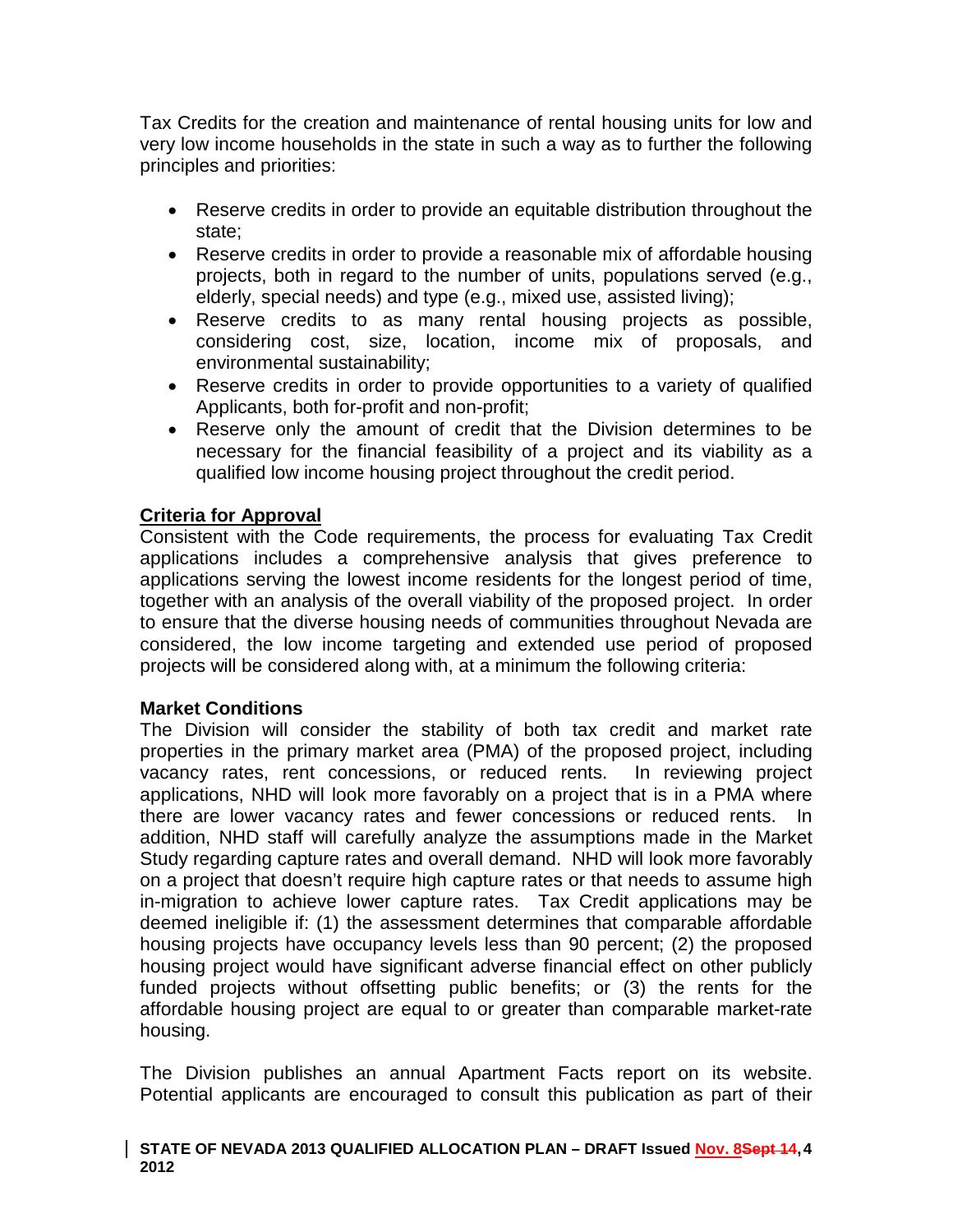Tax Credits for the creation and maintenance of rental housing units for low and very low income households in the state in such a way as to further the following principles and priorities:

- Reserve credits in order to provide an equitable distribution throughout the state;
- Reserve credits in order to provide a reasonable mix of affordable housing projects, both in regard to the number of units, populations served (e.g., elderly, special needs) and type (e.g., mixed use, assisted living);
- Reserve credits to as many rental housing projects as possible, considering cost, size, location, income mix of proposals, and environmental sustainability;
- Reserve credits in order to provide opportunities to a variety of qualified Applicants, both for-profit and non-profit;
- Reserve only the amount of credit that the Division determines to be necessary for the financial feasibility of a project and its viability as a qualified low income housing project throughout the credit period.

**Criteria for Approval**

Consistent with the Code requirements, the process for evaluating Tax Credit applications includes a comprehensive analysis that gives preference to applications serving the lowest income residents for the longest period of time, together with an analysis of the overall viability of the proposed project. In order to ensure that the diverse housing needs of communities throughout Nevada are considered, the low income targeting and extended use period of proposed projects will be considered along with, at a minimum the following criteria:

**Market Conditions**

The Division will consider the stability of both tax credit and market rate properties in the primary market area (PMA) of the proposed project, including vacancy rates, rent concessions, or reduced rents. In reviewing project applications, NHD will look more favorably on a project that is in a PMA where there are lower vacancy rates and fewer concessions or reduced rents. In addition, NHD staff will carefully analyze the assumptions made in the Market Study regarding capture rates and overall demand. NHD will look more favorably on a project that doesn't require high capture rates or that needs to assume high in-migration to achieve lower capture rates. Tax Credit applications may be deemed ineligible if: (1) the assessment determines that comparable affordable housing projects have occupancy levels less than 90 percent; (2) the proposed housing project would have significant adverse financial effect on other publicly funded projects without offsetting public benefits; or (3) the rents for the affordable housing project are equal to or greater than comparable market-rate housing.

The Division publishes an annual Apartment Facts report on its website. Potential applicants are encouraged to consult this publication as part of their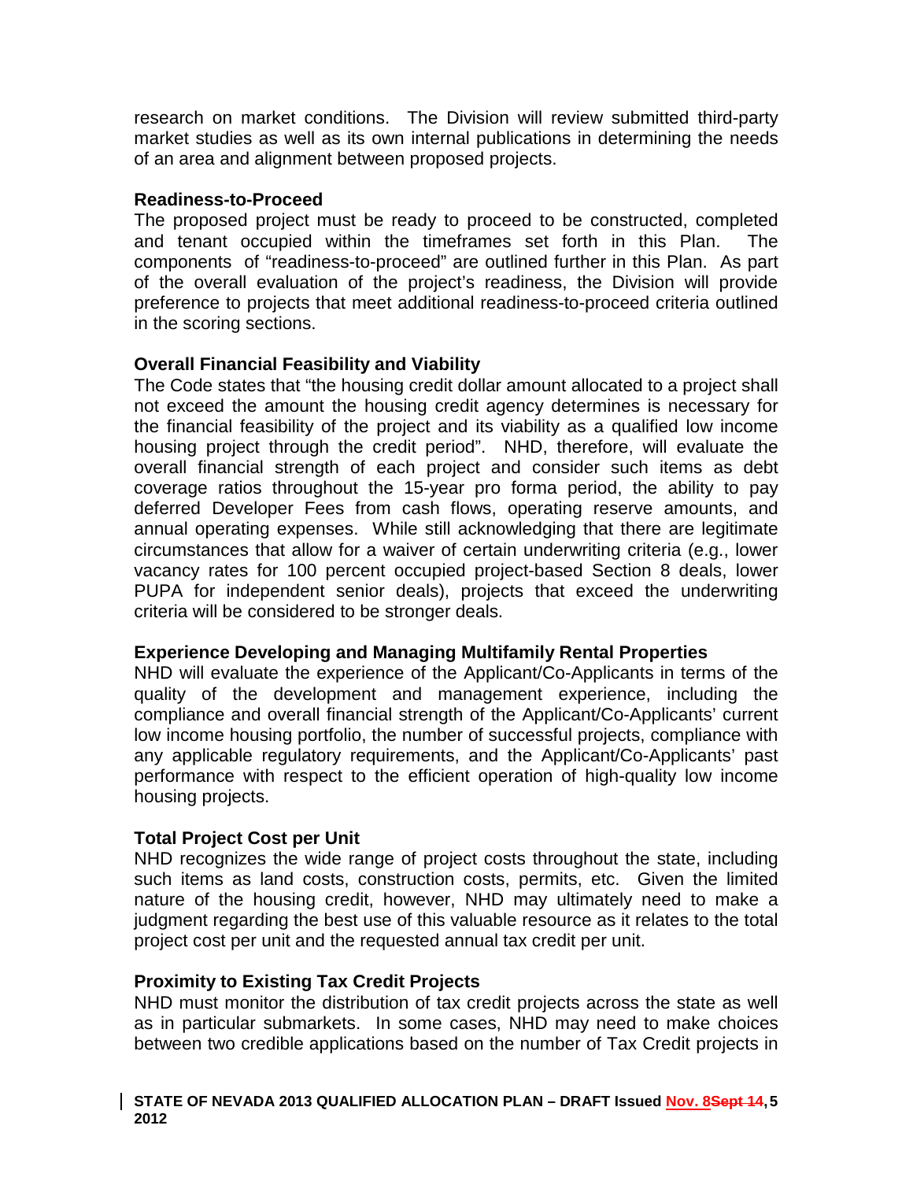research on market conditions. The Division will review submitted third-party market studies as well as its own internal publications in determining the needs of an area and alignment between proposed projects.

**Readiness-to-Proceed**

The proposed project must be ready to proceed to be constructed, completed and tenant occupied within the timeframes set forth in this Plan. The components of "readiness-to-proceed" are outlined further in this Plan. As part of the overall evaluation of the project's readiness, the Division will provide preference to projects that meet additional readiness-to-proceed criteria outlined in the scoring sections.

**Overall Financial Feasibility and Viability**

The Code states that "the housing credit dollar amount allocated to a project shall not exceed the amount the housing credit agency determines is necessary for the financial feasibility of the project and its viability as a qualified low income housing project through the credit period". NHD, therefore, will evaluate the overall financial strength of each project and consider such items as debt coverage ratios throughout the 15-year pro forma period, the ability to pay deferred Developer Fees from cash flows, operating reserve amounts, and annual operating expenses. While still acknowledging that there are legitimate circumstances that allow for a waiver of certain underwriting criteria (e.g., lower vacancy rates for 100 percent occupied project-based Section 8 deals, lower PUPA for independent senior deals), projects that exceed the underwriting criteria will be considered to be stronger deals.

**Experience Developing and Managing Multifamily Rental Properties**

NHD will evaluate the experience of the Applicant/Co-Applicants in terms of the quality of the development and management experience, including the compliance and overall financial strength of the Applicant/Co-Applicants' current low income housing portfolio, the number of successful projects, compliance with any applicable regulatory requirements, and the Applicant/Co-Applicants' past performance with respect to the efficient operation of high-quality low income housing projects.

**Total Project Cost per Unit**

NHD recognizes the wide range of project costs throughout the state, including such items as land costs, construction costs, permits, etc. Given the limited nature of the housing credit, however, NHD may ultimately need to make a judgment regarding the best use of this valuable resource as it relates to the total project cost per unit and the requested annual tax credit per unit.

**Proximity to Existing Tax Credit Projects**

NHD must monitor the distribution of tax credit projects across the state as well as in particular submarkets. In some cases, NHD may need to make choices between two credible applications based on the number of Tax Credit projects in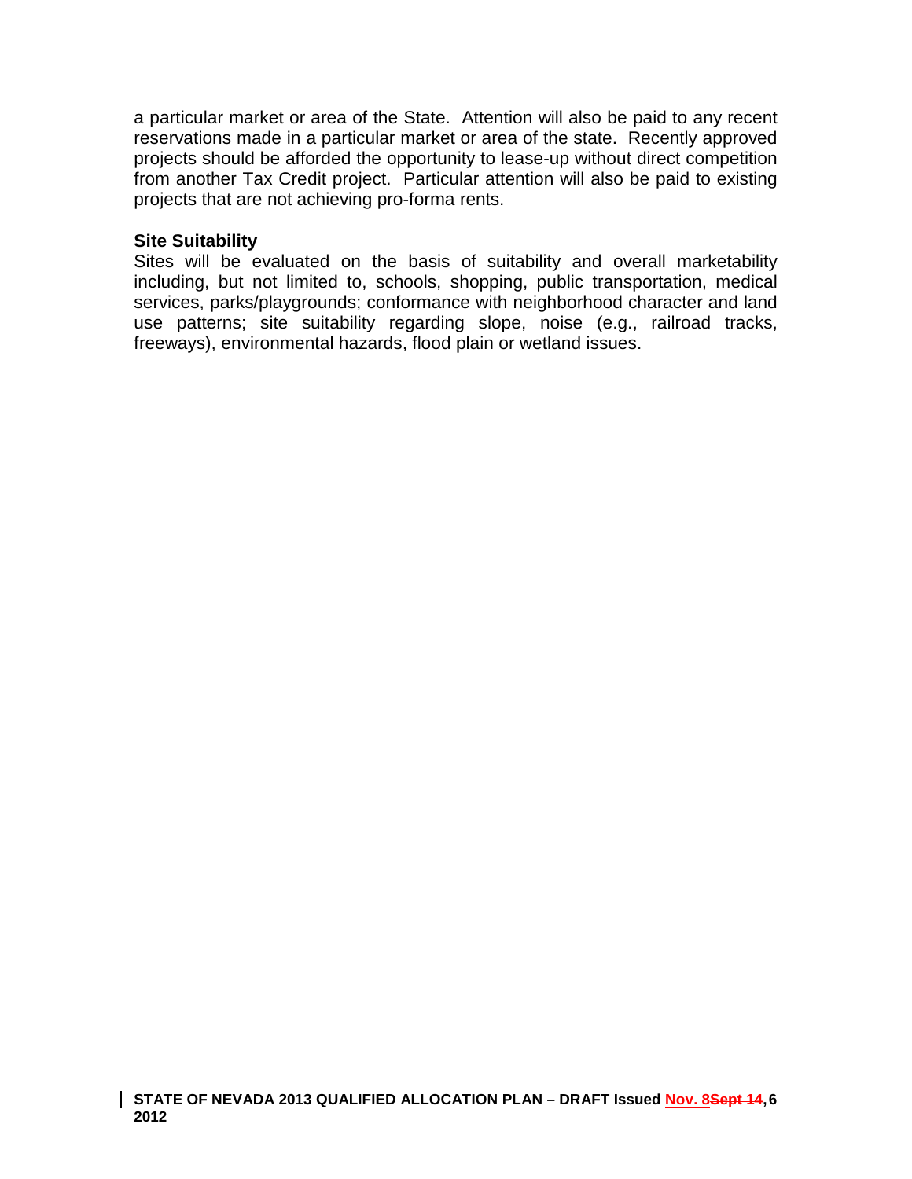a particular market or area of the State. Attention will also be paid to any recent reservations made in a particular market or area of the state. Recently approved projects should be afforded the opportunity to lease-up without direct competition from another Tax Credit project. Particular attention will also be paid to existing projects that are not achieving pro-forma rents.

**Site Suitability**

Sites will be evaluated on the basis of suitability and overall marketability including, but not limited to, schools, shopping, public transportation, medical services, parks/playgrounds; conformance with neighborhood character and land use patterns; site suitability regarding slope, noise (e.g., railroad tracks, freeways), environmental hazards, flood plain or wetland issues.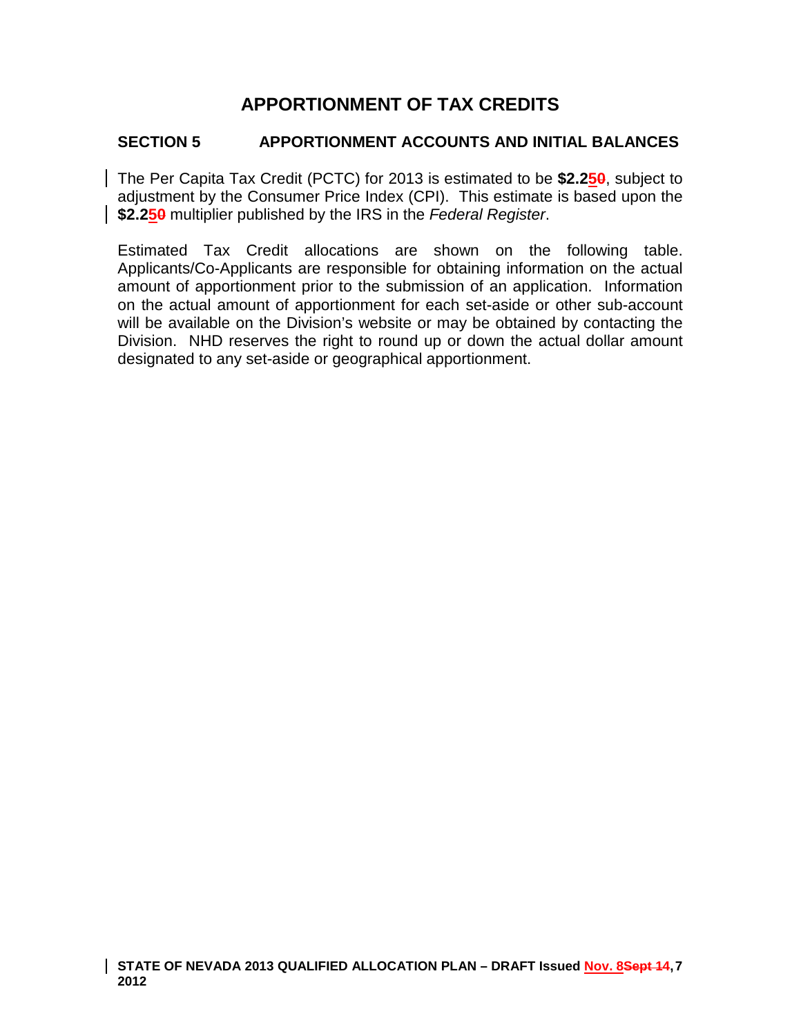# APPORTIONMENT OF TAX CREDITS

## SECTION 5 APPORTIONMENT ACCOUNTS AND INITIAL BALANCES

The Per Capita Tax Credit (PCTC) for 2013 is estimated to be **$2.250**, subject to adjustment by the Consumer Price Index (CPI). This estimate is based upon the **$2.250** multiplier published by the IRS in the *Federal Register*.

Estimated Tax Credit allocations are shown on the following table. Applicants/Co-Applicants are responsible for obtaining information on the actual amount of apportionment prior to the submission of an application. Information on the actual amount of apportionment for each set-aside or other sub-account will be available on the Division's website or may be obtained by contacting the Division. NHD reserves the right to round up or down the actual dollar amount designated to any set-aside or geographical apportionment.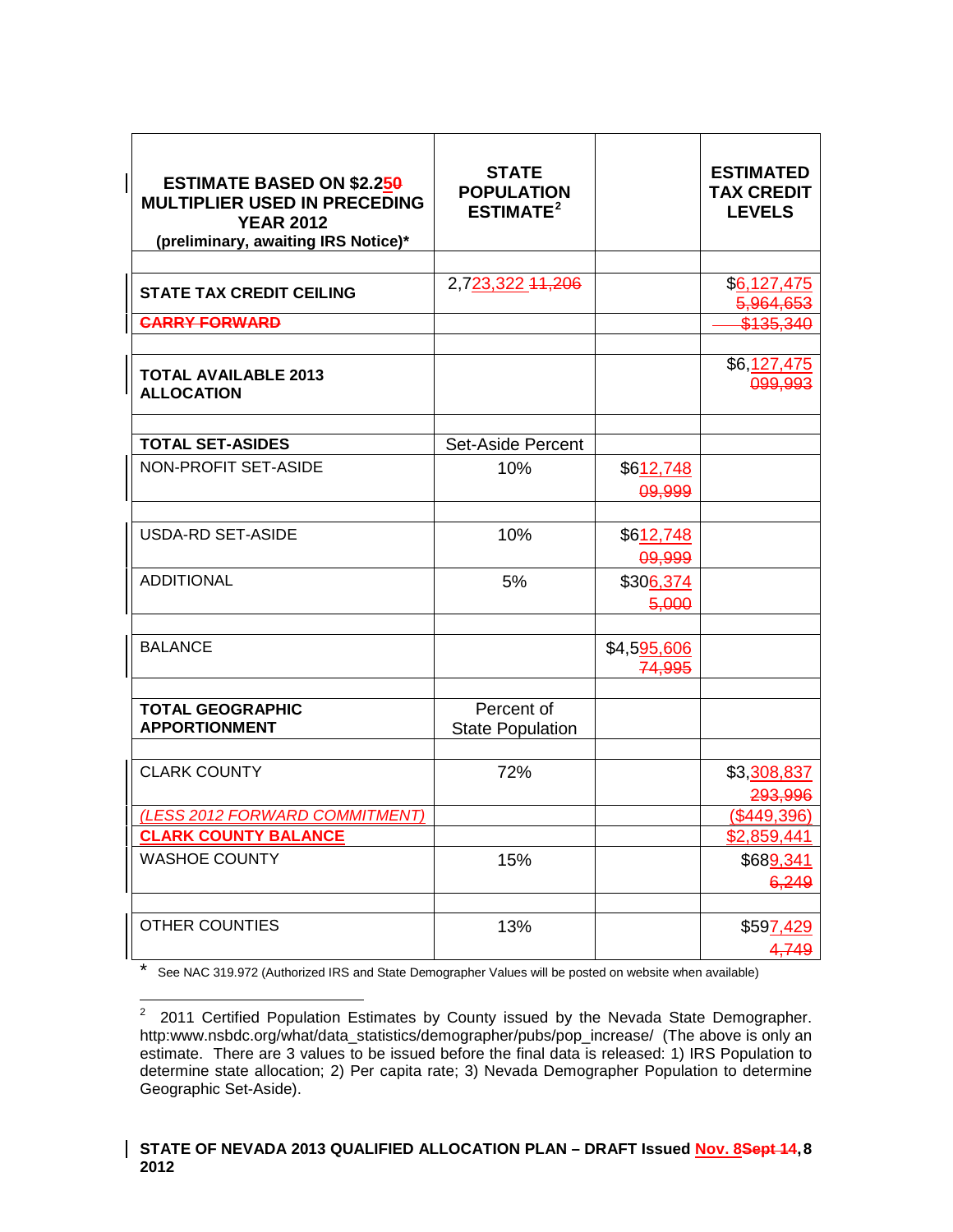| ESTIMATE BASED ON $2.250 MULTIPLIER USED IN PRECEDING YEAR 2012 (preliminary, awaiting IRS Notice)* | STATE POPULATION ESTIMATE[2] | | ESTIMATED TAX CREDIT LEVELS |
|---|---|---|---|
| | | | |
| **STATE TAX CREDIT CEILING** | 2,723,322 11,206 | | $6,127,475 5,964,653 |
| **CARRY FORWARD** | | | $135,340 |
| | | | |
| **TOTAL AVAILABLE 2013 ALLOCATION** | | | $6,127,475 099,993 |
| | | | |
| **TOTAL SET-ASIDES** | Set-Aside Percent | | |
| NON-PROFIT SET-ASIDE | 10% | $612,748 09,999 | |
| | | | |
| USDA-RD SET-ASIDE | 10% | $612,748 09,999 | |
| ADDITIONAL | 5% | $306,374 5,000 | |
| | | | |
| BALANCE | | $4,595,606 74,995 | |
| | | | |
| **TOTAL GEOGRAPHIC APPORTIONMENT** | Percent of State Population | | |
| | | | |
| CLARK COUNTY | 72% | | $3,308,837 293,996 |
| *(LESS 2012 FORWARD COMMITMENT)* | | | ($449,396) |
| **CLARK COUNTY BALANCE** | | | $2,859,441 |
| WASHOE COUNTY | 15% | | $689,341 6,249 |
| | | | |
| OTHER COUNTIES | 13% | | $597,429 4,749 |

\* See NAC 319.972 (Authorized IRS and State Demographer Values will be posted on website when available)

---

[2] 2011 Certified Population Estimates by County issued by the Nevada State Demographer. http:www.nsbdc.org/what/data_statistics/demographer/pubs/pop_increase/ (The above is only an estimate. There are 3 values to be issued before the final data is released: 1) IRS Population to determine state allocation; 2) Per capita rate; 3) Nevada Demographer Population to determine Geographic Set-Aside).

**STATE OF NEVADA 2013 QUALIFIED ALLOCATION PLAN – DRAFT Issued Nov. 8Sept 14, 2012**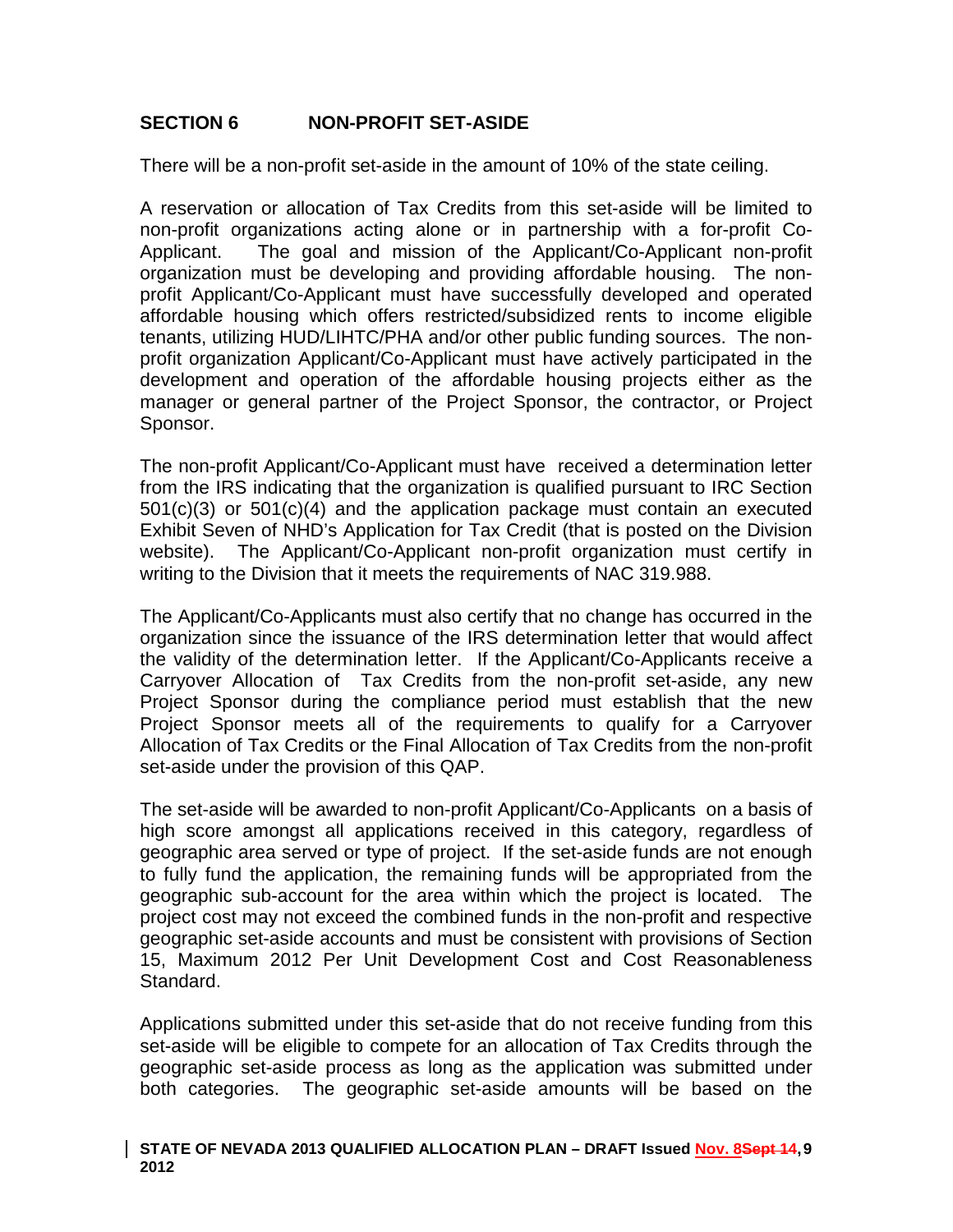## SECTION 6 NON-PROFIT SET-ASIDE

There will be a non-profit set-aside in the amount of 10% of the state ceiling.

A reservation or allocation of Tax Credits from this set-aside will be limited to non-profit organizations acting alone or in partnership with a for-profit Co-Applicant. The goal and mission of the Applicant/Co-Applicant non-profit organization must be developing and providing affordable housing. The non-profit Applicant/Co-Applicant must have successfully developed and operated affordable housing which offers restricted/subsidized rents to income eligible tenants, utilizing HUD/LIHTC/PHA and/or other public funding sources. The non-profit organization Applicant/Co-Applicant must have actively participated in the development and operation of the affordable housing projects either as the manager or general partner of the Project Sponsor, the contractor, or Project Sponsor.

The non-profit Applicant/Co-Applicant must have received a determination letter from the IRS indicating that the organization is qualified pursuant to IRC Section 501(c)(3) or 501(c)(4) and the application package must contain an executed Exhibit Seven of NHD's Application for Tax Credit (that is posted on the Division website). The Applicant/Co-Applicant non-profit organization must certify in writing to the Division that it meets the requirements of NAC 319.988.

The Applicant/Co-Applicants must also certify that no change has occurred in the organization since the issuance of the IRS determination letter that would affect the validity of the determination letter. If the Applicant/Co-Applicants receive a Carryover Allocation of Tax Credits from the non-profit set-aside, any new Project Sponsor during the compliance period must establish that the new Project Sponsor meets all of the requirements to qualify for a Carryover Allocation of Tax Credits or the Final Allocation of Tax Credits from the non-profit set-aside under the provision of this QAP.

The set-aside will be awarded to non-profit Applicant/Co-Applicants on a basis of high score amongst all applications received in this category, regardless of geographic area served or type of project. If the set-aside funds are not enough to fully fund the application, the remaining funds will be appropriated from the geographic sub-account for the area within which the project is located. The project cost may not exceed the combined funds in the non-profit and respective geographic set-aside accounts and must be consistent with provisions of Section 15, Maximum 2012 Per Unit Development Cost and Cost Reasonableness Standard.

Applications submitted under this set-aside that do not receive funding from this set-aside will be eligible to compete for an allocation of Tax Credits through the geographic set-aside process as long as the application was submitted under both categories. The geographic set-aside amounts will be based on the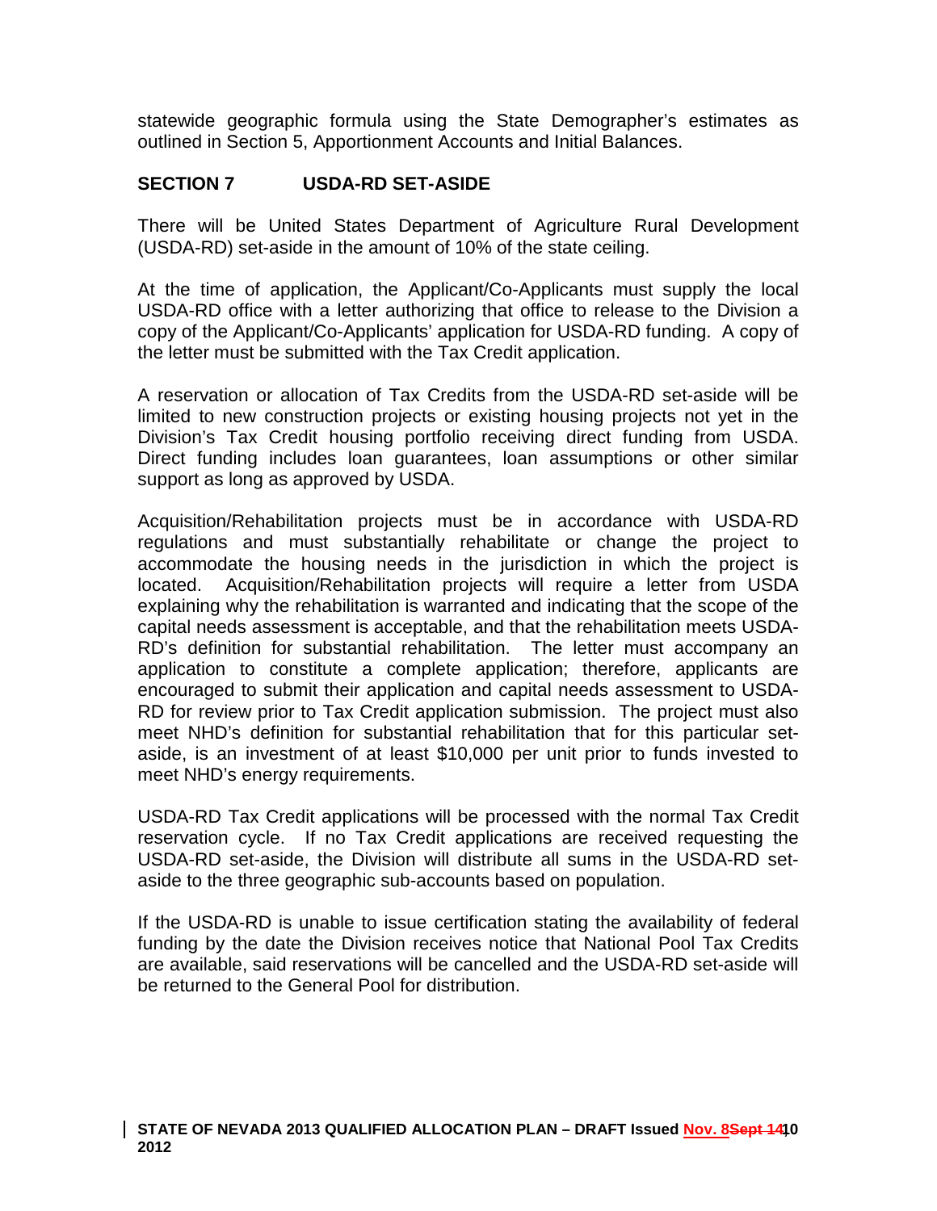statewide geographic formula using the State Demographer's estimates as outlined in Section 5, Apportionment Accounts and Initial Balances.

## SECTION 7 USDA-RD SET-ASIDE

There will be United States Department of Agriculture Rural Development (USDA-RD) set-aside in the amount of 10% of the state ceiling.

At the time of application, the Applicant/Co-Applicants must supply the local USDA-RD office with a letter authorizing that office to release to the Division a copy of the Applicant/Co-Applicants' application for USDA-RD funding. A copy of the letter must be submitted with the Tax Credit application.

A reservation or allocation of Tax Credits from the USDA-RD set-aside will be limited to new construction projects or existing housing projects not yet in the Division's Tax Credit housing portfolio receiving direct funding from USDA. Direct funding includes loan guarantees, loan assumptions or other similar support as long as approved by USDA.

Acquisition/Rehabilitation projects must be in accordance with USDA-RD regulations and must substantially rehabilitate or change the project to accommodate the housing needs in the jurisdiction in which the project is located. Acquisition/Rehabilitation projects will require a letter from USDA explaining why the rehabilitation is warranted and indicating that the scope of the capital needs assessment is acceptable, and that the rehabilitation meets USDA-RD's definition for substantial rehabilitation. The letter must accompany an application to constitute a complete application; therefore, applicants are encouraged to submit their application and capital needs assessment to USDA-RD for review prior to Tax Credit application submission. The project must also meet NHD's definition for substantial rehabilitation that for this particular set-aside, is an investment of at least $10,000 per unit prior to funds invested to meet NHD's energy requirements.

USDA-RD Tax Credit applications will be processed with the normal Tax Credit reservation cycle. If no Tax Credit applications are received requesting the USDA-RD set-aside, the Division will distribute all sums in the USDA-RD set-aside to the three geographic sub-accounts based on population.

If the USDA-RD is unable to issue certification stating the availability of federal funding by the date the Division receives notice that National Pool Tax Credits are available, said reservations will be cancelled and the USDA-RD set-aside will be returned to the General Pool for distribution.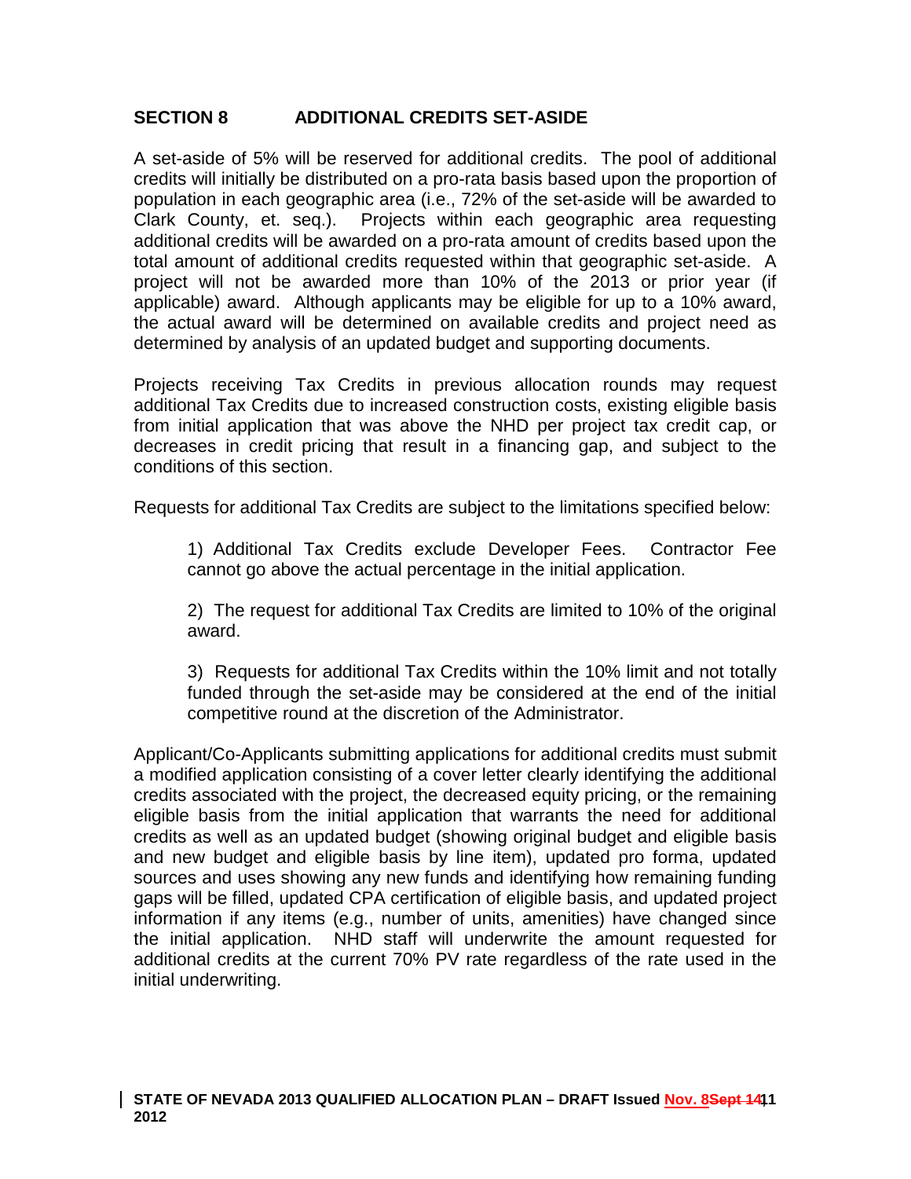## SECTION 8 ADDITIONAL CREDITS SET-ASIDE

A set-aside of 5% will be reserved for additional credits. The pool of additional credits will initially be distributed on a pro-rata basis based upon the proportion of population in each geographic area (i.e., 72% of the set-aside will be awarded to Clark County, et. seq.). Projects within each geographic area requesting additional credits will be awarded on a pro-rata amount of credits based upon the total amount of additional credits requested within that geographic set-aside. A project will not be awarded more than 10% of the 2013 or prior year (if applicable) award. Although applicants may be eligible for up to a 10% award, the actual award will be determined on available credits and project need as determined by analysis of an updated budget and supporting documents.

Projects receiving Tax Credits in previous allocation rounds may request additional Tax Credits due to increased construction costs, existing eligible basis from initial application that was above the NHD per project tax credit cap, or decreases in credit pricing that result in a financing gap, and subject to the conditions of this section.

Requests for additional Tax Credits are subject to the limitations specified below:

1) Additional Tax Credits exclude Developer Fees. Contractor Fee cannot go above the actual percentage in the initial application.

2) The request for additional Tax Credits are limited to 10% of the original award.

3) Requests for additional Tax Credits within the 10% limit and not totally funded through the set-aside may be considered at the end of the initial competitive round at the discretion of the Administrator.

Applicant/Co-Applicants submitting applications for additional credits must submit a modified application consisting of a cover letter clearly identifying the additional credits associated with the project, the decreased equity pricing, or the remaining eligible basis from the initial application that warrants the need for additional credits as well as an updated budget (showing original budget and eligible basis and new budget and eligible basis by line item), updated pro forma, updated sources and uses showing any new funds and identifying how remaining funding gaps will be filled, updated CPA certification of eligible basis, and updated project information if any items (e.g., number of units, amenities) have changed since the initial application. NHD staff will underwrite the amount requested for additional credits at the current 70% PV rate regardless of the rate used in the initial underwriting.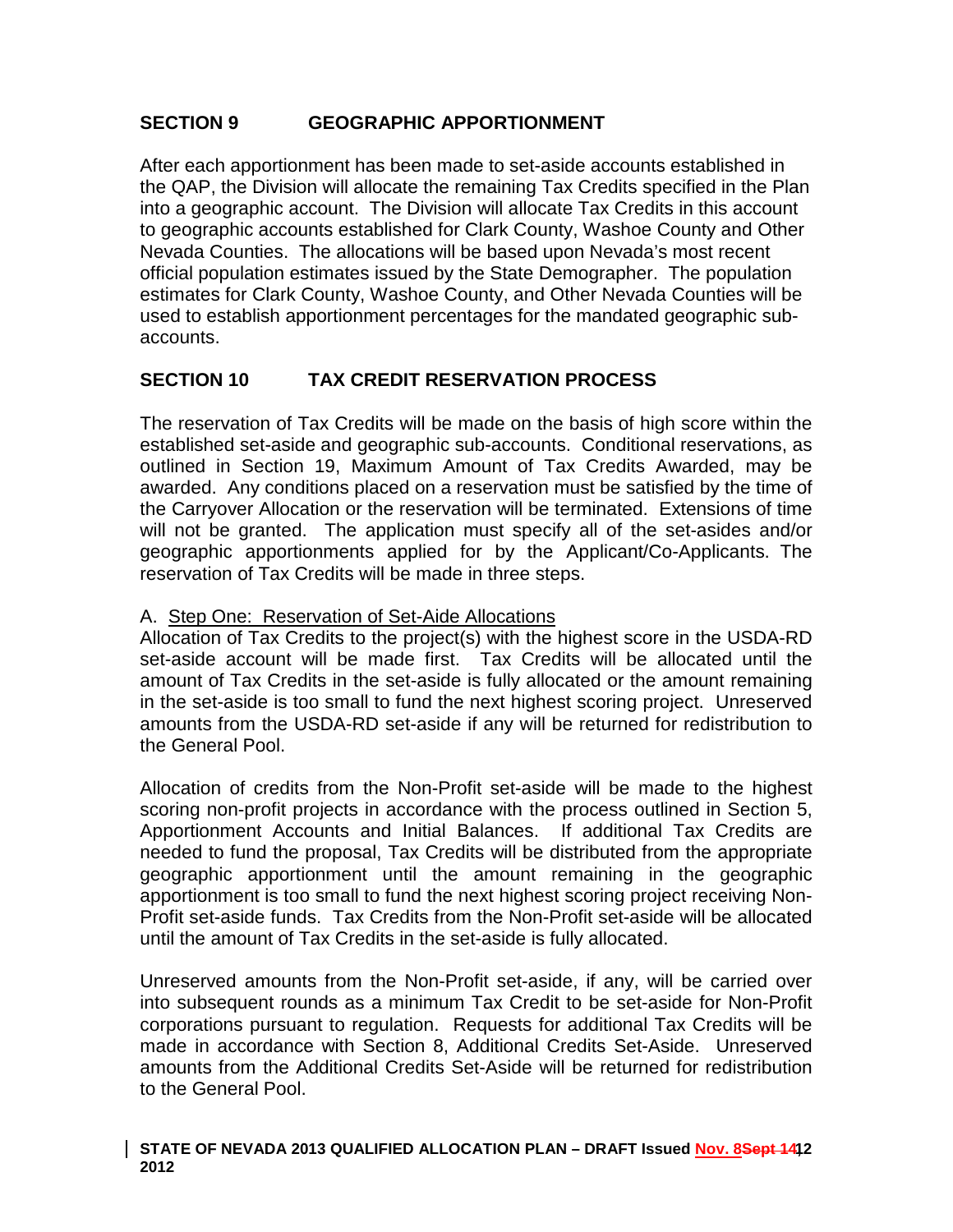## SECTION 9 GEOGRAPHIC APPORTIONMENT

After each apportionment has been made to set-aside accounts established in the QAP, the Division will allocate the remaining Tax Credits specified in the Plan into a geographic account. The Division will allocate Tax Credits in this account to geographic accounts established for Clark County, Washoe County and Other Nevada Counties. The allocations will be based upon Nevada's most recent official population estimates issued by the State Demographer. The population estimates for Clark County, Washoe County, and Other Nevada Counties will be used to establish apportionment percentages for the mandated geographic sub-accounts.

## SECTION 10 TAX CREDIT RESERVATION PROCESS

The reservation of Tax Credits will be made on the basis of high score within the established set-aside and geographic sub-accounts. Conditional reservations, as outlined in Section 19, Maximum Amount of Tax Credits Awarded, may be awarded. Any conditions placed on a reservation must be satisfied by the time of the Carryover Allocation or the reservation will be terminated. Extensions of time will not be granted. The application must specify all of the set-asides and/or geographic apportionments applied for by the Applicant/Co-Applicants. The reservation of Tax Credits will be made in three steps.

A. Step One: Reservation of Set-Aide Allocations

Allocation of Tax Credits to the project(s) with the highest score in the USDA-RD set-aside account will be made first. Tax Credits will be allocated until the amount of Tax Credits in the set-aside is fully allocated or the amount remaining in the set-aside is too small to fund the next highest scoring project. Unreserved amounts from the USDA-RD set-aside if any will be returned for redistribution to the General Pool.

Allocation of credits from the Non-Profit set-aside will be made to the highest scoring non-profit projects in accordance with the process outlined in Section 5, Apportionment Accounts and Initial Balances. If additional Tax Credits are needed to fund the proposal, Tax Credits will be distributed from the appropriate geographic apportionment until the amount remaining in the geographic apportionment is too small to fund the next highest scoring project receiving Non-Profit set-aside funds. Tax Credits from the Non-Profit set-aside will be allocated until the amount of Tax Credits in the set-aside is fully allocated.

Unreserved amounts from the Non-Profit set-aside, if any, will be carried over into subsequent rounds as a minimum Tax Credit to be set-aside for Non-Profit corporations pursuant to regulation. Requests for additional Tax Credits will be made in accordance with Section 8, Additional Credits Set-Aside. Unreserved amounts from the Additional Credits Set-Aside will be returned for redistribution to the General Pool.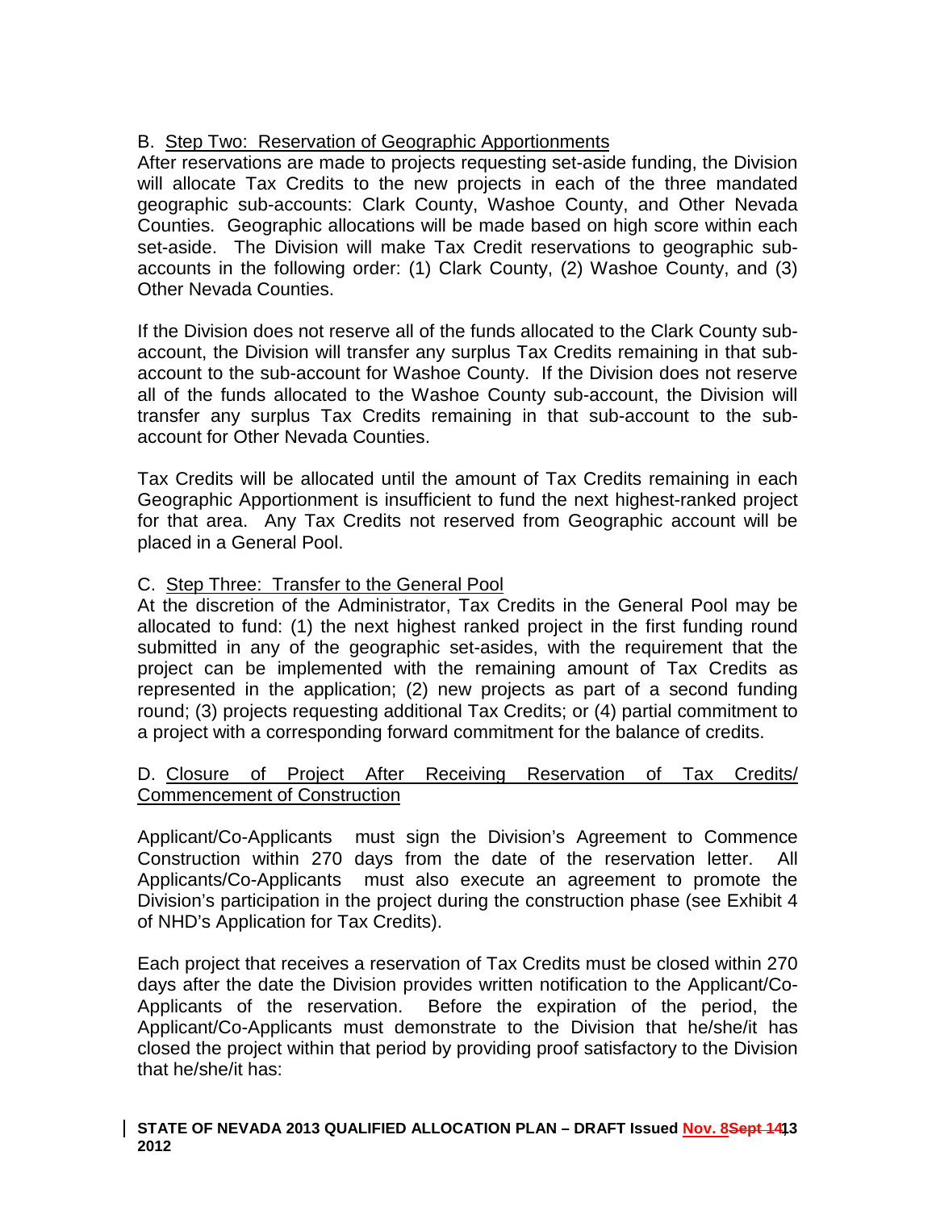B. Step Two: Reservation of Geographic Apportionments

After reservations are made to projects requesting set-aside funding, the Division will allocate Tax Credits to the new projects in each of the three mandated geographic sub-accounts: Clark County, Washoe County, and Other Nevada Counties. Geographic allocations will be made based on high score within each set-aside. The Division will make Tax Credit reservations to geographic sub-accounts in the following order: (1) Clark County, (2) Washoe County, and (3) Other Nevada Counties.

If the Division does not reserve all of the funds allocated to the Clark County sub-account, the Division will transfer any surplus Tax Credits remaining in that sub-account to the sub-account for Washoe County. If the Division does not reserve all of the funds allocated to the Washoe County sub-account, the Division will transfer any surplus Tax Credits remaining in that sub-account to the sub-account for Other Nevada Counties.

Tax Credits will be allocated until the amount of Tax Credits remaining in each Geographic Apportionment is insufficient to fund the next highest-ranked project for that area. Any Tax Credits not reserved from Geographic account will be placed in a General Pool.

C. Step Three: Transfer to the General Pool

At the discretion of the Administrator, Tax Credits in the General Pool may be allocated to fund: (1) the next highest ranked project in the first funding round submitted in any of the geographic set-asides, with the requirement that the project can be implemented with the remaining amount of Tax Credits as represented in the application; (2) new projects as part of a second funding round; (3) projects requesting additional Tax Credits; or (4) partial commitment to a project with a corresponding forward commitment for the balance of credits.

D. Closure of Project After Receiving Reservation of Tax Credits/ Commencement of Construction

Applicant/Co-Applicants must sign the Division's Agreement to Commence Construction within 270 days from the date of the reservation letter. All Applicants/Co-Applicants must also execute an agreement to promote the Division's participation in the project during the construction phase (see Exhibit 4 of NHD's Application for Tax Credits).

Each project that receives a reservation of Tax Credits must be closed within 270 days after the date the Division provides written notification to the Applicant/Co-Applicants of the reservation. Before the expiration of the period, the Applicant/Co-Applicants must demonstrate to the Division that he/she/it has closed the project within that period by providing proof satisfactory to the Division that he/she/it has: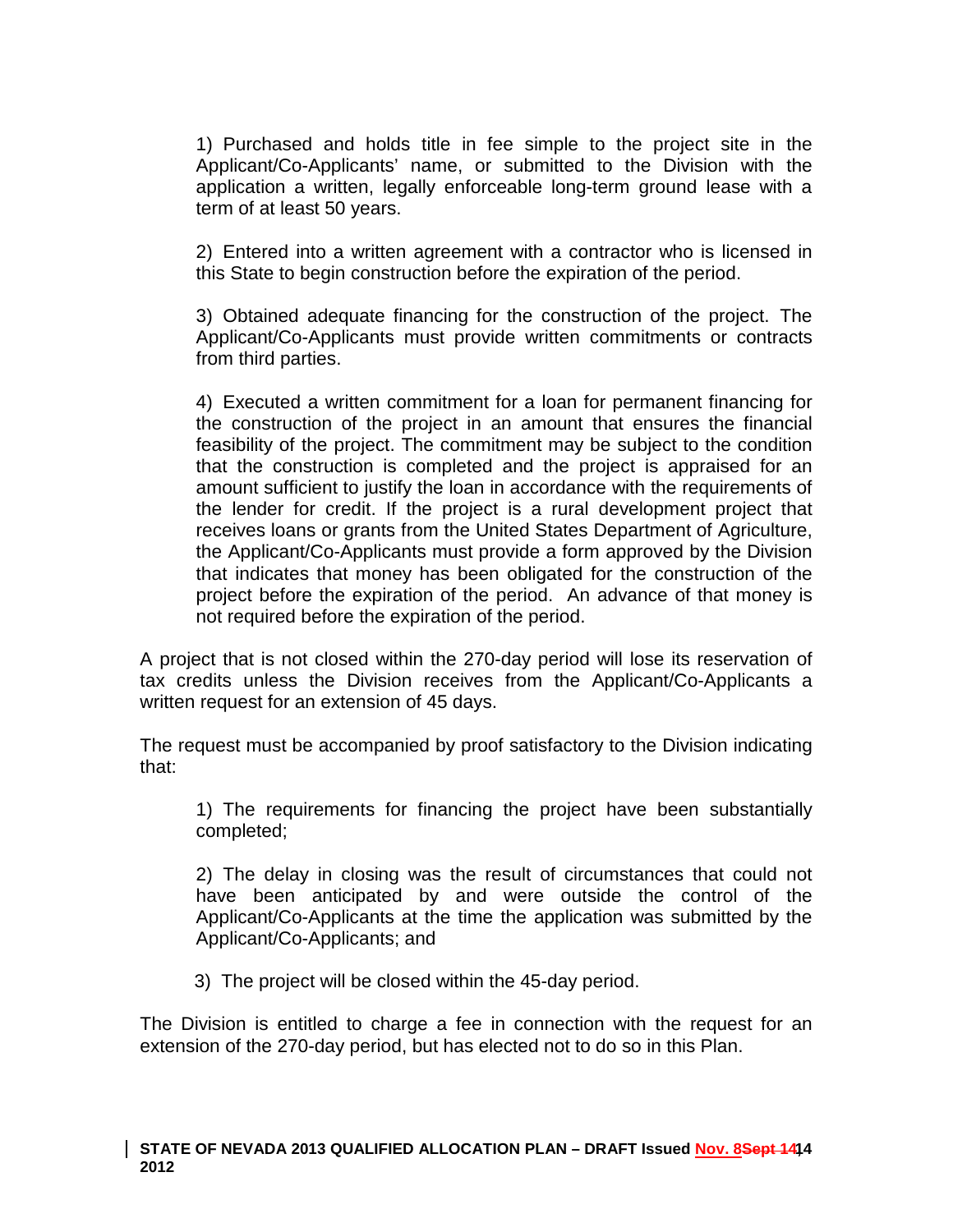1) Purchased and holds title in fee simple to the project site in the Applicant/Co-Applicants' name, or submitted to the Division with the application a written, legally enforceable long-term ground lease with a term of at least 50 years.

2) Entered into a written agreement with a contractor who is licensed in this State to begin construction before the expiration of the period.

3) Obtained adequate financing for the construction of the project. The Applicant/Co-Applicants must provide written commitments or contracts from third parties.

4) Executed a written commitment for a loan for permanent financing for the construction of the project in an amount that ensures the financial feasibility of the project. The commitment may be subject to the condition that the construction is completed and the project is appraised for an amount sufficient to justify the loan in accordance with the requirements of the lender for credit. If the project is a rural development project that receives loans or grants from the United States Department of Agriculture, the Applicant/Co-Applicants must provide a form approved by the Division that indicates that money has been obligated for the construction of the project before the expiration of the period. An advance of that money is not required before the expiration of the period.

A project that is not closed within the 270-day period will lose its reservation of tax credits unless the Division receives from the Applicant/Co-Applicants a written request for an extension of 45 days.

The request must be accompanied by proof satisfactory to the Division indicating that:

1) The requirements for financing the project have been substantially completed;

2) The delay in closing was the result of circumstances that could not have been anticipated by and were outside the control of the Applicant/Co-Applicants at the time the application was submitted by the Applicant/Co-Applicants; and

3) The project will be closed within the 45-day period.

The Division is entitled to charge a fee in connection with the request for an extension of the 270-day period, but has elected not to do so in this Plan.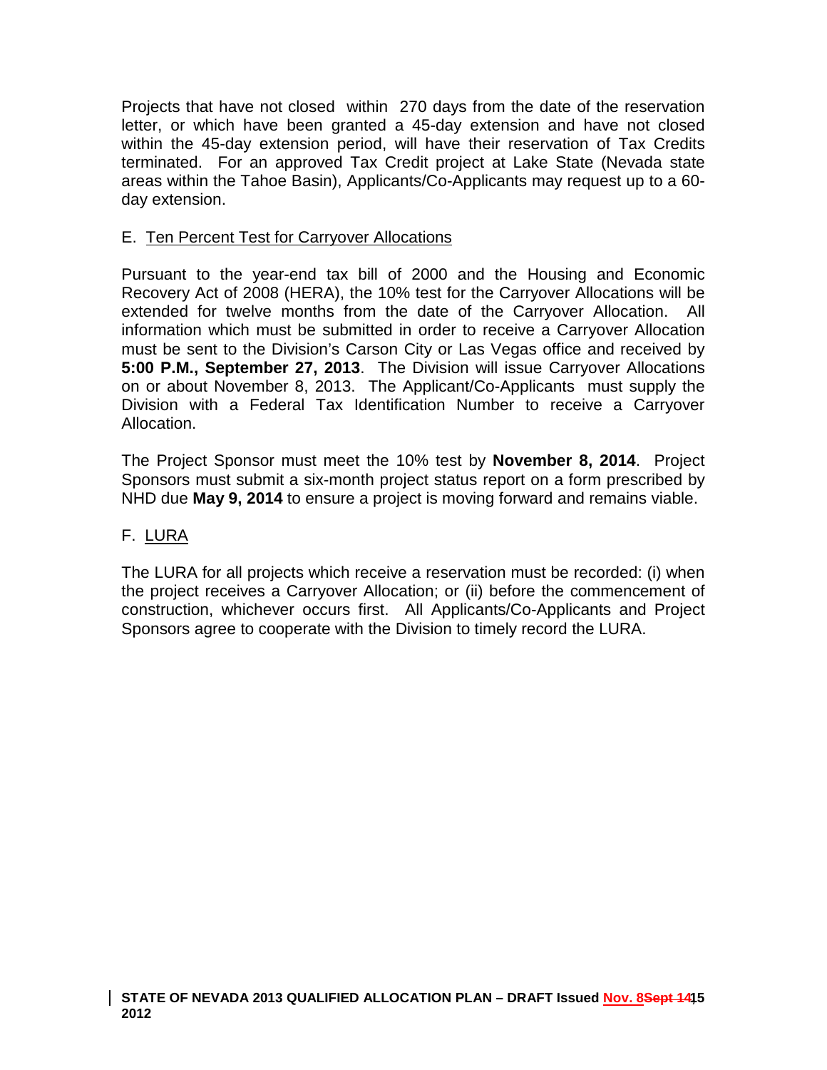Projects that have not closed within 270 days from the date of the reservation letter, or which have been granted a 45-day extension and have not closed within the 45-day extension period, will have their reservation of Tax Credits terminated. For an approved Tax Credit project at Lake State (Nevada state areas within the Tahoe Basin), Applicants/Co-Applicants may request up to a 60-day extension.

E. Ten Percent Test for Carryover Allocations

Pursuant to the year-end tax bill of 2000 and the Housing and Economic Recovery Act of 2008 (HERA), the 10% test for the Carryover Allocations will be extended for twelve months from the date of the Carryover Allocation. All information which must be submitted in order to receive a Carryover Allocation must be sent to the Division's Carson City or Las Vegas office and received by **5:00 P.M., September 27, 2013**. The Division will issue Carryover Allocations on or about November 8, 2013. The Applicant/Co-Applicants must supply the Division with a Federal Tax Identification Number to receive a Carryover Allocation.

The Project Sponsor must meet the 10% test by **November 8, 2014**. Project Sponsors must submit a six-month project status report on a form prescribed by NHD due **May 9, 2014** to ensure a project is moving forward and remains viable.

F. LURA

The LURA for all projects which receive a reservation must be recorded: (i) when the project receives a Carryover Allocation; or (ii) before the commencement of construction, whichever occurs first. All Applicants/Co-Applicants and Project Sponsors agree to cooperate with the Division to timely record the LURA.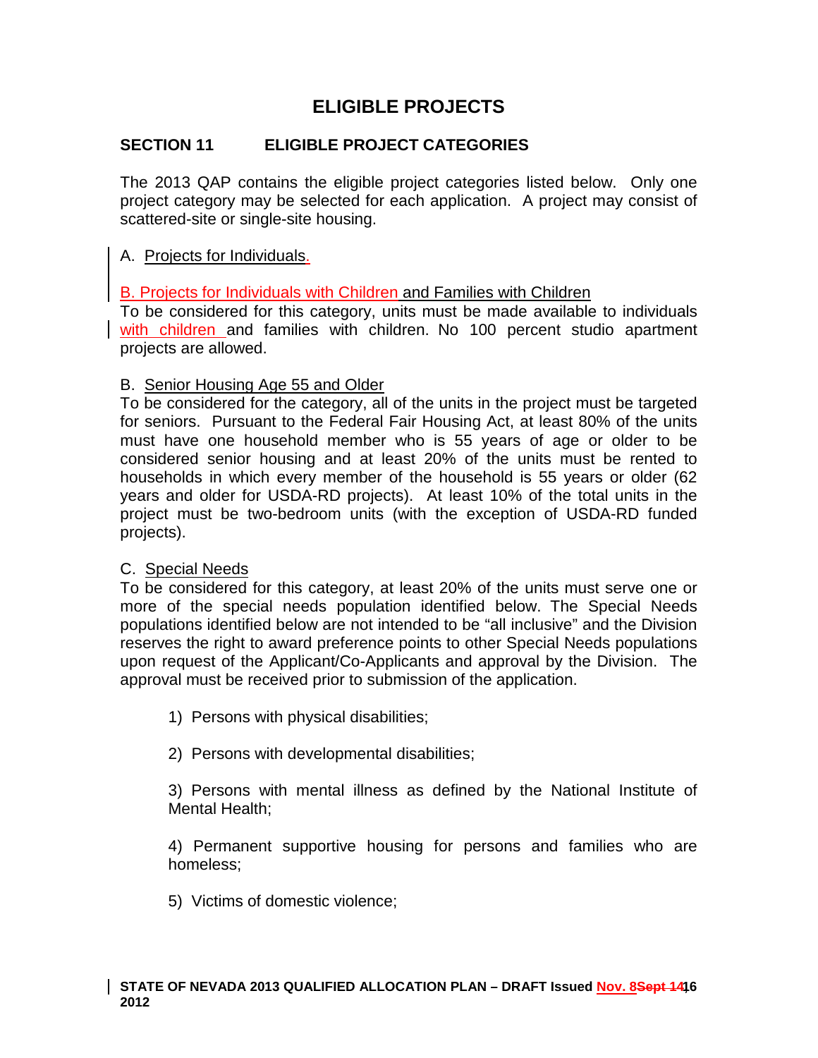# ELIGIBLE PROJECTS

## SECTION 11 ELIGIBLE PROJECT CATEGORIES

The 2013 QAP contains the eligible project categories listed below. Only one project category may be selected for each application. A project may consist of scattered-site or single-site housing.

A. Projects for Individuals.

B. Projects for Individuals with Children and Families with Children

To be considered for this category, units must be made available to individuals with children and families with children. No 100 percent studio apartment projects are allowed.

B. Senior Housing Age 55 and Older

To be considered for the category, all of the units in the project must be targeted for seniors. Pursuant to the Federal Fair Housing Act, at least 80% of the units must have one household member who is 55 years of age or older to be considered senior housing and at least 20% of the units must be rented to households in which every member of the household is 55 years or older (62 years and older for USDA-RD projects). At least 10% of the total units in the project must be two-bedroom units (with the exception of USDA-RD funded projects).

C. Special Needs

To be considered for this category, at least 20% of the units must serve one or more of the special needs population identified below. The Special Needs populations identified below are not intended to be "all inclusive" and the Division reserves the right to award preference points to other Special Needs populations upon request of the Applicant/Co-Applicants and approval by the Division. The approval must be received prior to submission of the application.

1) Persons with physical disabilities;

2) Persons with developmental disabilities;

3) Persons with mental illness as defined by the National Institute of Mental Health;

4) Permanent supportive housing for persons and families who are homeless;

5) Victims of domestic violence;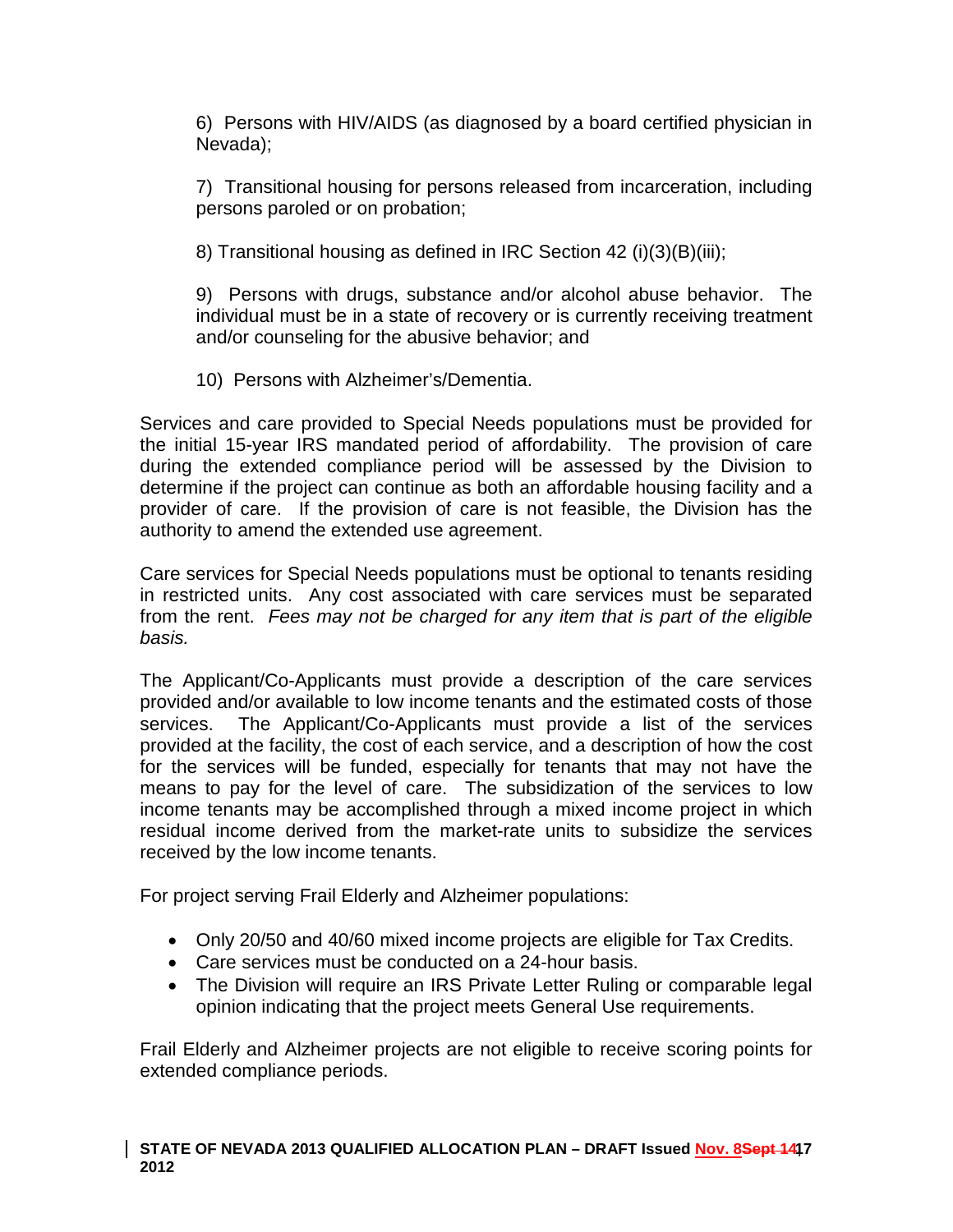6) Persons with HIV/AIDS (as diagnosed by a board certified physician in Nevada);

7) Transitional housing for persons released from incarceration, including persons paroled or on probation;

8) Transitional housing as defined in IRC Section 42 (i)(3)(B)(iii);

9) Persons with drugs, substance and/or alcohol abuse behavior. The individual must be in a state of recovery or is currently receiving treatment and/or counseling for the abusive behavior; and

10) Persons with Alzheimer's/Dementia.

Services and care provided to Special Needs populations must be provided for the initial 15-year IRS mandated period of affordability. The provision of care during the extended compliance period will be assessed by the Division to determine if the project can continue as both an affordable housing facility and a provider of care. If the provision of care is not feasible, the Division has the authority to amend the extended use agreement.

Care services for Special Needs populations must be optional to tenants residing in restricted units. Any cost associated with care services must be separated from the rent. *Fees may not be charged for any item that is part of the eligible basis.*

The Applicant/Co-Applicants must provide a description of the care services provided and/or available to low income tenants and the estimated costs of those services. The Applicant/Co-Applicants must provide a list of the services provided at the facility, the cost of each service, and a description of how the cost for the services will be funded, especially for tenants that may not have the means to pay for the level of care. The subsidization of the services to low income tenants may be accomplished through a mixed income project in which residual income derived from the market-rate units to subsidize the services received by the low income tenants.

For project serving Frail Elderly and Alzheimer populations:

- Only 20/50 and 40/60 mixed income projects are eligible for Tax Credits.
- Care services must be conducted on a 24-hour basis.
- The Division will require an IRS Private Letter Ruling or comparable legal opinion indicating that the project meets General Use requirements.

Frail Elderly and Alzheimer projects are not eligible to receive scoring points for extended compliance periods.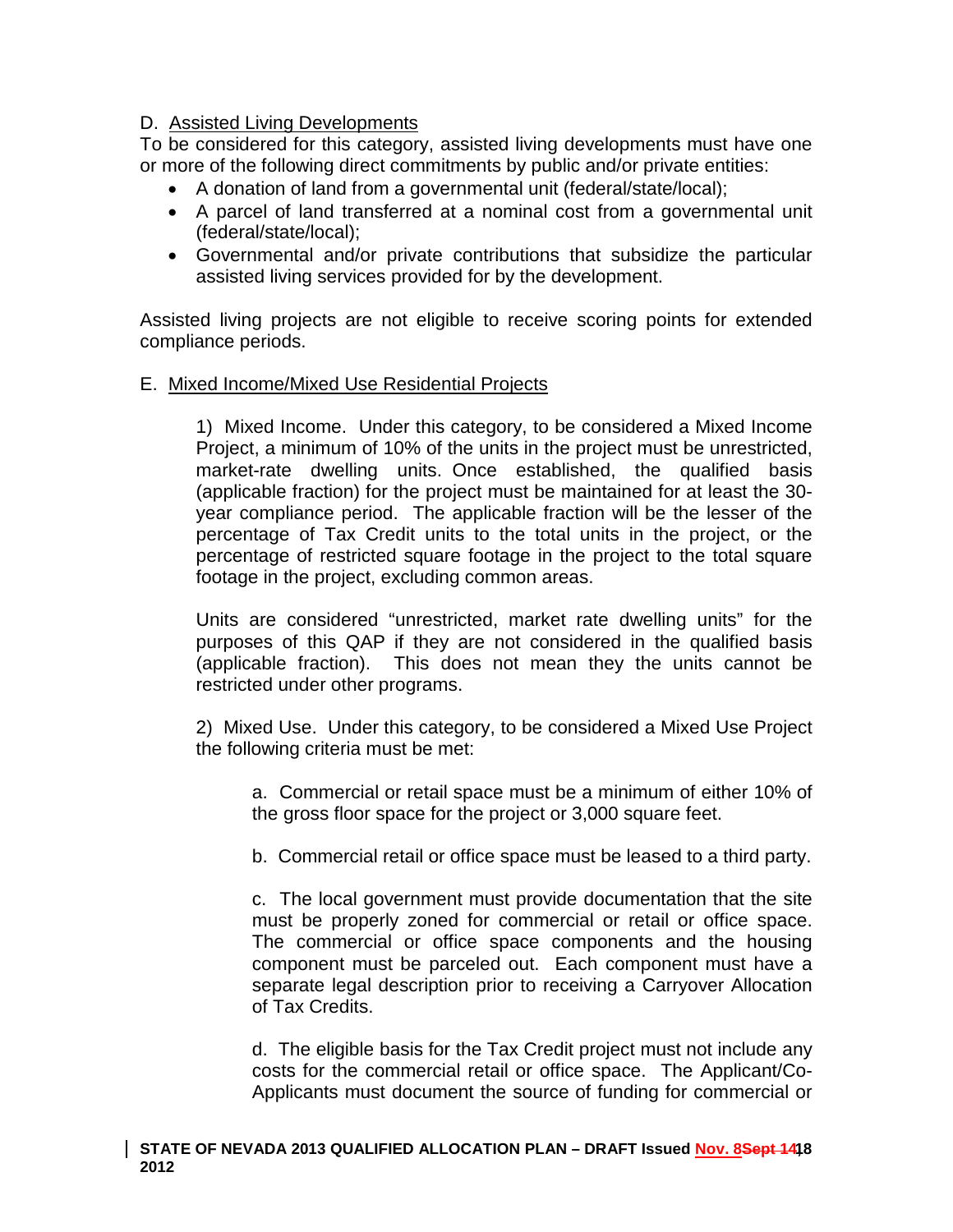D. Assisted Living Developments

To be considered for this category, assisted living developments must have one or more of the following direct commitments by public and/or private entities:

- A donation of land from a governmental unit (federal/state/local);
- A parcel of land transferred at a nominal cost from a governmental unit (federal/state/local);
- Governmental and/or private contributions that subsidize the particular assisted living services provided for by the development.

Assisted living projects are not eligible to receive scoring points for extended compliance periods.

E. Mixed Income/Mixed Use Residential Projects

1) Mixed Income. Under this category, to be considered a Mixed Income Project, a minimum of 10% of the units in the project must be unrestricted, market-rate dwelling units. Once established, the qualified basis (applicable fraction) for the project must be maintained for at least the 30-year compliance period. The applicable fraction will be the lesser of the percentage of Tax Credit units to the total units in the project, or the percentage of restricted square footage in the project to the total square footage in the project, excluding common areas.

Units are considered "unrestricted, market rate dwelling units" for the purposes of this QAP if they are not considered in the qualified basis (applicable fraction). This does not mean they the units cannot be restricted under other programs.

2) Mixed Use. Under this category, to be considered a Mixed Use Project the following criteria must be met:

a. Commercial or retail space must be a minimum of either 10% of the gross floor space for the project or 3,000 square feet.

b. Commercial retail or office space must be leased to a third party.

c. The local government must provide documentation that the site must be properly zoned for commercial or retail or office space. The commercial or office space components and the housing component must be parceled out. Each component must have a separate legal description prior to receiving a Carryover Allocation of Tax Credits.

d. The eligible basis for the Tax Credit project must not include any costs for the commercial retail or office space. The Applicant/Co-Applicants must document the source of funding for commercial or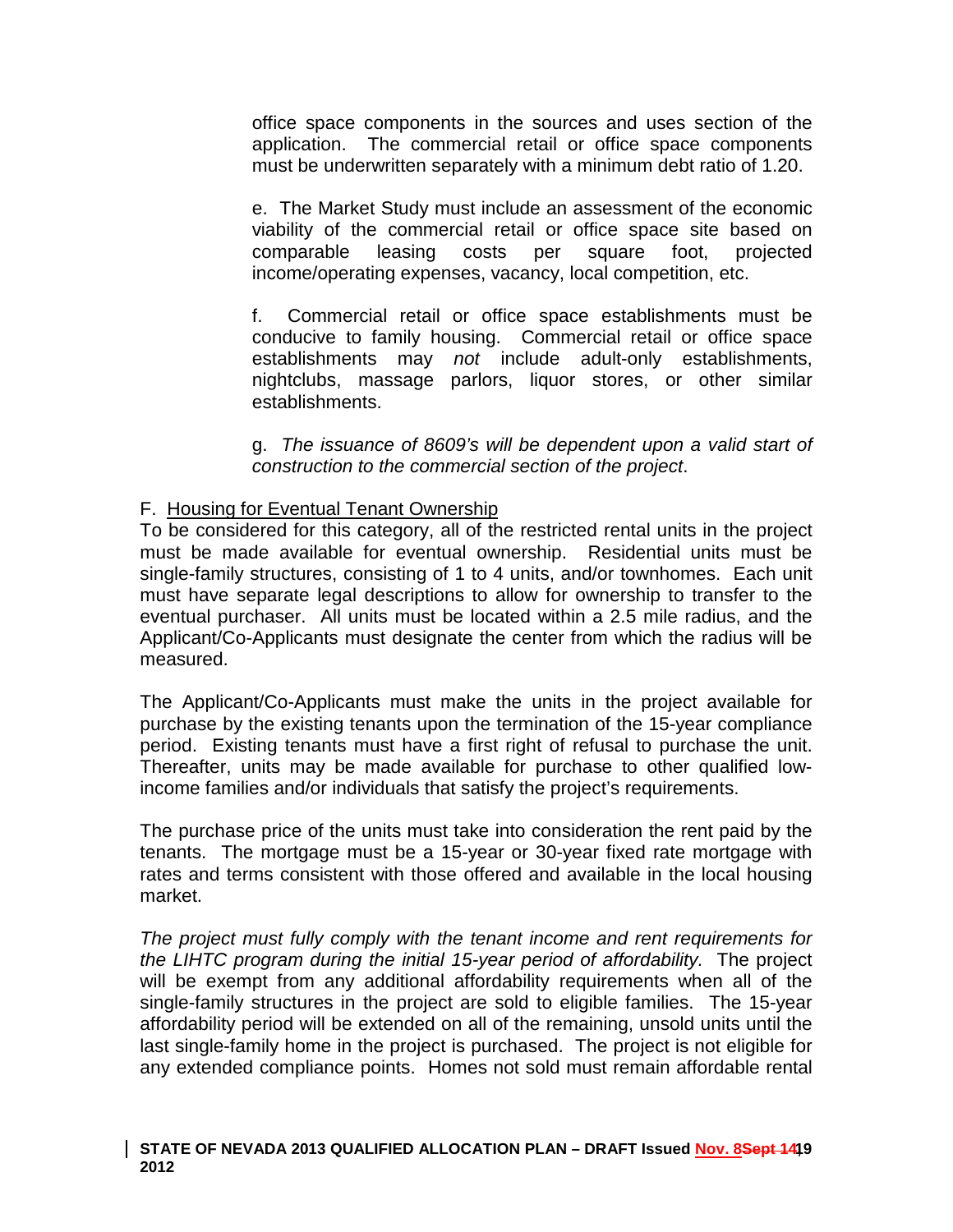office space components in the sources and uses section of the application. The commercial retail or office space components must be underwritten separately with a minimum debt ratio of 1.20.

e. The Market Study must include an assessment of the economic viability of the commercial retail or office space site based on comparable leasing costs per square foot, projected income/operating expenses, vacancy, local competition, etc.

f. Commercial retail or office space establishments must be conducive to family housing. Commercial retail or office space establishments may *not* include adult-only establishments, nightclubs, massage parlors, liquor stores, or other similar establishments.

g. *The issuance of 8609's will be dependent upon a valid start of construction to the commercial section of the project*.

F. Housing for Eventual Tenant Ownership

To be considered for this category, all of the restricted rental units in the project must be made available for eventual ownership. Residential units must be single-family structures, consisting of 1 to 4 units, and/or townhomes. Each unit must have separate legal descriptions to allow for ownership to transfer to the eventual purchaser. All units must be located within a 2.5 mile radius, and the Applicant/Co-Applicants must designate the center from which the radius will be measured.

The Applicant/Co-Applicants must make the units in the project available for purchase by the existing tenants upon the termination of the 15-year compliance period. Existing tenants must have a first right of refusal to purchase the unit. Thereafter, units may be made available for purchase to other qualified low-income families and/or individuals that satisfy the project's requirements.

The purchase price of the units must take into consideration the rent paid by the tenants. The mortgage must be a 15-year or 30-year fixed rate mortgage with rates and terms consistent with those offered and available in the local housing market.

*The project must fully comply with the tenant income and rent requirements for the LIHTC program during the initial 15-year period of affordability.* The project will be exempt from any additional affordability requirements when all of the single-family structures in the project are sold to eligible families. The 15-year affordability period will be extended on all of the remaining, unsold units until the last single-family home in the project is purchased. The project is not eligible for any extended compliance points. Homes not sold must remain affordable rental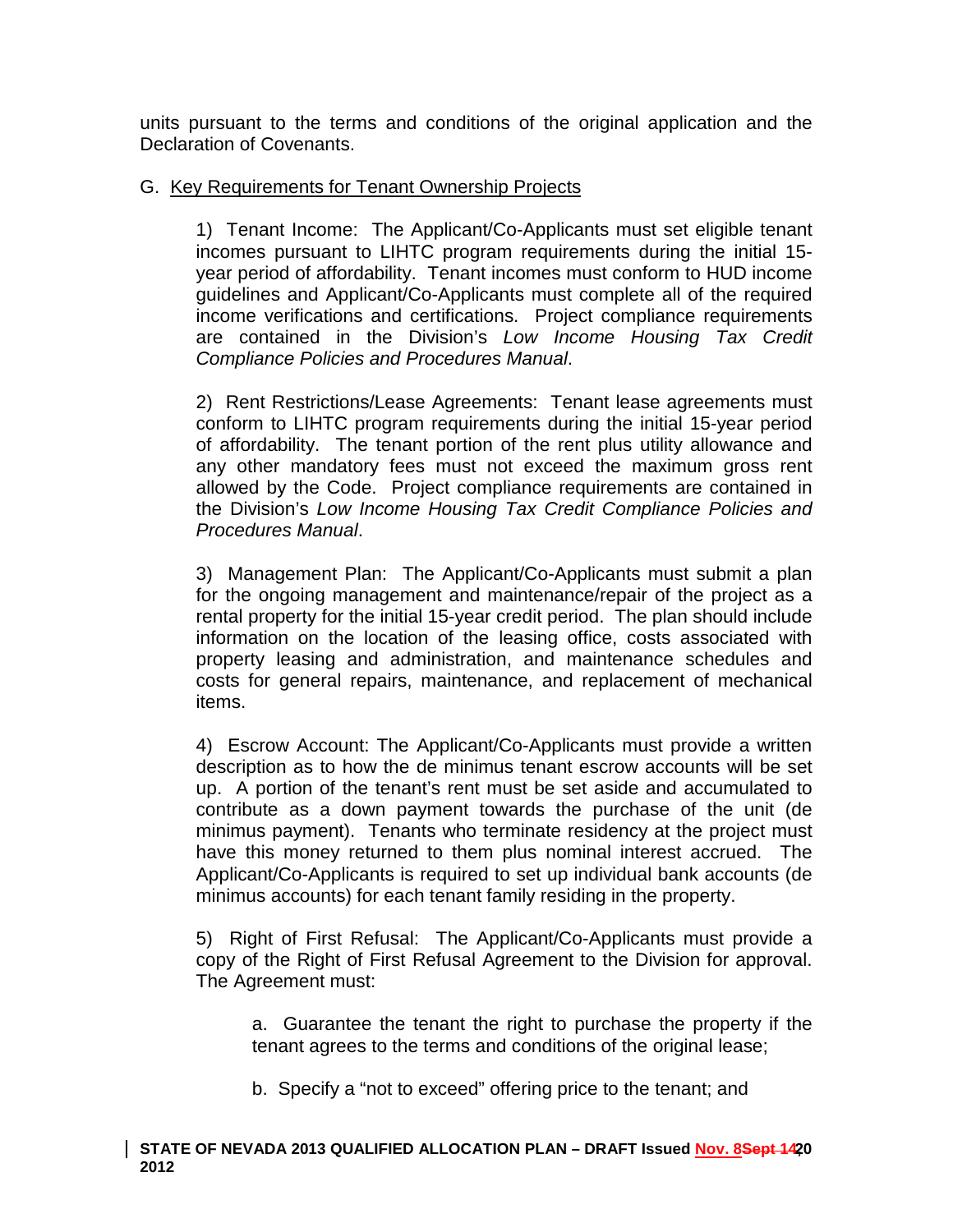units pursuant to the terms and conditions of the original application and the Declaration of Covenants.

G. Key Requirements for Tenant Ownership Projects

1) Tenant Income: The Applicant/Co-Applicants must set eligible tenant incomes pursuant to LIHTC program requirements during the initial 15-year period of affordability. Tenant incomes must conform to HUD income guidelines and Applicant/Co-Applicants must complete all of the required income verifications and certifications. Project compliance requirements are contained in the Division's *Low Income Housing Tax Credit Compliance Policies and Procedures Manual*.

2) Rent Restrictions/Lease Agreements: Tenant lease agreements must conform to LIHTC program requirements during the initial 15-year period of affordability. The tenant portion of the rent plus utility allowance and any other mandatory fees must not exceed the maximum gross rent allowed by the Code. Project compliance requirements are contained in the Division's *Low Income Housing Tax Credit Compliance Policies and Procedures Manual*.

3) Management Plan: The Applicant/Co-Applicants must submit a plan for the ongoing management and maintenance/repair of the project as a rental property for the initial 15-year credit period. The plan should include information on the location of the leasing office, costs associated with property leasing and administration, and maintenance schedules and costs for general repairs, maintenance, and replacement of mechanical items.

4) Escrow Account: The Applicant/Co-Applicants must provide a written description as to how the de minimus tenant escrow accounts will be set up. A portion of the tenant's rent must be set aside and accumulated to contribute as a down payment towards the purchase of the unit (de minimus payment). Tenants who terminate residency at the project must have this money returned to them plus nominal interest accrued. The Applicant/Co-Applicants is required to set up individual bank accounts (de minimus accounts) for each tenant family residing in the property.

5) Right of First Refusal: The Applicant/Co-Applicants must provide a copy of the Right of First Refusal Agreement to the Division for approval. The Agreement must:

a. Guarantee the tenant the right to purchase the property if the tenant agrees to the terms and conditions of the original lease;

b. Specify a "not to exceed" offering price to the tenant; and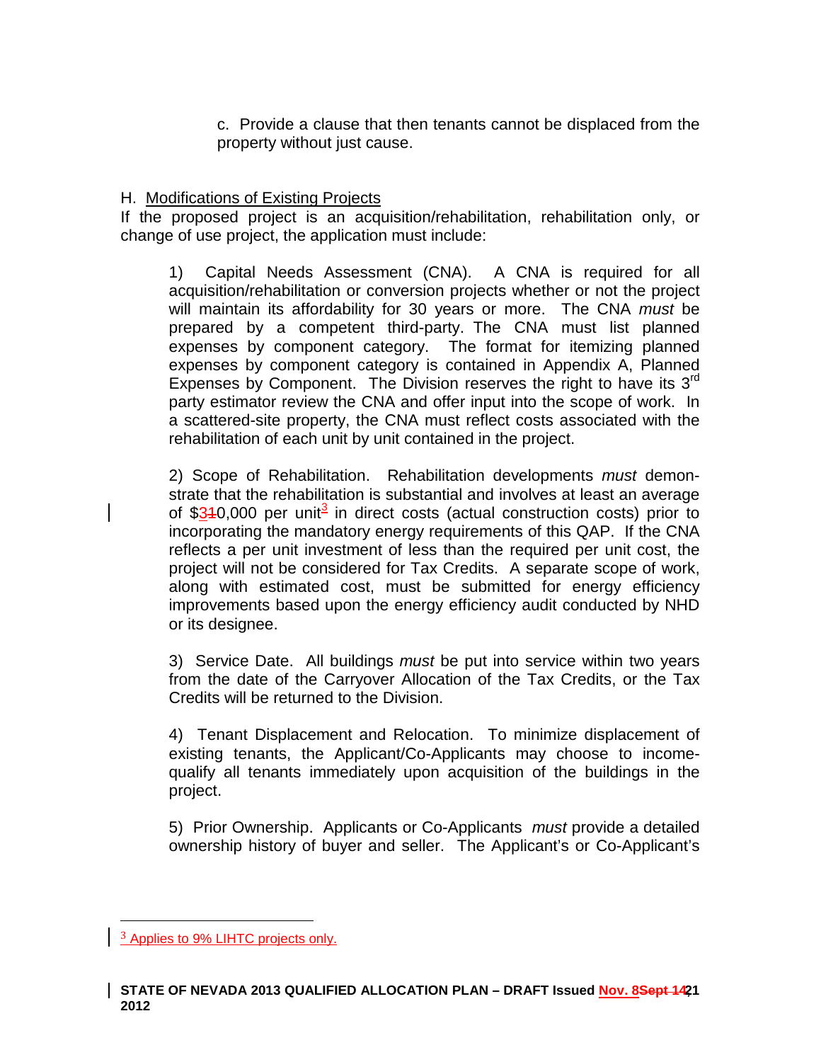c. Provide a clause that then tenants cannot be displaced from the property without just cause.

H. Modifications of Existing Projects

If the proposed project is an acquisition/rehabilitation, rehabilitation only, or change of use project, the application must include:

1) Capital Needs Assessment (CNA). A CNA is required for all acquisition/rehabilitation or conversion projects whether or not the project will maintain its affordability for 30 years or more. The CNA *must* be prepared by a competent third-party. The CNA must list planned expenses by component category. The format for itemizing planned expenses by component category is contained in Appendix A, Planned Expenses by Component. The Division reserves the right to have its 3rd party estimator review the CNA and offer input into the scope of work. In a scattered-site property, the CNA must reflect costs associated with the rehabilitation of each unit by unit contained in the project.

2) Scope of Rehabilitation. Rehabilitation developments *must* demonstrate that the rehabilitation is substantial and involves at least an average of $310,000 per unit[3] in direct costs (actual construction costs) prior to incorporating the mandatory energy requirements of this QAP. If the CNA reflects a per unit investment of less than the required per unit cost, the project will not be considered for Tax Credits. A separate scope of work, along with estimated cost, must be submitted for energy efficiency improvements based upon the energy efficiency audit conducted by NHD or its designee.

3) Service Date. All buildings *must* be put into service within two years from the date of the Carryover Allocation of the Tax Credits, or the Tax Credits will be returned to the Division.

4) Tenant Displacement and Relocation. To minimize displacement of existing tenants, the Applicant/Co-Applicants may choose to income-qualify all tenants immediately upon acquisition of the buildings in the project.

5) Prior Ownership. Applicants or Co-Applicants *must* provide a detailed ownership history of buyer and seller. The Applicant's or Co-Applicant's

[3] Applies to 9% LIHTC projects only.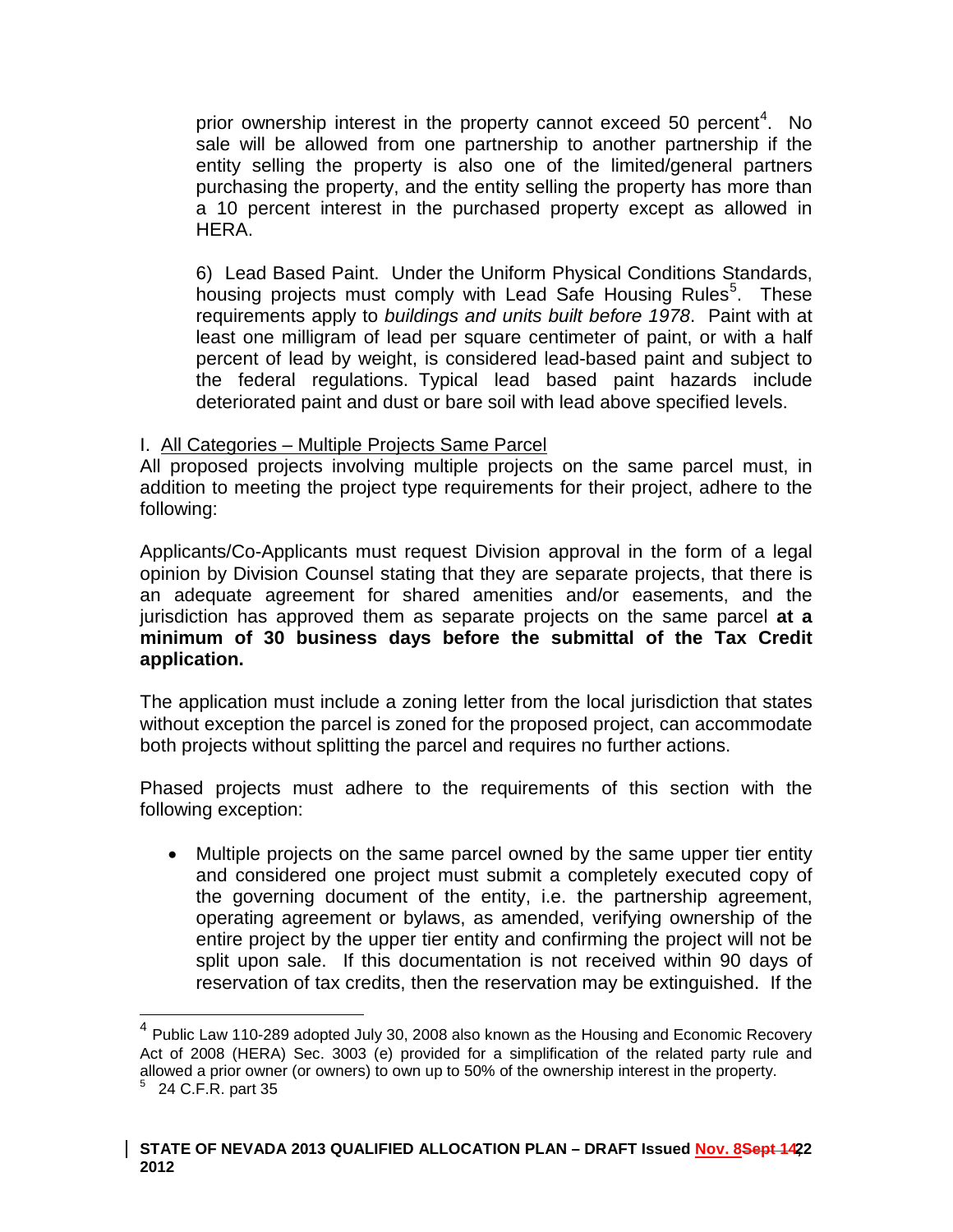prior ownership interest in the property cannot exceed 50 percent[4]. No sale will be allowed from one partnership to another partnership if the entity selling the property is also one of the limited/general partners purchasing the property, and the entity selling the property has more than a 10 percent interest in the purchased property except as allowed in HERA.

6) Lead Based Paint. Under the Uniform Physical Conditions Standards, housing projects must comply with Lead Safe Housing Rules[5]. These requirements apply to *buildings and units built before 1978*. Paint with at least one milligram of lead per square centimeter of paint, or with a half percent of lead by weight, is considered lead-based paint and subject to the federal regulations. Typical lead based paint hazards include deteriorated paint and dust or bare soil with lead above specified levels.

I. <u>All Categories – Multiple Projects Same Parcel</u>

All proposed projects involving multiple projects on the same parcel must, in addition to meeting the project type requirements for their project, adhere to the following:

Applicants/Co-Applicants must request Division approval in the form of a legal opinion by Division Counsel stating that they are separate projects, that there is an adequate agreement for shared amenities and/or easements, and the jurisdiction has approved them as separate projects on the same parcel **at a minimum of 30 business days before the submittal of the Tax Credit application.**

The application must include a zoning letter from the local jurisdiction that states without exception the parcel is zoned for the proposed project, can accommodate both projects without splitting the parcel and requires no further actions.

Phased projects must adhere to the requirements of this section with the following exception:

- Multiple projects on the same parcel owned by the same upper tier entity and considered one project must submit a completely executed copy of the governing document of the entity, i.e. the partnership agreement, operating agreement or bylaws, as amended, verifying ownership of the entire project by the upper tier entity and confirming the project will not be split upon sale. If this documentation is not received within 90 days of reservation of tax credits, then the reservation may be extinguished. If the

---

[4] Public Law 110-289 adopted July 30, 2008 also known as the Housing and Economic Recovery Act of 2008 (HERA) Sec. 3003 (e) provided for a simplification of the related party rule and allowed a prior owner (or owners) to own up to 50% of the ownership interest in the property.

[5] 24 C.F.R. part 35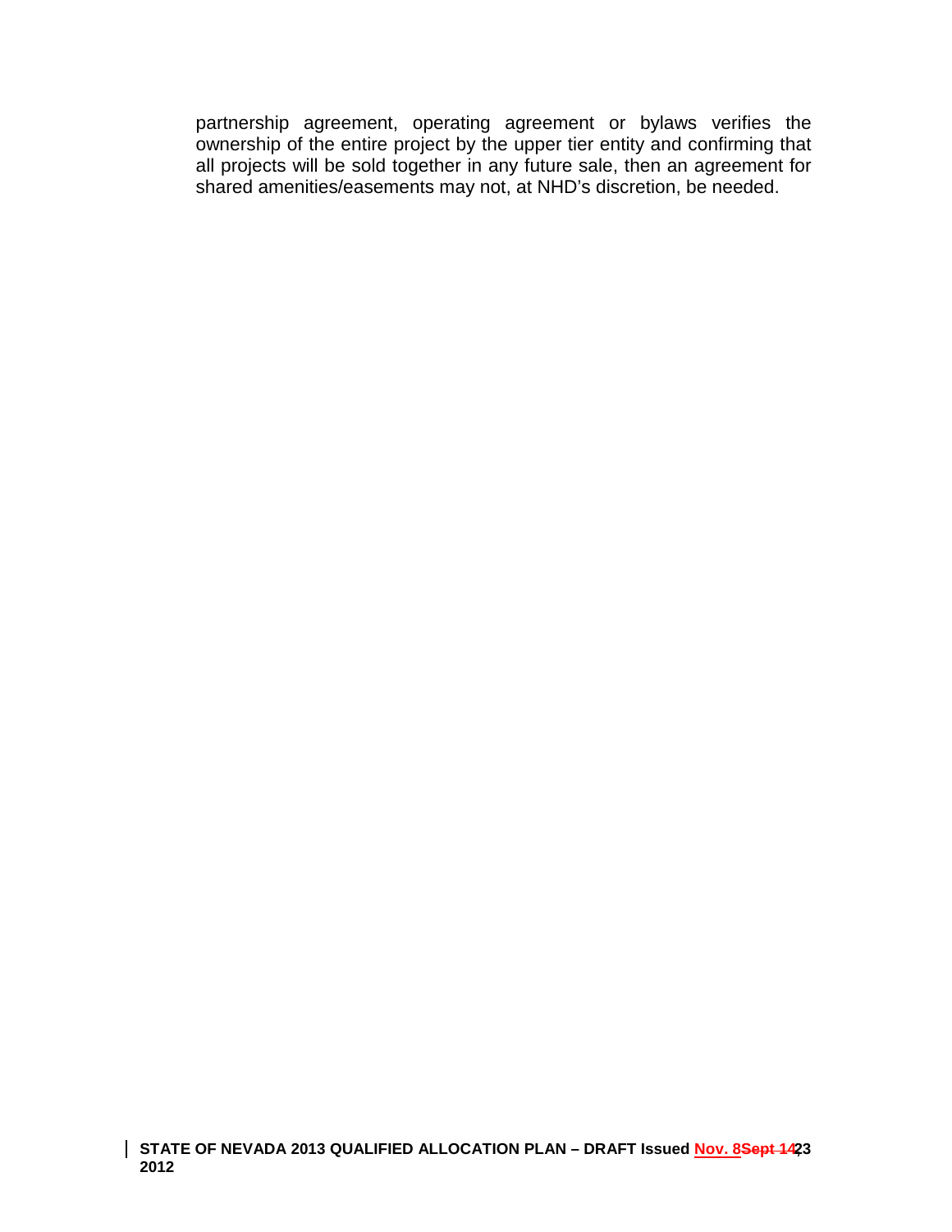partnership agreement, operating agreement or bylaws verifies the ownership of the entire project by the upper tier entity and confirming that all projects will be sold together in any future sale, then an agreement for shared amenities/easements may not, at NHD's discretion, be needed.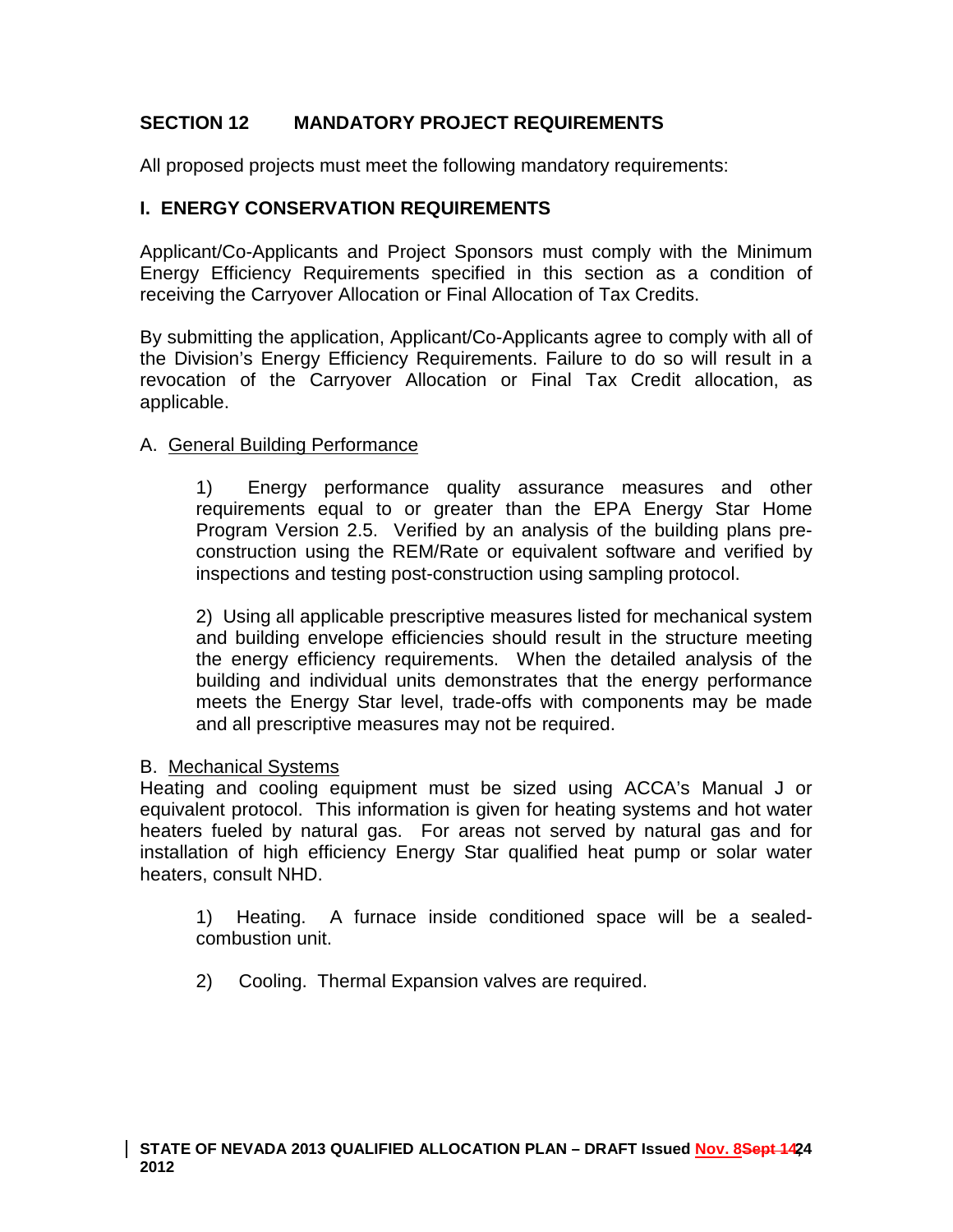## SECTION 12 MANDATORY PROJECT REQUIREMENTS

All proposed projects must meet the following mandatory requirements:

### I. ENERGY CONSERVATION REQUIREMENTS

Applicant/Co-Applicants and Project Sponsors must comply with the Minimum Energy Efficiency Requirements specified in this section as a condition of receiving the Carryover Allocation or Final Allocation of Tax Credits.

By submitting the application, Applicant/Co-Applicants agree to comply with all of the Division's Energy Efficiency Requirements. Failure to do so will result in a revocation of the Carryover Allocation or Final Tax Credit allocation, as applicable.

A. General Building Performance

1) Energy performance quality assurance measures and other requirements equal to or greater than the EPA Energy Star Home Program Version 2.5. Verified by an analysis of the building plans pre-construction using the REM/Rate or equivalent software and verified by inspections and testing post-construction using sampling protocol.

2) Using all applicable prescriptive measures listed for mechanical system and building envelope efficiencies should result in the structure meeting the energy efficiency requirements. When the detailed analysis of the building and individual units demonstrates that the energy performance meets the Energy Star level, trade-offs with components may be made and all prescriptive measures may not be required.

B. Mechanical Systems

Heating and cooling equipment must be sized using ACCA's Manual J or equivalent protocol. This information is given for heating systems and hot water heaters fueled by natural gas. For areas not served by natural gas and for installation of high efficiency Energy Star qualified heat pump or solar water heaters, consult NHD.

1) Heating. A furnace inside conditioned space will be a sealed-combustion unit.

2) Cooling. Thermal Expansion valves are required.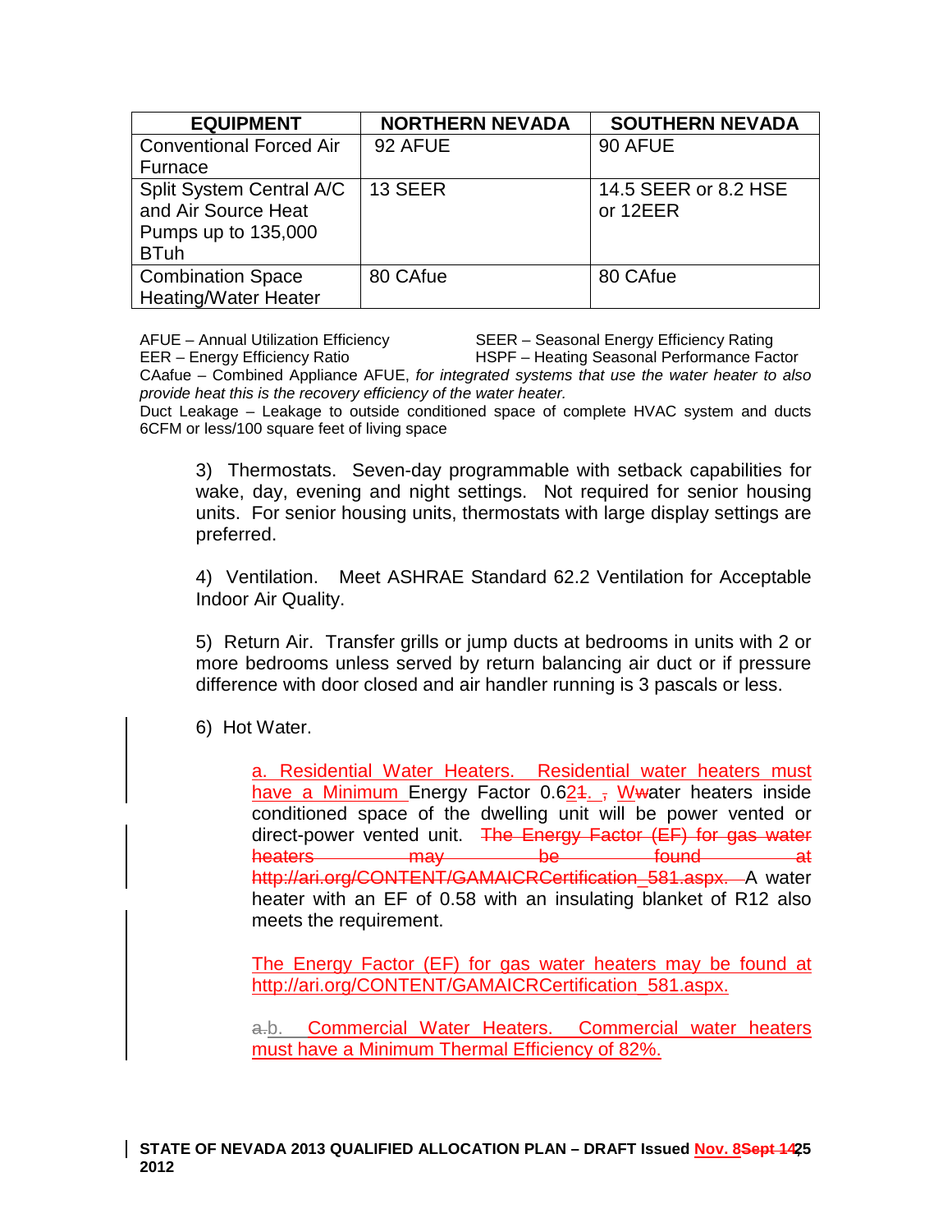| EQUIPMENT | NORTHERN NEVADA | SOUTHERN NEVADA |
|---|---|---|
| Conventional Forced Air Furnace | 92 AFUE | 90 AFUE |
| Split System Central A/C and Air Source Heat Pumps up to 135,000 BTuh | 13 SEER | 14.5 SEER or 8.2 HSE or 12EER |
| Combination Space Heating/Water Heater | 80 CAfue | 80 CAfue |

AFUE – Annual Utilization Efficiency
SEER – Seasonal Energy Efficiency Rating
EER – Energy Efficiency Ratio
HSPF – Heating Seasonal Performance Factor
CAafue – Combined Appliance AFUE, *for integrated systems that use the water heater to also provide heat this is the recovery efficiency of the water heater.*
Duct Leakage – Leakage to outside conditioned space of complete HVAC system and ducts 6CFM or less/100 square feet of living space

3) Thermostats. Seven-day programmable with setback capabilities for wake, day, evening and night settings. Not required for senior housing units. For senior housing units, thermostats with large display settings are preferred.

4) Ventilation. Meet ASHRAE Standard 62.2 Ventilation for Acceptable Indoor Air Quality.

5) Return Air. Transfer grills or jump ducts at bedrooms in units with 2 or more bedrooms unless served by return balancing air duct or if pressure difference with door closed and air handler running is 3 pascals or less.

6) Hot Water.

a. Residential Water Heaters. Residential water heaters must have a Minimum Energy Factor 0.62~~1~~. ~~,~~ W~~w~~ater heaters inside conditioned space of the dwelling unit will be power vented or direct-power vented unit. ~~The Energy Factor (EF) for gas water heaters may be found at http://ari.org/CONTENT/GAMAICRCertification_581.aspx.~~ A water heater with an EF of 0.58 with an insulating blanket of R12 also meets the requirement.

The Energy Factor (EF) for gas water heaters may be found at http://ari.org/CONTENT/GAMAICRCertification_581.aspx.

~~a.~~b. Commercial Water Heaters. Commercial water heaters must have a Minimum Thermal Efficiency of 82%.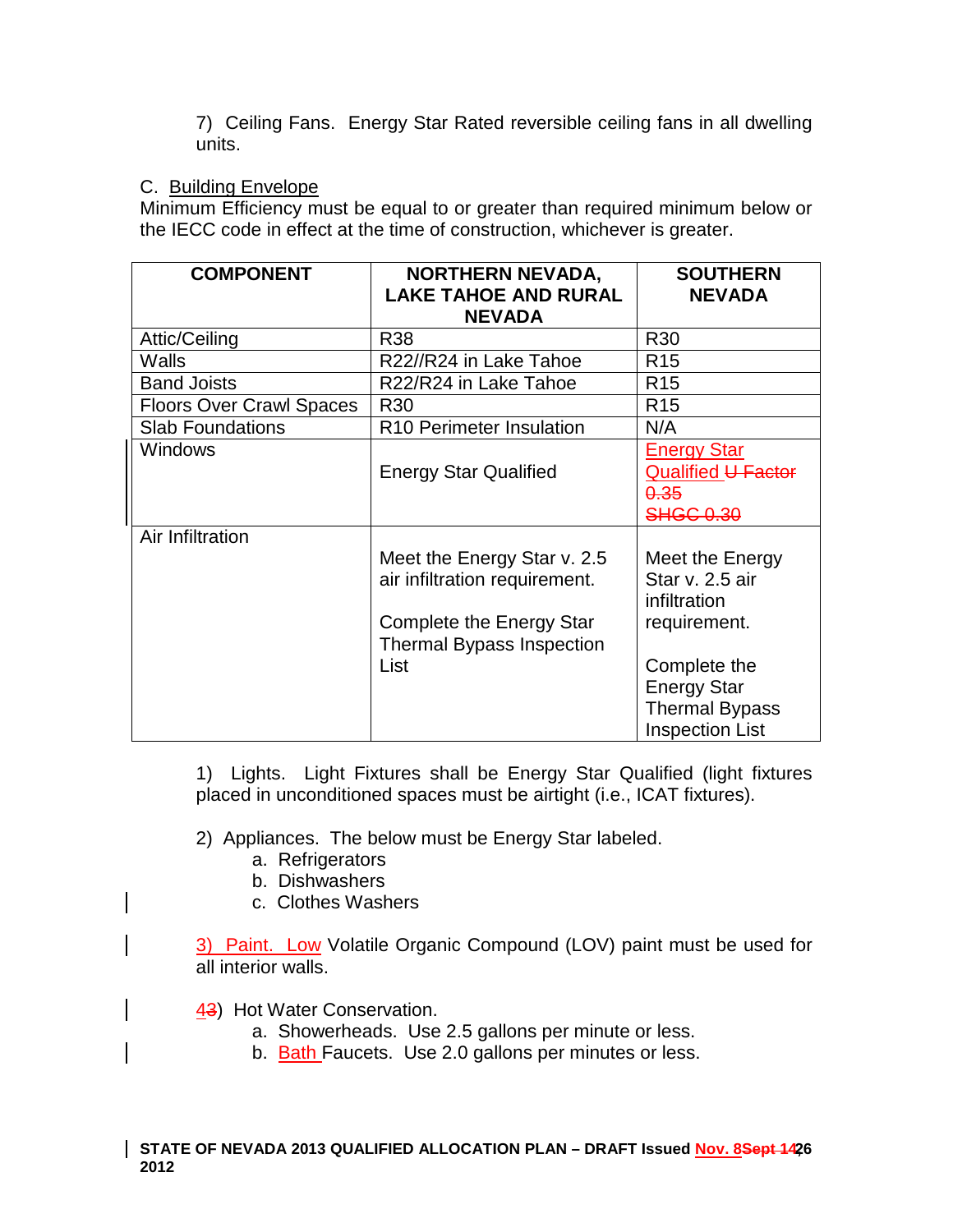7) Ceiling Fans. Energy Star Rated reversible ceiling fans in all dwelling units.

C. Building Envelope

Minimum Efficiency must be equal to or greater than required minimum below or the IECC code in effect at the time of construction, whichever is greater.

| COMPONENT | NORTHERN NEVADA, LAKE TAHOE AND RURAL NEVADA | SOUTHERN NEVADA |
|---|---|---|
| Attic/Ceiling | R38 | R30 |
| Walls | R22//R24 in Lake Tahoe | R15 |
| Band Joists | R22/R24 in Lake Tahoe | R15 |
| Floors Over Crawl Spaces | R30 | R15 |
| Slab Foundations | R10 Perimeter Insulation | N/A |
| Windows | Energy Star Qualified | Energy Star Qualified ~~U Factor 0.35 SHGC 0.30~~ |
| Air Infiltration | Meet the Energy Star v. 2.5 air infiltration requirement.<br><br>Complete the Energy Star Thermal Bypass Inspection List | Meet the Energy Star v. 2.5 air infiltration requirement.<br><br>Complete the Energy Star Thermal Bypass Inspection List |

1) Lights. Light Fixtures shall be Energy Star Qualified (light fixtures placed in unconditioned spaces must be airtight (i.e., ICAT fixtures).

2) Appliances. The below must be Energy Star labeled.

a. Refrigerators
b. Dishwashers
c. Clothes Washers

3) Paint. Low Volatile Organic Compound (LOV) paint must be used for all interior walls.

4~~3~~) Hot Water Conservation.

a. Showerheads. Use 2.5 gallons per minute or less.
b. Bath Faucets. Use 2.0 gallons per minutes or less.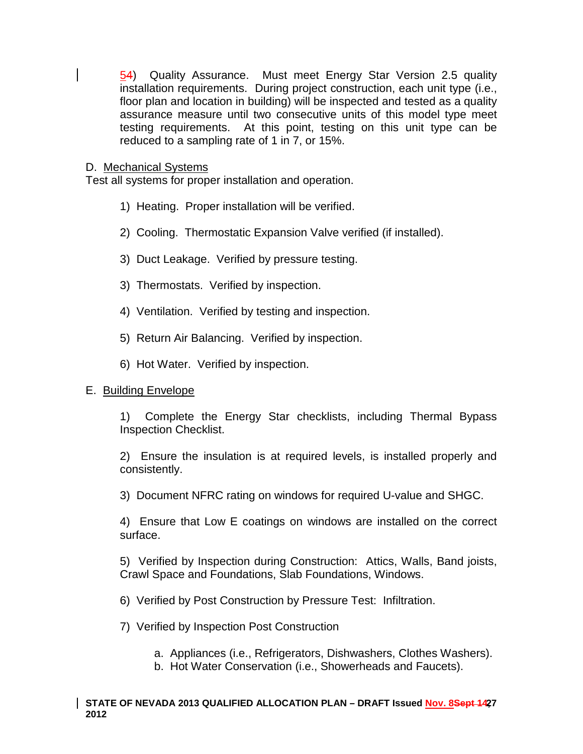54) Quality Assurance. Must meet Energy Star Version 2.5 quality installation requirements. During project construction, each unit type (i.e., floor plan and location in building) will be inspected and tested as a quality assurance measure until two consecutive units of this model type meet testing requirements. At this point, testing on this unit type can be reduced to a sampling rate of 1 in 7, or 15%.

D. Mechanical Systems

Test all systems for proper installation and operation.

1) Heating. Proper installation will be verified.

2) Cooling. Thermostatic Expansion Valve verified (if installed).

3) Duct Leakage. Verified by pressure testing.

3) Thermostats. Verified by inspection.

4) Ventilation. Verified by testing and inspection.

5) Return Air Balancing. Verified by inspection.

6) Hot Water. Verified by inspection.

E. Building Envelope

1) Complete the Energy Star checklists, including Thermal Bypass Inspection Checklist.

2) Ensure the insulation is at required levels, is installed properly and consistently.

3) Document NFRC rating on windows for required U-value and SHGC.

4) Ensure that Low E coatings on windows are installed on the correct surface.

5) Verified by Inspection during Construction: Attics, Walls, Band joists, Crawl Space and Foundations, Slab Foundations, Windows.

6) Verified by Post Construction by Pressure Test: Infiltration.

7) Verified by Inspection Post Construction

a. Appliances (i.e., Refrigerators, Dishwashers, Clothes Washers).
b. Hot Water Conservation (i.e., Showerheads and Faucets).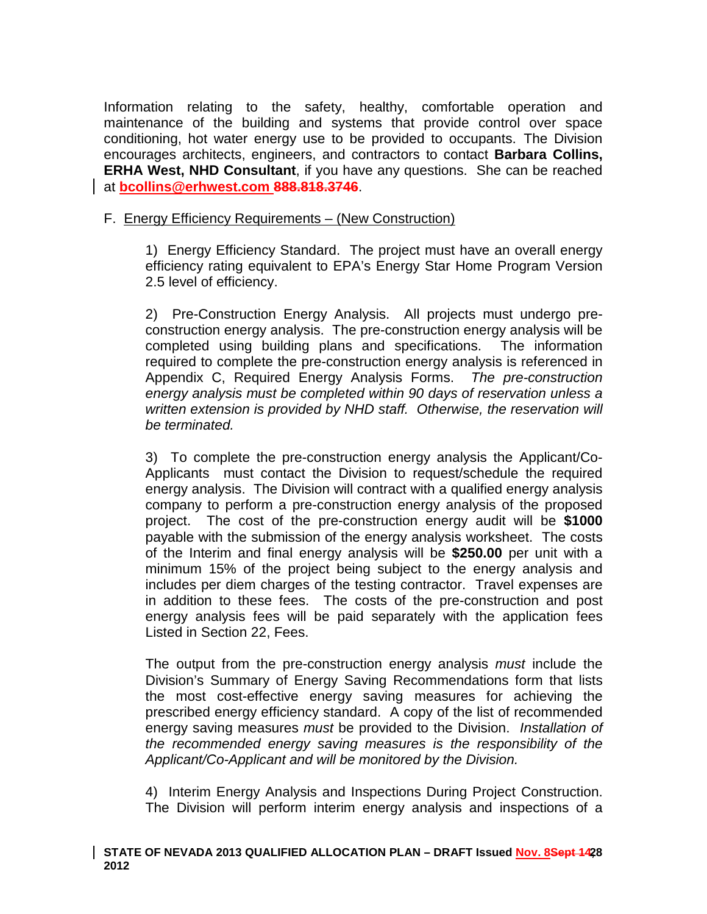Information relating to the safety, healthy, comfortable operation and maintenance of the building and systems that provide control over space conditioning, hot water energy use to be provided to occupants. The Division encourages architects, engineers, and contractors to contact **Barbara Collins, ERHA West, NHD Consultant**, if you have any questions. She can be reached at **bcollins@erhwest.com** ~~**888.818.3746**~~.

F. Energy Efficiency Requirements – (New Construction)

1) Energy Efficiency Standard. The project must have an overall energy efficiency rating equivalent to EPA's Energy Star Home Program Version 2.5 level of efficiency.

2) Pre-Construction Energy Analysis. All projects must undergo pre-construction energy analysis. The pre-construction energy analysis will be completed using building plans and specifications. The information required to complete the pre-construction energy analysis is referenced in Appendix C, Required Energy Analysis Forms. *The pre-construction energy analysis must be completed within 90 days of reservation unless a written extension is provided by NHD staff. Otherwise, the reservation will be terminated.*

3) To complete the pre-construction energy analysis the Applicant/Co-Applicants must contact the Division to request/schedule the required energy analysis. The Division will contract with a qualified energy analysis company to perform a pre-construction energy analysis of the proposed project. The cost of the pre-construction energy audit will be **$1000** payable with the submission of the energy analysis worksheet. The costs of the Interim and final energy analysis will be **$250.00** per unit with a minimum 15% of the project being subject to the energy analysis and includes per diem charges of the testing contractor. Travel expenses are in addition to these fees. The costs of the pre-construction and post energy analysis fees will be paid separately with the application fees Listed in Section 22, Fees.

The output from the pre-construction energy analysis *must* include the Division's Summary of Energy Saving Recommendations form that lists the most cost-effective energy saving measures for achieving the prescribed energy efficiency standard. A copy of the list of recommended energy saving measures *must* be provided to the Division. *Installation of the recommended energy saving measures is the responsibility of the Applicant/Co-Applicant and will be monitored by the Division.*

4) Interim Energy Analysis and Inspections During Project Construction. The Division will perform interim energy analysis and inspections of a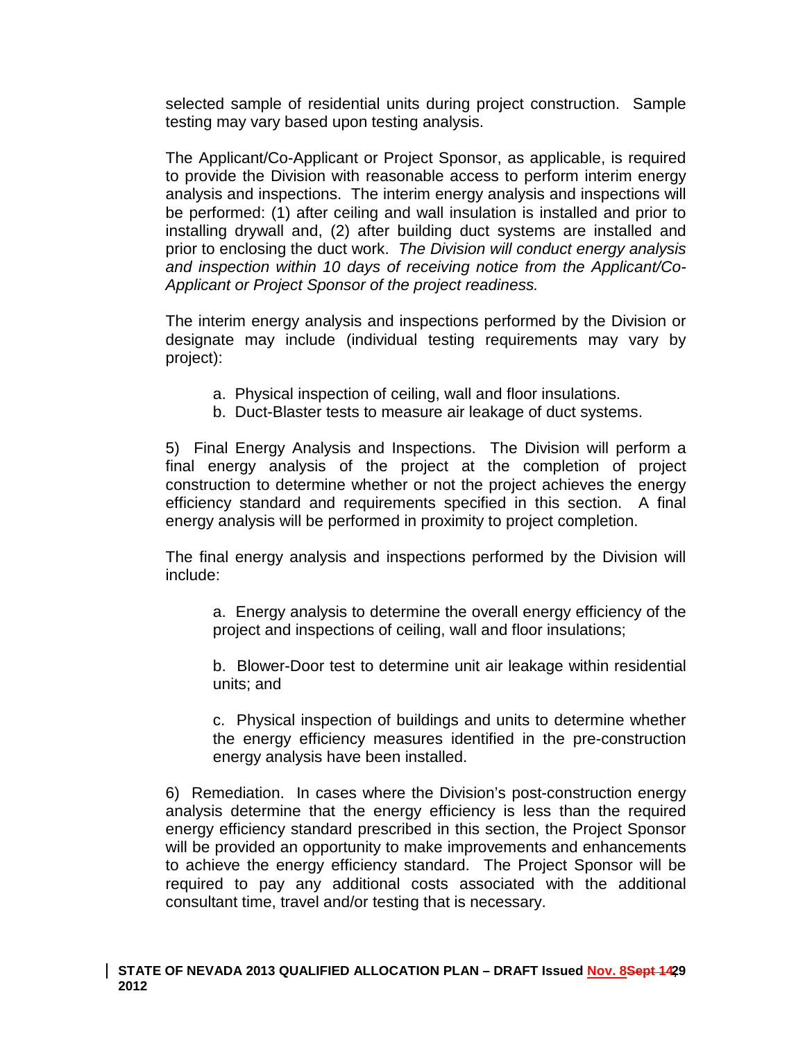selected sample of residential units during project construction. Sample testing may vary based upon testing analysis.

The Applicant/Co-Applicant or Project Sponsor, as applicable, is required to provide the Division with reasonable access to perform interim energy analysis and inspections. The interim energy analysis and inspections will be performed: (1) after ceiling and wall insulation is installed and prior to installing drywall and, (2) after building duct systems are installed and prior to enclosing the duct work. *The Division will conduct energy analysis and inspection within 10 days of receiving notice from the Applicant/Co-Applicant or Project Sponsor of the project readiness.*

The interim energy analysis and inspections performed by the Division or designate may include (individual testing requirements may vary by project):

a. Physical inspection of ceiling, wall and floor insulations.
b. Duct-Blaster tests to measure air leakage of duct systems.

5) Final Energy Analysis and Inspections. The Division will perform a final energy analysis of the project at the completion of project construction to determine whether or not the project achieves the energy efficiency standard and requirements specified in this section. A final energy analysis will be performed in proximity to project completion.

The final energy analysis and inspections performed by the Division will include:

a. Energy analysis to determine the overall energy efficiency of the project and inspections of ceiling, wall and floor insulations;

b. Blower-Door test to determine unit air leakage within residential units; and

c. Physical inspection of buildings and units to determine whether the energy efficiency measures identified in the pre-construction energy analysis have been installed.

6) Remediation. In cases where the Division's post-construction energy analysis determine that the energy efficiency is less than the required energy efficiency standard prescribed in this section, the Project Sponsor will be provided an opportunity to make improvements and enhancements to achieve the energy efficiency standard. The Project Sponsor will be required to pay any additional costs associated with the additional consultant time, travel and/or testing that is necessary.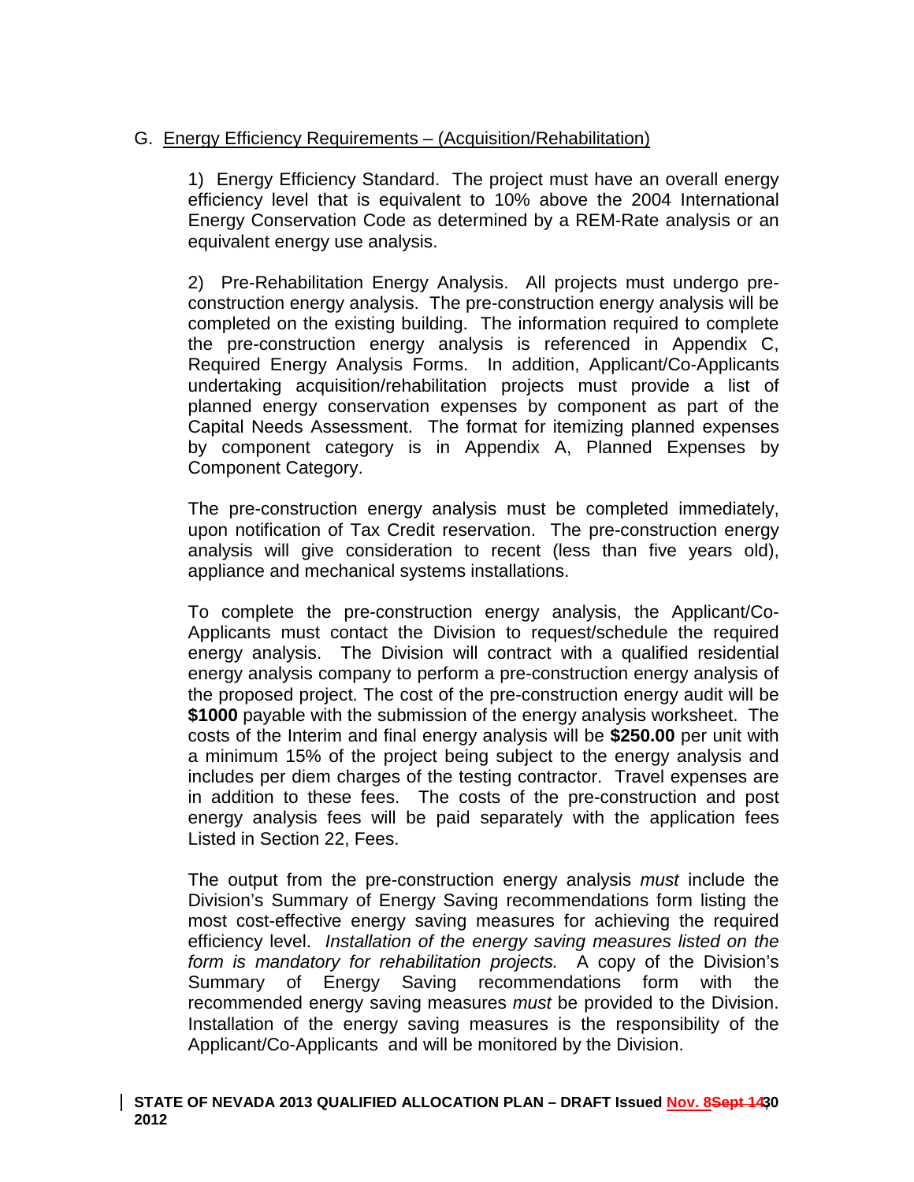G. Energy Efficiency Requirements – (Acquisition/Rehabilitation)

1) Energy Efficiency Standard. The project must have an overall energy efficiency level that is equivalent to 10% above the 2004 International Energy Conservation Code as determined by a REM-Rate analysis or an equivalent energy use analysis.

2) Pre-Rehabilitation Energy Analysis. All projects must undergo pre-construction energy analysis. The pre-construction energy analysis will be completed on the existing building. The information required to complete the pre-construction energy analysis is referenced in Appendix C, Required Energy Analysis Forms. In addition, Applicant/Co-Applicants undertaking acquisition/rehabilitation projects must provide a list of planned energy conservation expenses by component as part of the Capital Needs Assessment. The format for itemizing planned expenses by component category is in Appendix A, Planned Expenses by Component Category.

The pre-construction energy analysis must be completed immediately, upon notification of Tax Credit reservation. The pre-construction energy analysis will give consideration to recent (less than five years old), appliance and mechanical systems installations.

To complete the pre-construction energy analysis, the Applicant/Co-Applicants must contact the Division to request/schedule the required energy analysis. The Division will contract with a qualified residential energy analysis company to perform a pre-construction energy analysis of the proposed project. The cost of the pre-construction energy audit will be **$1000** payable with the submission of the energy analysis worksheet. The costs of the Interim and final energy analysis will be **$250.00** per unit with a minimum 15% of the project being subject to the energy analysis and includes per diem charges of the testing contractor. Travel expenses are in addition to these fees. The costs of the pre-construction and post energy analysis fees will be paid separately with the application fees Listed in Section 22, Fees.

The output from the pre-construction energy analysis *must* include the Division's Summary of Energy Saving recommendations form listing the most cost-effective energy saving measures for achieving the required efficiency level. *Installation of the energy saving measures listed on the form is mandatory for rehabilitation projects.* A copy of the Division's Summary of Energy Saving recommendations form with the recommended energy saving measures *must* be provided to the Division. Installation of the energy saving measures is the responsibility of the Applicant/Co-Applicants and will be monitored by the Division.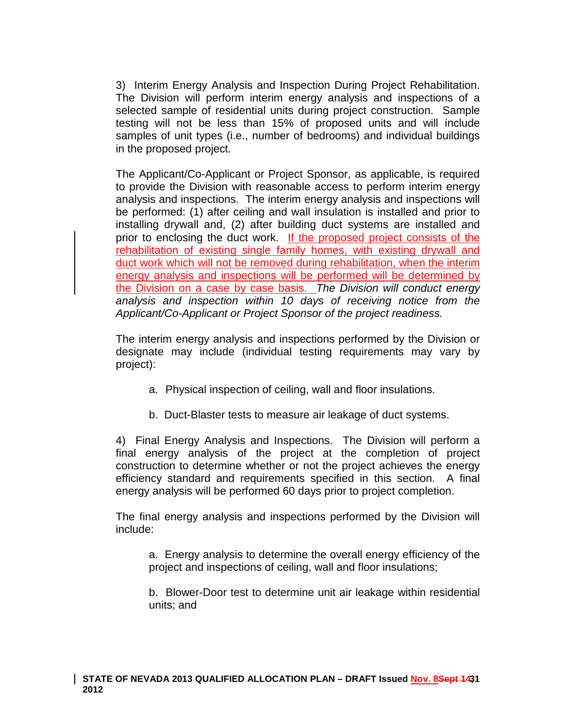3) Interim Energy Analysis and Inspection During Project Rehabilitation. The Division will perform interim energy analysis and inspections of a selected sample of residential units during project construction. Sample testing will not be less than 15% of proposed units and will include samples of unit types (i.e., number of bedrooms) and individual buildings in the proposed project.

The Applicant/Co-Applicant or Project Sponsor, as applicable, is required to provide the Division with reasonable access to perform interim energy analysis and inspections. The interim energy analysis and inspections will be performed: (1) after ceiling and wall insulation is installed and prior to installing drywall and, (2) after building duct systems are installed and prior to enclosing the duct work. If the proposed project consists of the rehabilitation of existing single family homes, with existing drywall and duct work which will not be removed during rehabilitation, when the interim energy analysis and inspections will be performed will be determined by the Division on a case by case basis. *The Division will conduct energy analysis and inspection within 10 days of receiving notice from the Applicant/Co-Applicant or Project Sponsor of the project readiness.*

The interim energy analysis and inspections performed by the Division or designate may include (individual testing requirements may vary by project):

a. Physical inspection of ceiling, wall and floor insulations.

b. Duct-Blaster tests to measure air leakage of duct systems.

4) Final Energy Analysis and Inspections. The Division will perform a final energy analysis of the project at the completion of project construction to determine whether or not the project achieves the energy efficiency standard and requirements specified in this section. A final energy analysis will be performed 60 days prior to project completion.

The final energy analysis and inspections performed by the Division will include:

a. Energy analysis to determine the overall energy efficiency of the project and inspections of ceiling, wall and floor insulations;

b. Blower-Door test to determine unit air leakage within residential units; and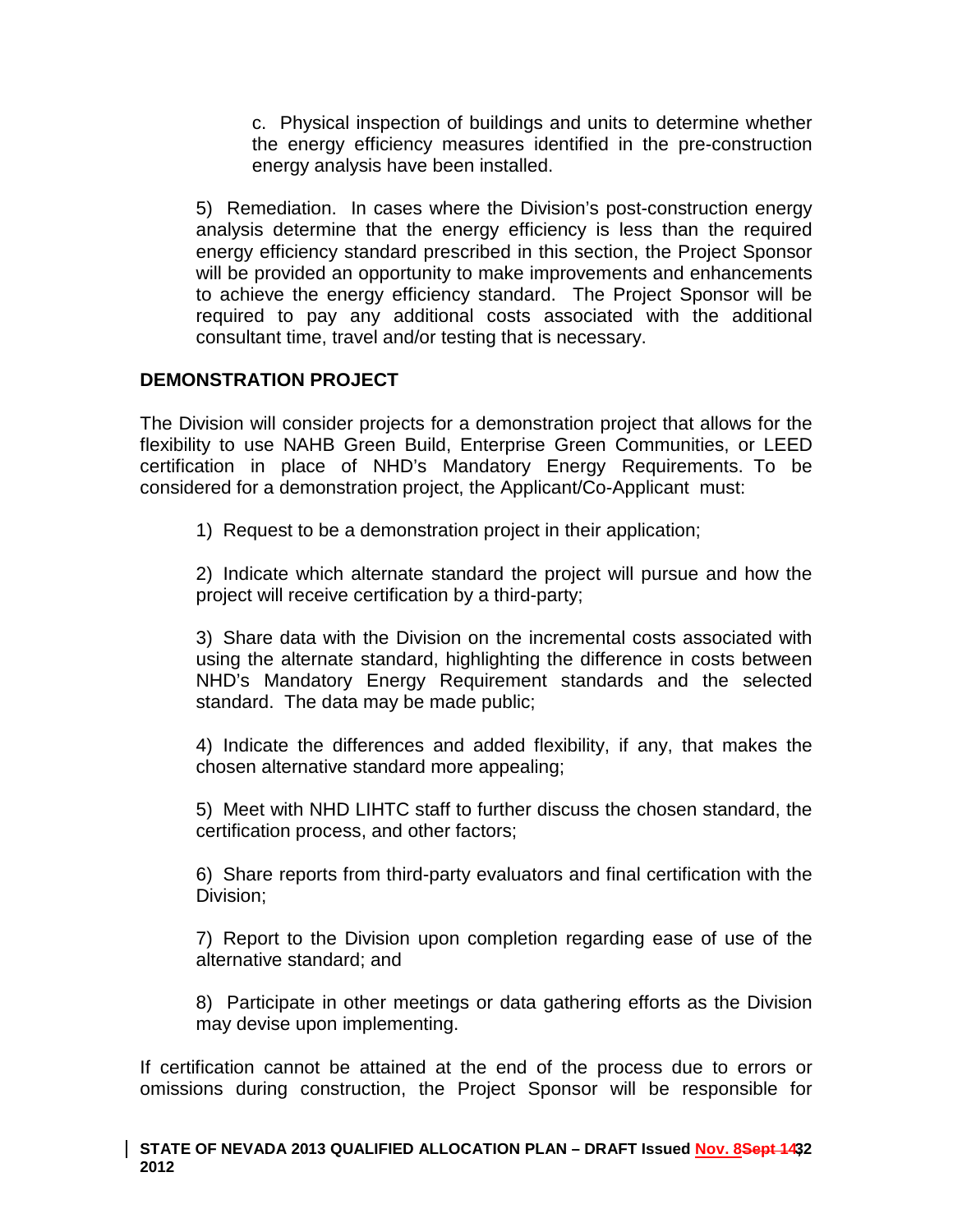c. Physical inspection of buildings and units to determine whether the energy efficiency measures identified in the pre-construction energy analysis have been installed.

5) Remediation. In cases where the Division's post-construction energy analysis determine that the energy efficiency is less than the required energy efficiency standard prescribed in this section, the Project Sponsor will be provided an opportunity to make improvements and enhancements to achieve the energy efficiency standard. The Project Sponsor will be required to pay any additional costs associated with the additional consultant time, travel and/or testing that is necessary.

**DEMONSTRATION PROJECT**

The Division will consider projects for a demonstration project that allows for the flexibility to use NAHB Green Build, Enterprise Green Communities, or LEED certification in place of NHD's Mandatory Energy Requirements. To be considered for a demonstration project, the Applicant/Co-Applicant must:

1) Request to be a demonstration project in their application;

2) Indicate which alternate standard the project will pursue and how the project will receive certification by a third-party;

3) Share data with the Division on the incremental costs associated with using the alternate standard, highlighting the difference in costs between NHD's Mandatory Energy Requirement standards and the selected standard. The data may be made public;

4) Indicate the differences and added flexibility, if any, that makes the chosen alternative standard more appealing;

5) Meet with NHD LIHTC staff to further discuss the chosen standard, the certification process, and other factors;

6) Share reports from third-party evaluators and final certification with the Division;

7) Report to the Division upon completion regarding ease of use of the alternative standard; and

8) Participate in other meetings or data gathering efforts as the Division may devise upon implementing.

If certification cannot be attained at the end of the process due to errors or omissions during construction, the Project Sponsor will be responsible for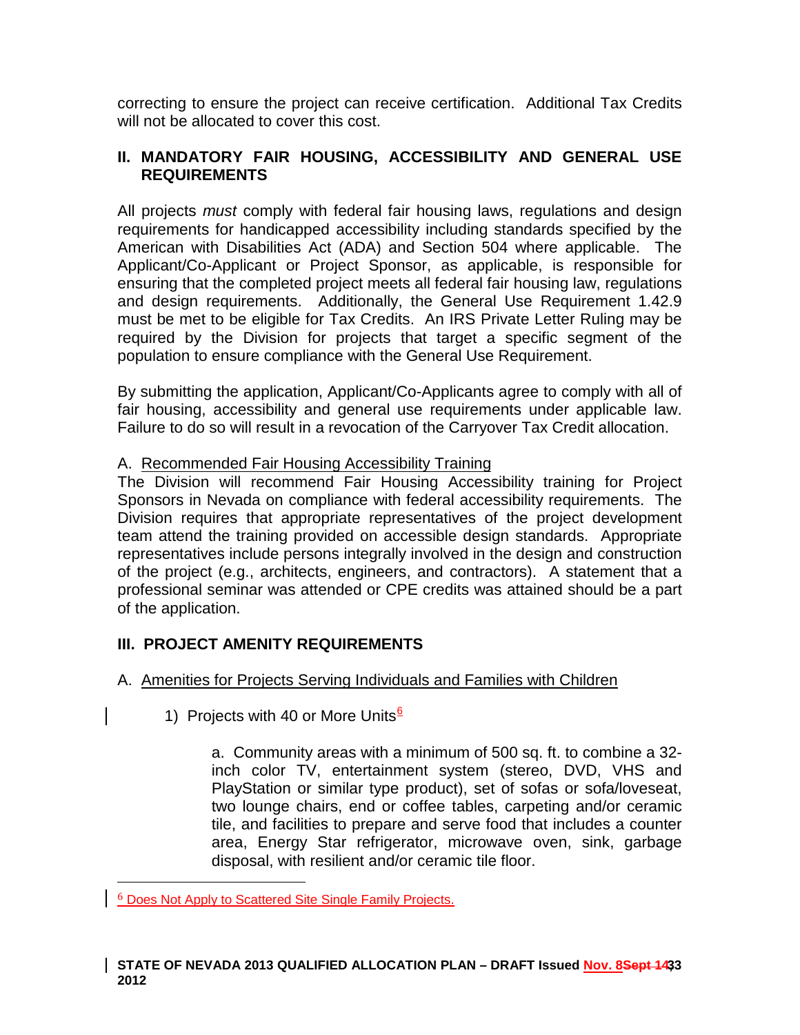correcting to ensure the project can receive certification. Additional Tax Credits will not be allocated to cover this cost.

## II. MANDATORY FAIR HOUSING, ACCESSIBILITY AND GENERAL USE REQUIREMENTS

All projects *must* comply with federal fair housing laws, regulations and design requirements for handicapped accessibility including standards specified by the American with Disabilities Act (ADA) and Section 504 where applicable. The Applicant/Co-Applicant or Project Sponsor, as applicable, is responsible for ensuring that the completed project meets all federal fair housing law, regulations and design requirements. Additionally, the General Use Requirement 1.42.9 must be met to be eligible for Tax Credits. An IRS Private Letter Ruling may be required by the Division for projects that target a specific segment of the population to ensure compliance with the General Use Requirement.

By submitting the application, Applicant/Co-Applicants agree to comply with all of fair housing, accessibility and general use requirements under applicable law. Failure to do so will result in a revocation of the Carryover Tax Credit allocation.

A. Recommended Fair Housing Accessibility Training

The Division will recommend Fair Housing Accessibility training for Project Sponsors in Nevada on compliance with federal accessibility requirements. The Division requires that appropriate representatives of the project development team attend the training provided on accessible design standards. Appropriate representatives include persons integrally involved in the design and construction of the project (e.g., architects, engineers, and contractors). A statement that a professional seminar was attended or CPE credits was attained should be a part of the application.

## III. PROJECT AMENITY REQUIREMENTS

A. Amenities for Projects Serving Individuals and Families with Children

1) Projects with 40 or More Units[6]

a. Community areas with a minimum of 500 sq. ft. to combine a 32-inch color TV, entertainment system (stereo, DVD, VHS and PlayStation or similar type product), set of sofas or sofa/loveseat, two lounge chairs, end or coffee tables, carpeting and/or ceramic tile, and facilities to prepare and serve food that includes a counter area, Energy Star refrigerator, microwave oven, sink, garbage disposal, with resilient and/or ceramic tile floor.

---

[6] Does Not Apply to Scattered Site Single Family Projects.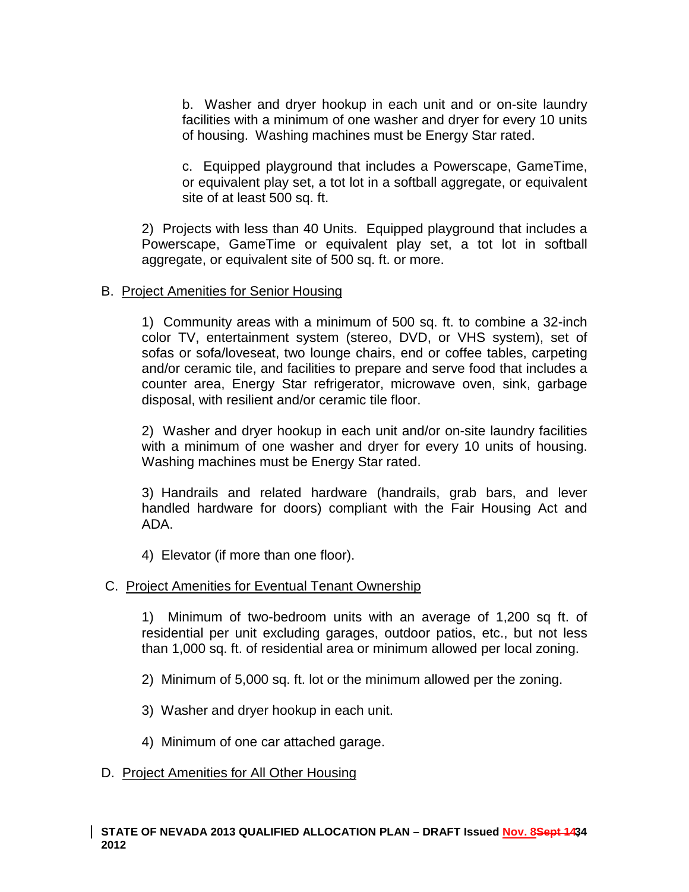b. Washer and dryer hookup in each unit and or on-site laundry facilities with a minimum of one washer and dryer for every 10 units of housing. Washing machines must be Energy Star rated.

c. Equipped playground that includes a Powerscape, GameTime, or equivalent play set, a tot lot in a softball aggregate, or equivalent site of at least 500 sq. ft.

2) Projects with less than 40 Units. Equipped playground that includes a Powerscape, GameTime or equivalent play set, a tot lot in softball aggregate, or equivalent site of 500 sq. ft. or more.

B. Project Amenities for Senior Housing

1) Community areas with a minimum of 500 sq. ft. to combine a 32-inch color TV, entertainment system (stereo, DVD, or VHS system), set of sofas or sofa/loveseat, two lounge chairs, end or coffee tables, carpeting and/or ceramic tile, and facilities to prepare and serve food that includes a counter area, Energy Star refrigerator, microwave oven, sink, garbage disposal, with resilient and/or ceramic tile floor.

2) Washer and dryer hookup in each unit and/or on-site laundry facilities with a minimum of one washer and dryer for every 10 units of housing. Washing machines must be Energy Star rated.

3) Handrails and related hardware (handrails, grab bars, and lever handled hardware for doors) compliant with the Fair Housing Act and ADA.

4) Elevator (if more than one floor).

C. Project Amenities for Eventual Tenant Ownership

1) Minimum of two-bedroom units with an average of 1,200 sq ft. of residential per unit excluding garages, outdoor patios, etc., but not less than 1,000 sq. ft. of residential area or minimum allowed per local zoning.

2) Minimum of 5,000 sq. ft. lot or the minimum allowed per the zoning.

3) Washer and dryer hookup in each unit.

4) Minimum of one car attached garage.

D. Project Amenities for All Other Housing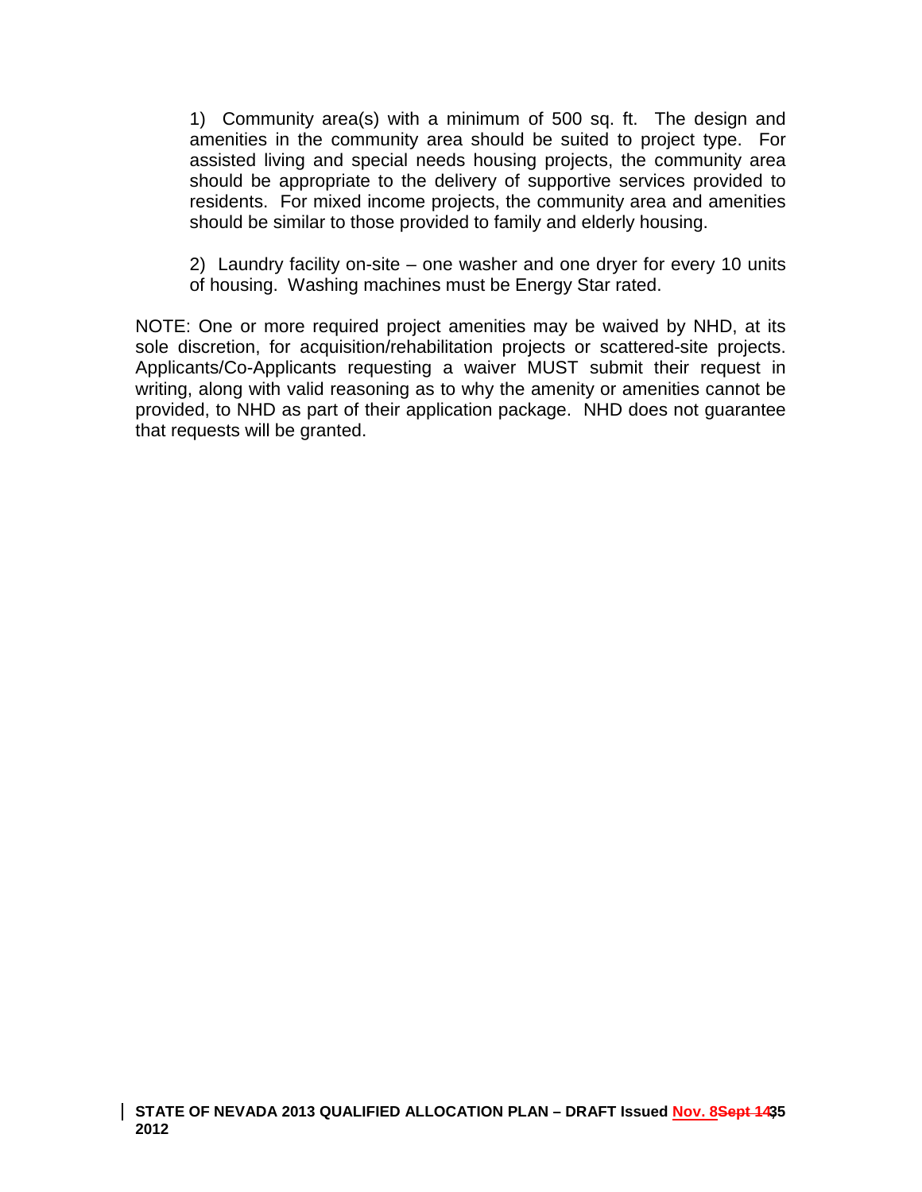1) Community area(s) with a minimum of 500 sq. ft. The design and amenities in the community area should be suited to project type. For assisted living and special needs housing projects, the community area should be appropriate to the delivery of supportive services provided to residents. For mixed income projects, the community area and amenities should be similar to those provided to family and elderly housing.

2) Laundry facility on-site – one washer and one dryer for every 10 units of housing. Washing machines must be Energy Star rated.

NOTE: One or more required project amenities may be waived by NHD, at its sole discretion, for acquisition/rehabilitation projects or scattered-site projects. Applicants/Co-Applicants requesting a waiver MUST submit their request in writing, along with valid reasoning as to why the amenity or amenities cannot be provided, to NHD as part of their application package. NHD does not guarantee that requests will be granted.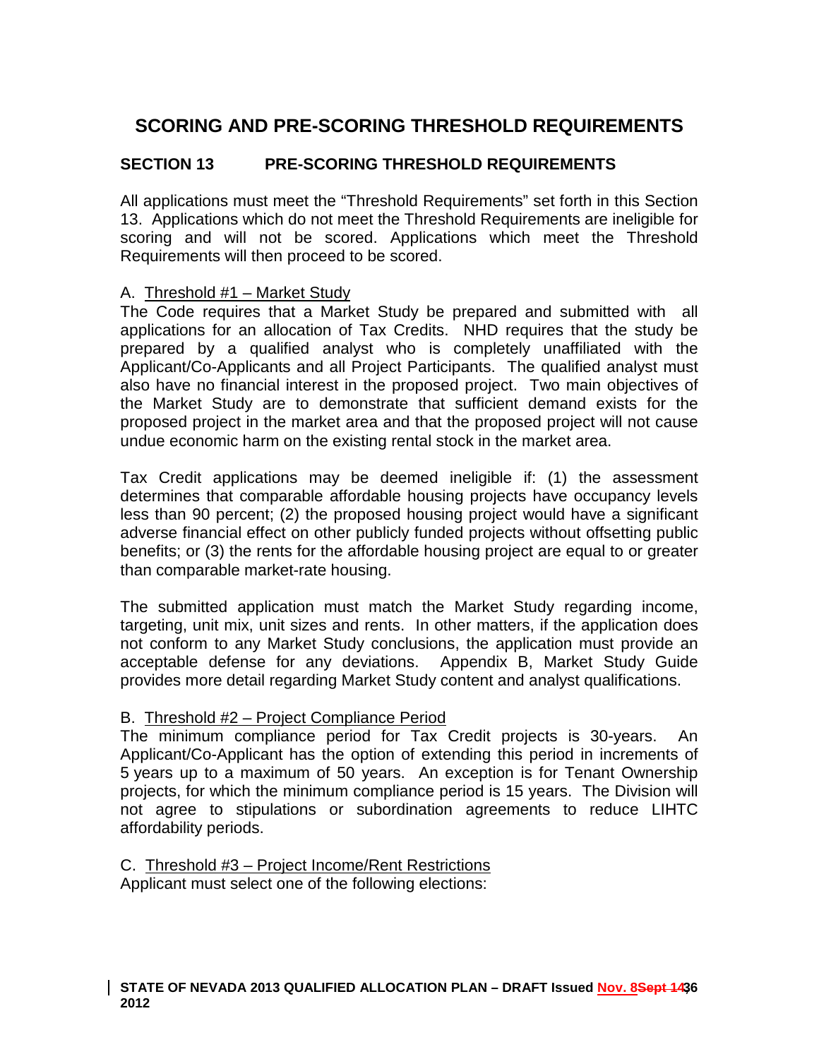# SCORING AND PRE-SCORING THRESHOLD REQUIREMENTS

## SECTION 13 PRE-SCORING THRESHOLD REQUIREMENTS

All applications must meet the "Threshold Requirements" set forth in this Section 13. Applications which do not meet the Threshold Requirements are ineligible for scoring and will not be scored. Applications which meet the Threshold Requirements will then proceed to be scored.

### A. Threshold #1 – Market Study

The Code requires that a Market Study be prepared and submitted with all applications for an allocation of Tax Credits. NHD requires that the study be prepared by a qualified analyst who is completely unaffiliated with the Applicant/Co-Applicants and all Project Participants. The qualified analyst must also have no financial interest in the proposed project. Two main objectives of the Market Study are to demonstrate that sufficient demand exists for the proposed project in the market area and that the proposed project will not cause undue economic harm on the existing rental stock in the market area.

Tax Credit applications may be deemed ineligible if: (1) the assessment determines that comparable affordable housing projects have occupancy levels less than 90 percent; (2) the proposed housing project would have a significant adverse financial effect on other publicly funded projects without offsetting public benefits; or (3) the rents for the affordable housing project are equal to or greater than comparable market-rate housing.

The submitted application must match the Market Study regarding income, targeting, unit mix, unit sizes and rents. In other matters, if the application does not conform to any Market Study conclusions, the application must provide an acceptable defense for any deviations. Appendix B, Market Study Guide provides more detail regarding Market Study content and analyst qualifications.

### B. Threshold #2 – Project Compliance Period

The minimum compliance period for Tax Credit projects is 30-years. An Applicant/Co-Applicant has the option of extending this period in increments of 5 years up to a maximum of 50 years. An exception is for Tenant Ownership projects, for which the minimum compliance period is 15 years. The Division will not agree to stipulations or subordination agreements to reduce LIHTC affordability periods.

### C. Threshold #3 – Project Income/Rent Restrictions

Applicant must select one of the following elections: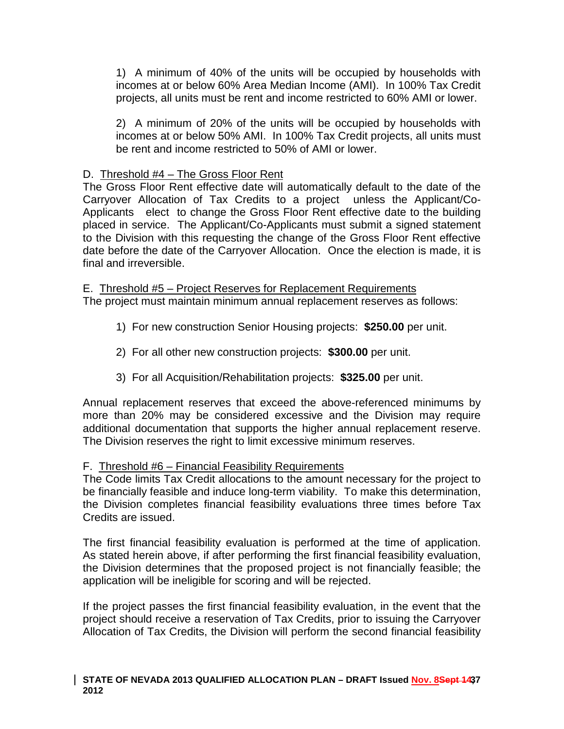1) A minimum of 40% of the units will be occupied by households with incomes at or below 60% Area Median Income (AMI). In 100% Tax Credit projects, all units must be rent and income restricted to 60% AMI or lower.

2) A minimum of 20% of the units will be occupied by households with incomes at or below 50% AMI. In 100% Tax Credit projects, all units must be rent and income restricted to 50% of AMI or lower.

D. Threshold #4 – The Gross Floor Rent

The Gross Floor Rent effective date will automatically default to the date of the Carryover Allocation of Tax Credits to a project unless the Applicant/Co-Applicants elect to change the Gross Floor Rent effective date to the building placed in service. The Applicant/Co-Applicants must submit a signed statement to the Division with this requesting the change of the Gross Floor Rent effective date before the date of the Carryover Allocation. Once the election is made, it is final and irreversible.

E. Threshold #5 – Project Reserves for Replacement Requirements

The project must maintain minimum annual replacement reserves as follows:

1) For new construction Senior Housing projects: **$250.00** per unit.

2) For all other new construction projects: **$300.00** per unit.

3) For all Acquisition/Rehabilitation projects: **$325.00** per unit.

Annual replacement reserves that exceed the above-referenced minimums by more than 20% may be considered excessive and the Division may require additional documentation that supports the higher annual replacement reserve. The Division reserves the right to limit excessive minimum reserves.

F. Threshold #6 – Financial Feasibility Requirements

The Code limits Tax Credit allocations to the amount necessary for the project to be financially feasible and induce long-term viability. To make this determination, the Division completes financial feasibility evaluations three times before Tax Credits are issued.

The first financial feasibility evaluation is performed at the time of application. As stated herein above, if after performing the first financial feasibility evaluation, the Division determines that the proposed project is not financially feasible; the application will be ineligible for scoring and will be rejected.

If the project passes the first financial feasibility evaluation, in the event that the project should receive a reservation of Tax Credits, prior to issuing the Carryover Allocation of Tax Credits, the Division will perform the second financial feasibility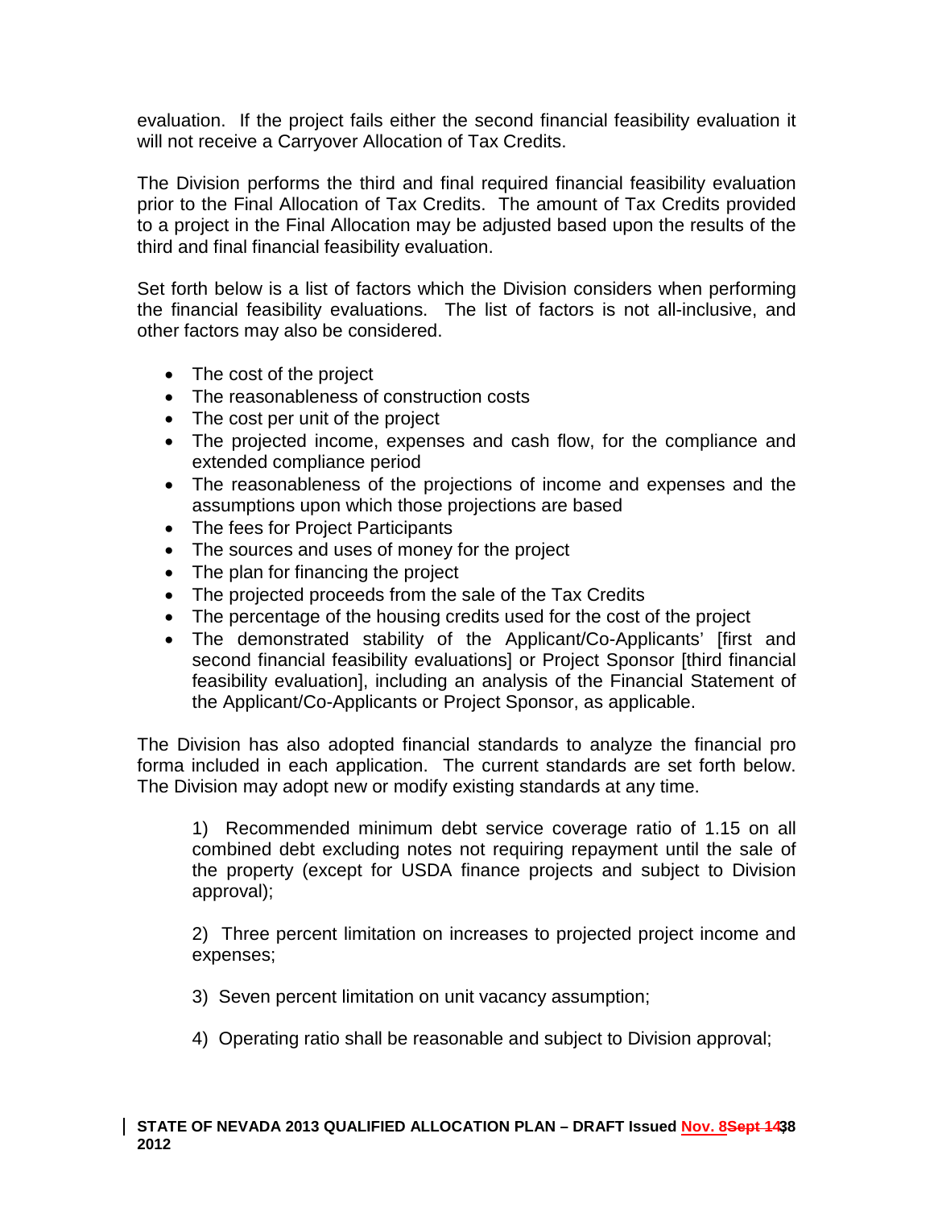evaluation. If the project fails either the second financial feasibility evaluation it will not receive a Carryover Allocation of Tax Credits.

The Division performs the third and final required financial feasibility evaluation prior to the Final Allocation of Tax Credits. The amount of Tax Credits provided to a project in the Final Allocation may be adjusted based upon the results of the third and final financial feasibility evaluation.

Set forth below is a list of factors which the Division considers when performing the financial feasibility evaluations. The list of factors is not all-inclusive, and other factors may also be considered.

- The cost of the project
- The reasonableness of construction costs
- The cost per unit of the project
- The projected income, expenses and cash flow, for the compliance and extended compliance period
- The reasonableness of the projections of income and expenses and the assumptions upon which those projections are based
- The fees for Project Participants
- The sources and uses of money for the project
- The plan for financing the project
- The projected proceeds from the sale of the Tax Credits
- The percentage of the housing credits used for the cost of the project
- The demonstrated stability of the Applicant/Co-Applicants' [first and second financial feasibility evaluations] or Project Sponsor [third financial feasibility evaluation], including an analysis of the Financial Statement of the Applicant/Co-Applicants or Project Sponsor, as applicable.

The Division has also adopted financial standards to analyze the financial pro forma included in each application. The current standards are set forth below. The Division may adopt new or modify existing standards at any time.

1) Recommended minimum debt service coverage ratio of 1.15 on all combined debt excluding notes not requiring repayment until the sale of the property (except for USDA finance projects and subject to Division approval);

2) Three percent limitation on increases to projected project income and expenses;

3) Seven percent limitation on unit vacancy assumption;

4) Operating ratio shall be reasonable and subject to Division approval;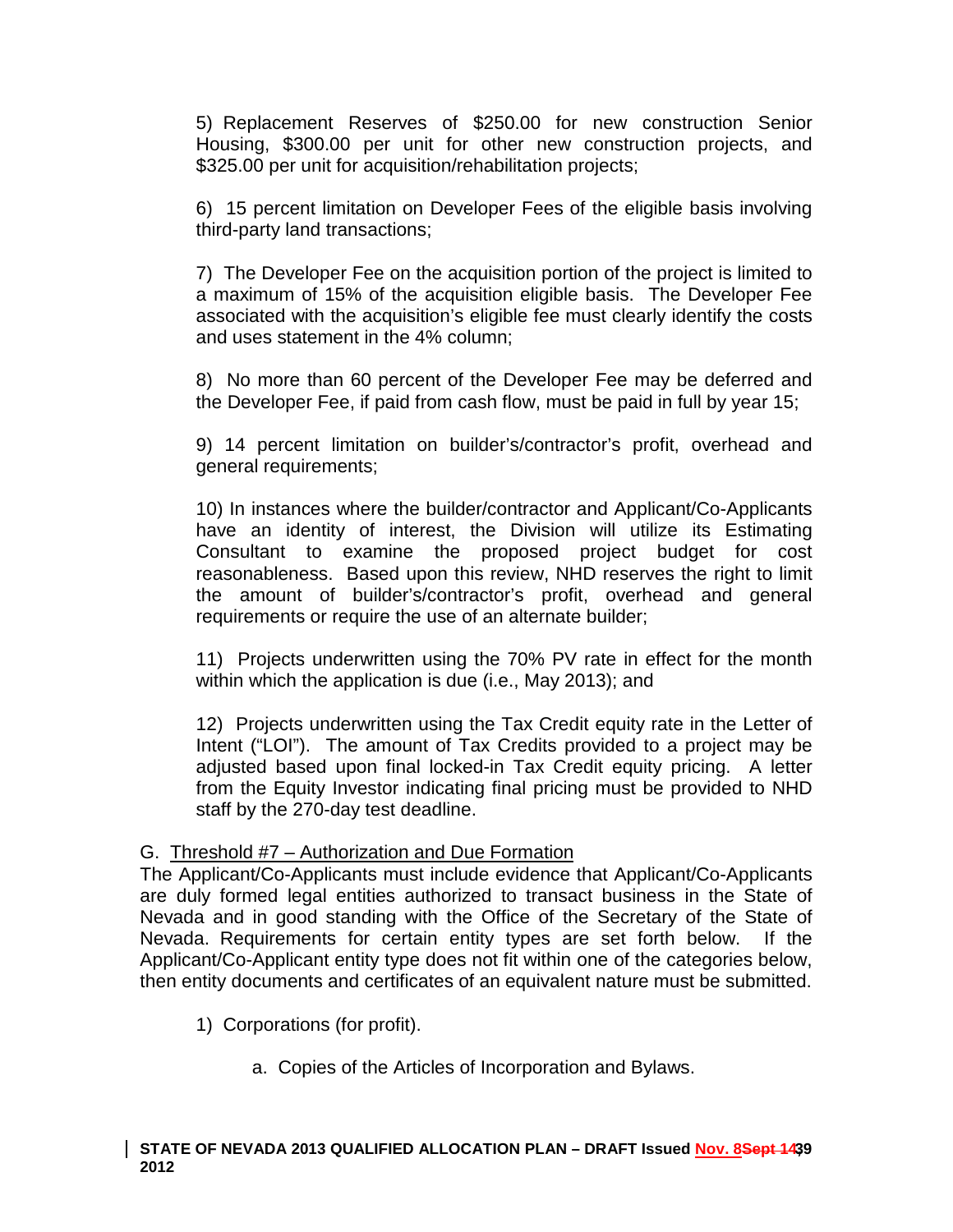5) Replacement Reserves of $250.00 for new construction Senior Housing, $300.00 per unit for other new construction projects, and $325.00 per unit for acquisition/rehabilitation projects;

6) 15 percent limitation on Developer Fees of the eligible basis involving third-party land transactions;

7) The Developer Fee on the acquisition portion of the project is limited to a maximum of 15% of the acquisition eligible basis. The Developer Fee associated with the acquisition's eligible fee must clearly identify the costs and uses statement in the 4% column;

8) No more than 60 percent of the Developer Fee may be deferred and the Developer Fee, if paid from cash flow, must be paid in full by year 15;

9) 14 percent limitation on builder's/contractor's profit, overhead and general requirements;

10) In instances where the builder/contractor and Applicant/Co-Applicants have an identity of interest, the Division will utilize its Estimating Consultant to examine the proposed project budget for cost reasonableness. Based upon this review, NHD reserves the right to limit the amount of builder's/contractor's profit, overhead and general requirements or require the use of an alternate builder;

11) Projects underwritten using the 70% PV rate in effect for the month within which the application is due (i.e., May 2013); and

12) Projects underwritten using the Tax Credit equity rate in the Letter of Intent ("LOI"). The amount of Tax Credits provided to a project may be adjusted based upon final locked-in Tax Credit equity pricing. A letter from the Equity Investor indicating final pricing must be provided to NHD staff by the 270-day test deadline.

G. Threshold #7 – Authorization and Due Formation

The Applicant/Co-Applicants must include evidence that Applicant/Co-Applicants are duly formed legal entities authorized to transact business in the State of Nevada and in good standing with the Office of the Secretary of the State of Nevada. Requirements for certain entity types are set forth below. If the Applicant/Co-Applicant entity type does not fit within one of the categories below, then entity documents and certificates of an equivalent nature must be submitted.

1) Corporations (for profit).

   a. Copies of the Articles of Incorporation and Bylaws.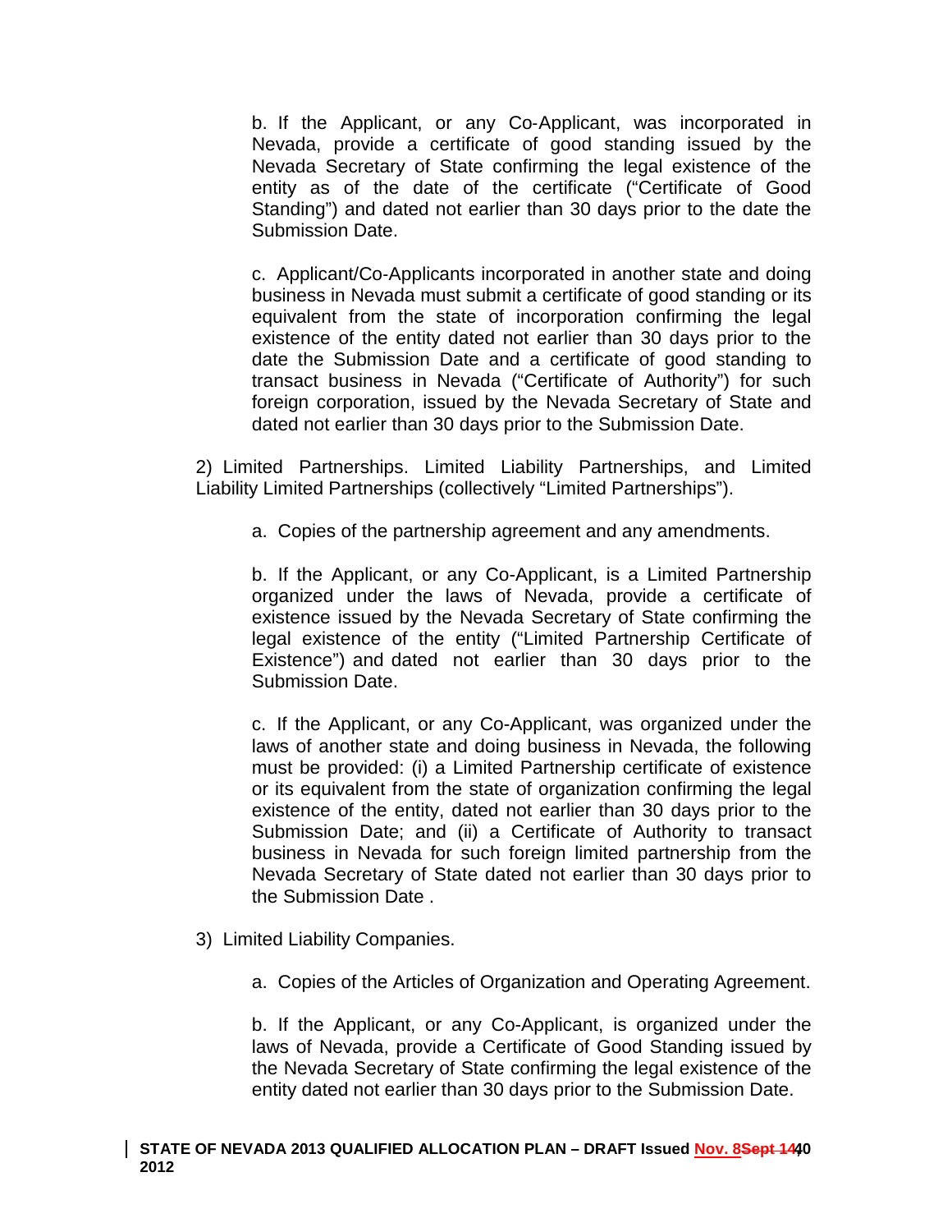b. If the Applicant, or any Co-Applicant, was incorporated in Nevada, provide a certificate of good standing issued by the Nevada Secretary of State confirming the legal existence of the entity as of the date of the certificate ("Certificate of Good Standing") and dated not earlier than 30 days prior to the date the Submission Date.

c. Applicant/Co-Applicants incorporated in another state and doing business in Nevada must submit a certificate of good standing or its equivalent from the state of incorporation confirming the legal existence of the entity dated not earlier than 30 days prior to the date the Submission Date and a certificate of good standing to transact business in Nevada ("Certificate of Authority") for such foreign corporation, issued by the Nevada Secretary of State and dated not earlier than 30 days prior to the Submission Date.

2) Limited Partnerships. Limited Liability Partnerships, and Limited Liability Limited Partnerships (collectively "Limited Partnerships").

a. Copies of the partnership agreement and any amendments.

b. If the Applicant, or any Co-Applicant, is a Limited Partnership organized under the laws of Nevada, provide a certificate of existence issued by the Nevada Secretary of State confirming the legal existence of the entity ("Limited Partnership Certificate of Existence") and dated not earlier than 30 days prior to the Submission Date.

c. If the Applicant, or any Co-Applicant, was organized under the laws of another state and doing business in Nevada, the following must be provided: (i) a Limited Partnership certificate of existence or its equivalent from the state of organization confirming the legal existence of the entity, dated not earlier than 30 days prior to the Submission Date; and (ii) a Certificate of Authority to transact business in Nevada for such foreign limited partnership from the Nevada Secretary of State dated not earlier than 30 days prior to the Submission Date .

3) Limited Liability Companies.

a. Copies of the Articles of Organization and Operating Agreement.

b. If the Applicant, or any Co-Applicant, is organized under the laws of Nevada, provide a Certificate of Good Standing issued by the Nevada Secretary of State confirming the legal existence of the entity dated not earlier than 30 days prior to the Submission Date.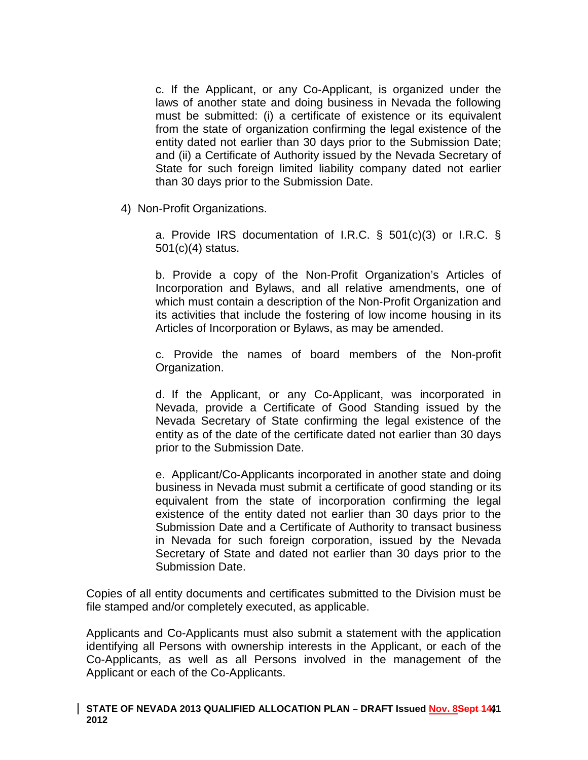c. If the Applicant, or any Co-Applicant, is organized under the laws of another state and doing business in Nevada the following must be submitted: (i) a certificate of existence or its equivalent from the state of organization confirming the legal existence of the entity dated not earlier than 30 days prior to the Submission Date; and (ii) a Certificate of Authority issued by the Nevada Secretary of State for such foreign limited liability company dated not earlier than 30 days prior to the Submission Date.

4) Non-Profit Organizations.

a. Provide IRS documentation of I.R.C. § 501(c)(3) or I.R.C. § 501(c)(4) status.

b. Provide a copy of the Non-Profit Organization's Articles of Incorporation and Bylaws, and all relative amendments, one of which must contain a description of the Non-Profit Organization and its activities that include the fostering of low income housing in its Articles of Incorporation or Bylaws, as may be amended.

c. Provide the names of board members of the Non-profit Organization.

d. If the Applicant, or any Co-Applicant, was incorporated in Nevada, provide a Certificate of Good Standing issued by the Nevada Secretary of State confirming the legal existence of the entity as of the date of the certificate dated not earlier than 30 days prior to the Submission Date.

e. Applicant/Co-Applicants incorporated in another state and doing business in Nevada must submit a certificate of good standing or its equivalent from the state of incorporation confirming the legal existence of the entity dated not earlier than 30 days prior to the Submission Date and a Certificate of Authority to transact business in Nevada for such foreign corporation, issued by the Nevada Secretary of State and dated not earlier than 30 days prior to the Submission Date.

Copies of all entity documents and certificates submitted to the Division must be file stamped and/or completely executed, as applicable.

Applicants and Co-Applicants must also submit a statement with the application identifying all Persons with ownership interests in the Applicant, or each of the Co-Applicants, as well as all Persons involved in the management of the Applicant or each of the Co-Applicants.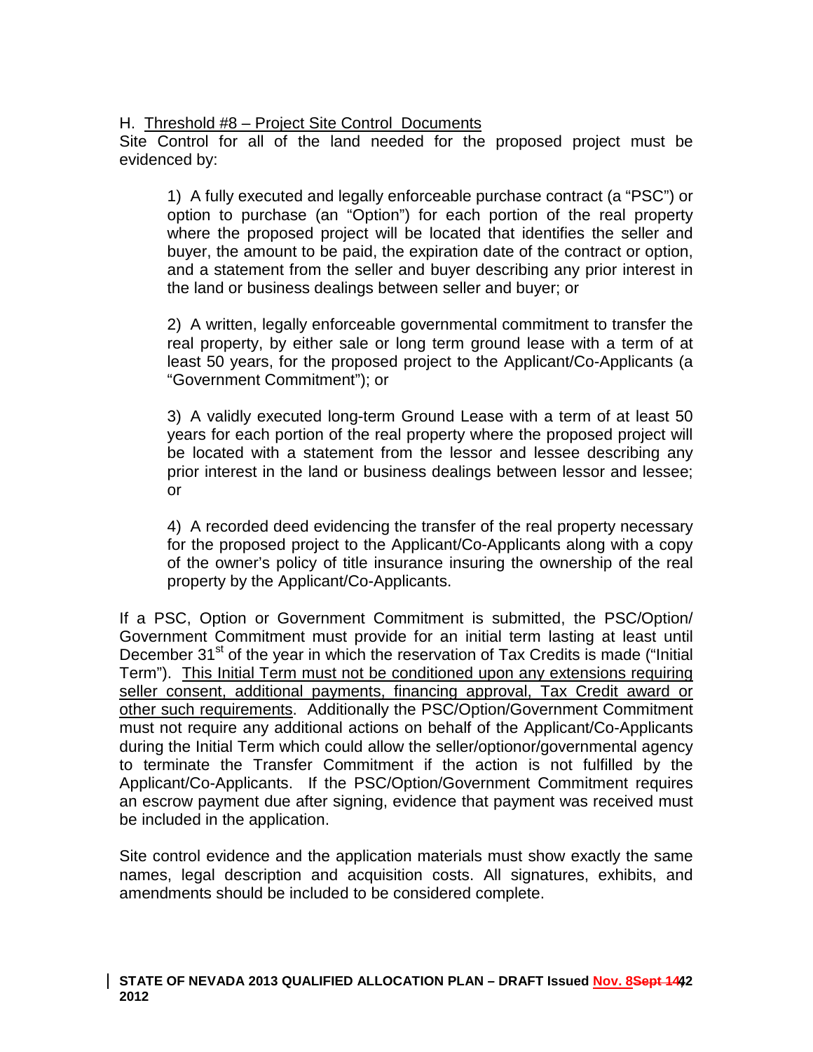H. Threshold #8 – Project Site Control Documents

Site Control for all of the land needed for the proposed project must be evidenced by:

1) A fully executed and legally enforceable purchase contract (a "PSC") or option to purchase (an "Option") for each portion of the real property where the proposed project will be located that identifies the seller and buyer, the amount to be paid, the expiration date of the contract or option, and a statement from the seller and buyer describing any prior interest in the land or business dealings between seller and buyer; or

2) A written, legally enforceable governmental commitment to transfer the real property, by either sale or long term ground lease with a term of at least 50 years, for the proposed project to the Applicant/Co-Applicants (a "Government Commitment"); or

3) A validly executed long-term Ground Lease with a term of at least 50 years for each portion of the real property where the proposed project will be located with a statement from the lessor and lessee describing any prior interest in the land or business dealings between lessor and lessee; or

4) A recorded deed evidencing the transfer of the real property necessary for the proposed project to the Applicant/Co-Applicants along with a copy of the owner's policy of title insurance insuring the ownership of the real property by the Applicant/Co-Applicants.

If a PSC, Option or Government Commitment is submitted, the PSC/Option/ Government Commitment must provide for an initial term lasting at least until December 31st of the year in which the reservation of Tax Credits is made ("Initial Term"). This Initial Term must not be conditioned upon any extensions requiring seller consent, additional payments, financing approval, Tax Credit award or other such requirements. Additionally the PSC/Option/Government Commitment must not require any additional actions on behalf of the Applicant/Co-Applicants during the Initial Term which could allow the seller/optionor/governmental agency to terminate the Transfer Commitment if the action is not fulfilled by the Applicant/Co-Applicants. If the PSC/Option/Government Commitment requires an escrow payment due after signing, evidence that payment was received must be included in the application.

Site control evidence and the application materials must show exactly the same names, legal description and acquisition costs. All signatures, exhibits, and amendments should be included to be considered complete.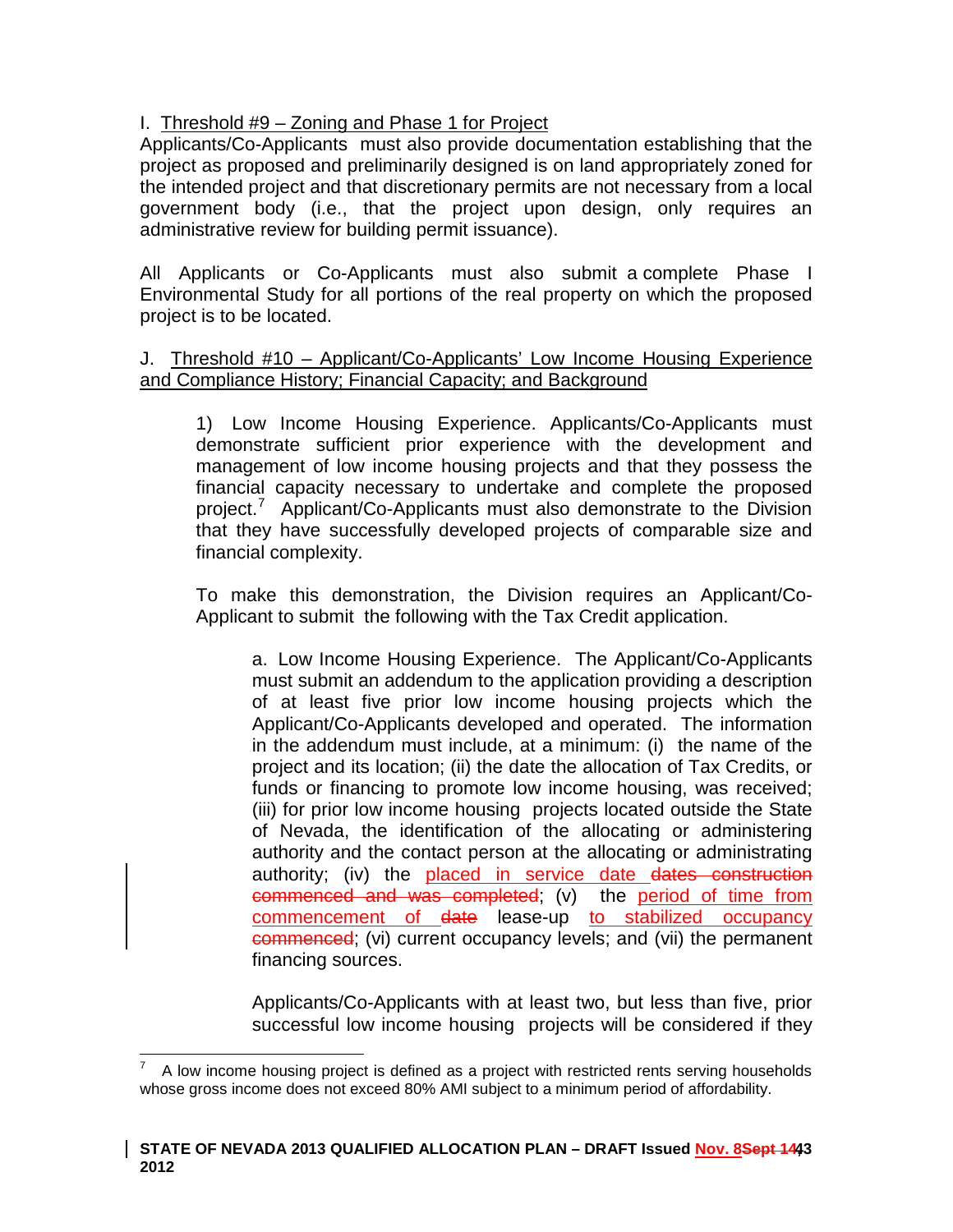I. Threshold #9 – Zoning and Phase 1 for Project

Applicants/Co-Applicants must also provide documentation establishing that the project as proposed and preliminarily designed is on land appropriately zoned for the intended project and that discretionary permits are not necessary from a local government body (i.e., that the project upon design, only requires an administrative review for building permit issuance).

All Applicants or Co-Applicants must also submit a complete Phase I Environmental Study for all portions of the real property on which the proposed project is to be located.

J. Threshold #10 – Applicant/Co-Applicants' Low Income Housing Experience and Compliance History; Financial Capacity; and Background

> 1) Low Income Housing Experience. Applicants/Co-Applicants must demonstrate sufficient prior experience with the development and management of low income housing projects and that they possess the financial capacity necessary to undertake and complete the proposed project.[7] Applicant/Co-Applicants must also demonstrate to the Division that they have successfully developed projects of comparable size and financial complexity.
>
> To make this demonstration, the Division requires an Applicant/Co-Applicant to submit the following with the Tax Credit application.
>
> > a. Low Income Housing Experience. The Applicant/Co-Applicants must submit an addendum to the application providing a description of at least five prior low income housing projects which the Applicant/Co-Applicants developed and operated. The information in the addendum must include, at a minimum: (i) the name of the project and its location; (ii) the date the allocation of Tax Credits, or funds or financing to promote low income housing, was received; (iii) for prior low income housing projects located outside the State of Nevada, the identification of the allocating or administering authority and the contact person at the allocating or administrating authority; (iv) the placed in service date ~~dates construction commenced and was completed~~; (v) the period of time from commencement of ~~date~~ lease-up to stabilized occupancy ~~commenced~~; (vi) current occupancy levels; and (vii) the permanent financing sources.
> >
> > Applicants/Co-Applicants with at least two, but less than five, prior successful low income housing projects will be considered if they

[7] A low income housing project is defined as a project with restricted rents serving households whose gross income does not exceed 80% AMI subject to a minimum period of affordability.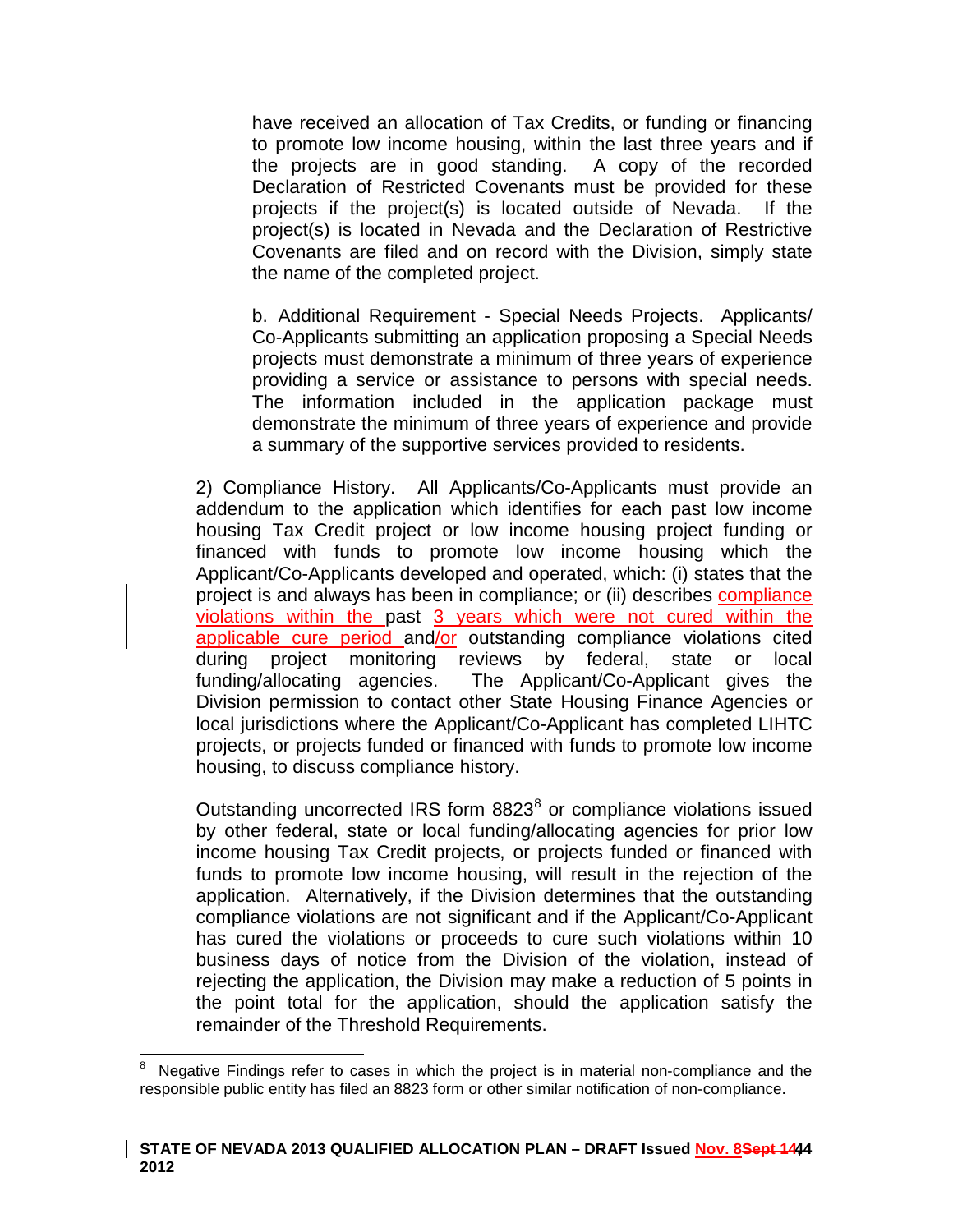have received an allocation of Tax Credits, or funding or financing to promote low income housing, within the last three years and if the projects are in good standing. A copy of the recorded Declaration of Restricted Covenants must be provided for these projects if the project(s) is located outside of Nevada. If the project(s) is located in Nevada and the Declaration of Restrictive Covenants are filed and on record with the Division, simply state the name of the completed project.

b. Additional Requirement - Special Needs Projects. Applicants/ Co-Applicants submitting an application proposing a Special Needs projects must demonstrate a minimum of three years of experience providing a service or assistance to persons with special needs. The information included in the application package must demonstrate the minimum of three years of experience and provide a summary of the supportive services provided to residents.

2) Compliance History. All Applicants/Co-Applicants must provide an addendum to the application which identifies for each past low income housing Tax Credit project or low income housing project funding or financed with funds to promote low income housing which the Applicant/Co-Applicants developed and operated, which: (i) states that the project is and always has been in compliance; or (ii) describes compliance violations within the past 3 years which were not cured within the applicable cure period and/or outstanding compliance violations cited during project monitoring reviews by federal, state or local funding/allocating agencies. The Applicant/Co-Applicant gives the Division permission to contact other State Housing Finance Agencies or local jurisdictions where the Applicant/Co-Applicant has completed LIHTC projects, or projects funded or financed with funds to promote low income housing, to discuss compliance history.

Outstanding uncorrected IRS form 8823[8] or compliance violations issued by other federal, state or local funding/allocating agencies for prior low income housing Tax Credit projects, or projects funded or financed with funds to promote low income housing, will result in the rejection of the application. Alternatively, if the Division determines that the outstanding compliance violations are not significant and if the Applicant/Co-Applicant has cured the violations or proceeds to cure such violations within 10 business days of notice from the Division of the violation, instead of rejecting the application, the Division may make a reduction of 5 points in the point total for the application, should the application satisfy the remainder of the Threshold Requirements.

[8] Negative Findings refer to cases in which the project is in material non-compliance and the responsible public entity has filed an 8823 form or other similar notification of non-compliance.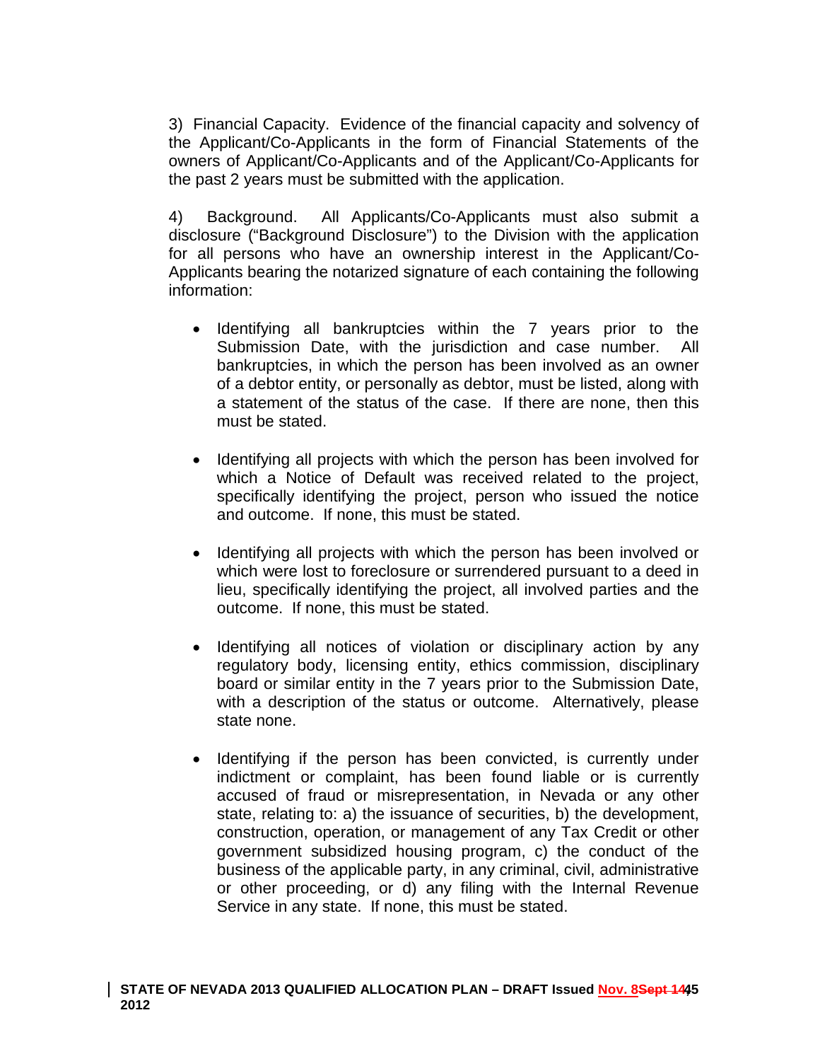3) Financial Capacity. Evidence of the financial capacity and solvency of the Applicant/Co-Applicants in the form of Financial Statements of the owners of Applicant/Co-Applicants and of the Applicant/Co-Applicants for the past 2 years must be submitted with the application.

4) Background. All Applicants/Co-Applicants must also submit a disclosure ("Background Disclosure") to the Division with the application for all persons who have an ownership interest in the Applicant/Co-Applicants bearing the notarized signature of each containing the following information:

- Identifying all bankruptcies within the 7 years prior to the Submission Date, with the jurisdiction and case number. All bankruptcies, in which the person has been involved as an owner of a debtor entity, or personally as debtor, must be listed, along with a statement of the status of the case. If there are none, then this must be stated.

- Identifying all projects with which the person has been involved for which a Notice of Default was received related to the project, specifically identifying the project, person who issued the notice and outcome. If none, this must be stated.

- Identifying all projects with which the person has been involved or which were lost to foreclosure or surrendered pursuant to a deed in lieu, specifically identifying the project, all involved parties and the outcome. If none, this must be stated.

- Identifying all notices of violation or disciplinary action by any regulatory body, licensing entity, ethics commission, disciplinary board or similar entity in the 7 years prior to the Submission Date, with a description of the status or outcome. Alternatively, please state none.

- Identifying if the person has been convicted, is currently under indictment or complaint, has been found liable or is currently accused of fraud or misrepresentation, in Nevada or any other state, relating to: a) the issuance of securities, b) the development, construction, operation, or management of any Tax Credit or other government subsidized housing program, c) the conduct of the business of the applicable party, in any criminal, civil, administrative or other proceeding, or d) any filing with the Internal Revenue Service in any state. If none, this must be stated.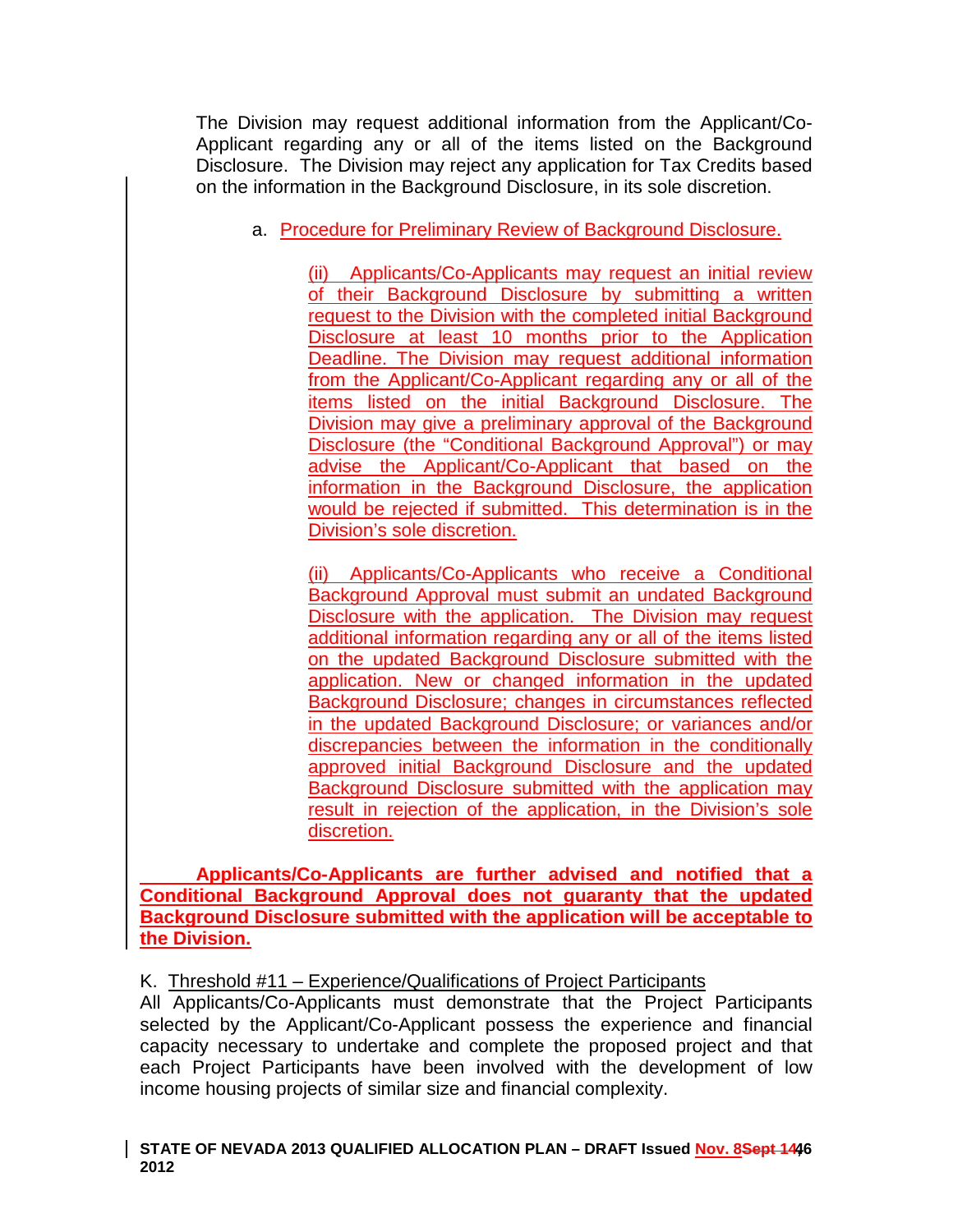The Division may request additional information from the Applicant/Co-Applicant regarding any or all of the items listed on the Background Disclosure. The Division may reject any application for Tax Credits based on the information in the Background Disclosure, in its sole discretion.

a. Procedure for Preliminary Review of Background Disclosure.

(ii) Applicants/Co-Applicants may request an initial review of their Background Disclosure by submitting a written request to the Division with the completed initial Background Disclosure at least 10 months prior to the Application Deadline. The Division may request additional information from the Applicant/Co-Applicant regarding any or all of the items listed on the initial Background Disclosure. The Division may give a preliminary approval of the Background Disclosure (the "Conditional Background Approval") or may advise the Applicant/Co-Applicant that based on the information in the Background Disclosure, the application would be rejected if submitted. This determination is in the Division's sole discretion.

(ii) Applicants/Co-Applicants who receive a Conditional Background Approval must submit an undated Background Disclosure with the application. The Division may request additional information regarding any or all of the items listed on the updated Background Disclosure submitted with the application. New or changed information in the updated Background Disclosure; changes in circumstances reflected in the updated Background Disclosure; or variances and/or discrepancies between the information in the conditionally approved initial Background Disclosure and the updated Background Disclosure submitted with the application may result in rejection of the application, in the Division's sole discretion.

**Applicants/Co-Applicants are further advised and notified that a Conditional Background Approval does not guaranty that the updated Background Disclosure submitted with the application will be acceptable to the Division.**

K. Threshold #11 – Experience/Qualifications of Project Participants

All Applicants/Co-Applicants must demonstrate that the Project Participants selected by the Applicant/Co-Applicant possess the experience and financial capacity necessary to undertake and complete the proposed project and that each Project Participants have been involved with the development of low income housing projects of similar size and financial complexity.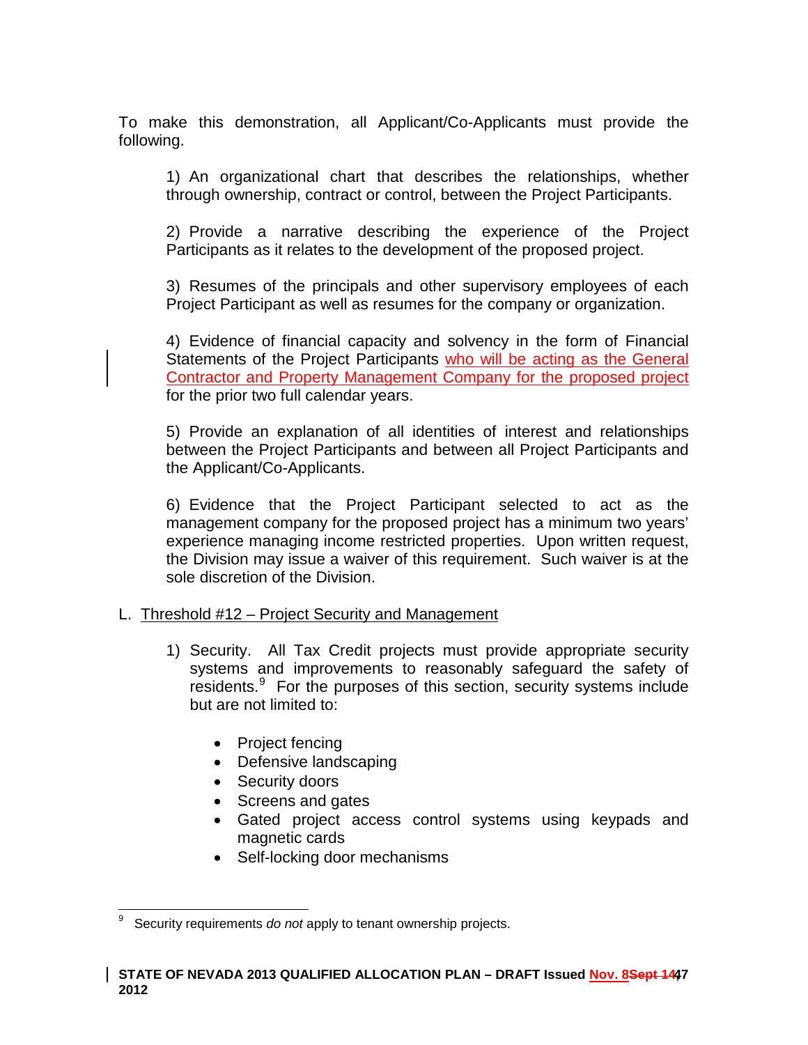To make this demonstration, all Applicant/Co-Applicants must provide the following.

1) An organizational chart that describes the relationships, whether through ownership, contract or control, between the Project Participants.

2) Provide a narrative describing the experience of the Project Participants as it relates to the development of the proposed project.

3) Resumes of the principals and other supervisory employees of each Project Participant as well as resumes for the company or organization.

4) Evidence of financial capacity and solvency in the form of Financial Statements of the Project Participants who will be acting as the General Contractor and Property Management Company for the proposed project for the prior two full calendar years.

5) Provide an explanation of all identities of interest and relationships between the Project Participants and between all Project Participants and the Applicant/Co-Applicants.

6) Evidence that the Project Participant selected to act as the management company for the proposed project has a minimum two years' experience managing income restricted properties. Upon written request, the Division may issue a waiver of this requirement. Such waiver is at the sole discretion of the Division.

L. Threshold #12 – Project Security and Management

1) Security. All Tax Credit projects must provide appropriate security systems and improvements to reasonably safeguard the safety of residents.[9] For the purposes of this section, security systems include but are not limited to:

- Project fencing
- Defensive landscaping
- Security doors
- Screens and gates
- Gated project access control systems using keypads and magnetic cards
- Self-locking door mechanisms

[9] Security requirements *do not* apply to tenant ownership projects.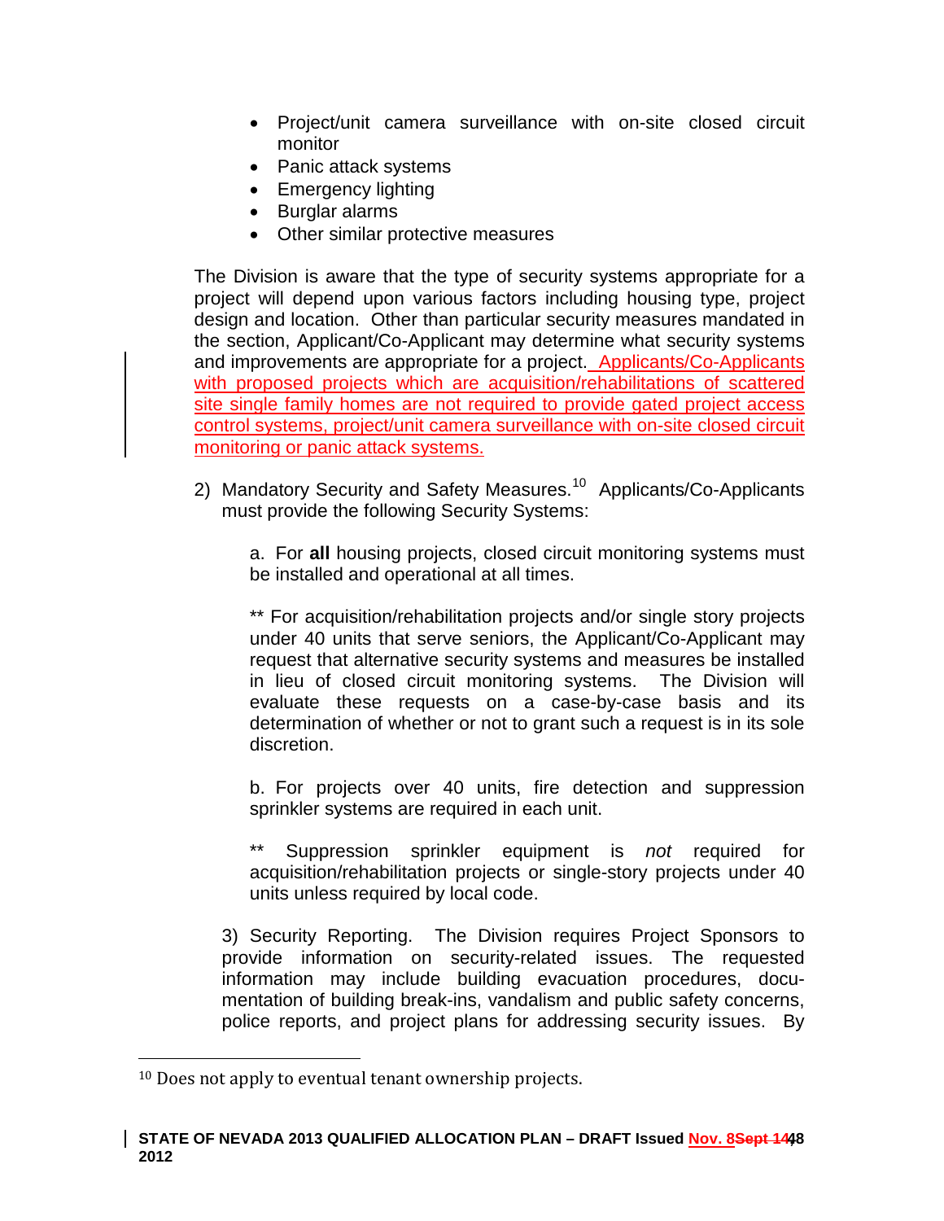- Project/unit camera surveillance with on-site closed circuit monitor
- Panic attack systems
- Emergency lighting
- Burglar alarms
- Other similar protective measures

The Division is aware that the type of security systems appropriate for a project will depend upon various factors including housing type, project design and location. Other than particular security measures mandated in the section, Applicant/Co-Applicant may determine what security systems and improvements are appropriate for a project. Applicants/Co-Applicants with proposed projects which are acquisition/rehabilitations of scattered site single family homes are not required to provide gated project access control systems, project/unit camera surveillance with on-site closed circuit monitoring or panic attack systems.

2) Mandatory Security and Safety Measures.[10] Applicants/Co-Applicants must provide the following Security Systems:

a. For **all** housing projects, closed circuit monitoring systems must be installed and operational at all times.

** For acquisition/rehabilitation projects and/or single story projects under 40 units that serve seniors, the Applicant/Co-Applicant may request that alternative security systems and measures be installed in lieu of closed circuit monitoring systems. The Division will evaluate these requests on a case-by-case basis and its determination of whether or not to grant such a request is in its sole discretion.

b. For projects over 40 units, fire detection and suppression sprinkler systems are required in each unit.

** Suppression sprinkler equipment is *not* required for acquisition/rehabilitation projects or single-story projects under 40 units unless required by local code.

3) Security Reporting. The Division requires Project Sponsors to provide information on security-related issues. The requested information may include building evacuation procedures, documentation of building break-ins, vandalism and public safety concerns, police reports, and project plans for addressing security issues. By

[10] Does not apply to eventual tenant ownership projects.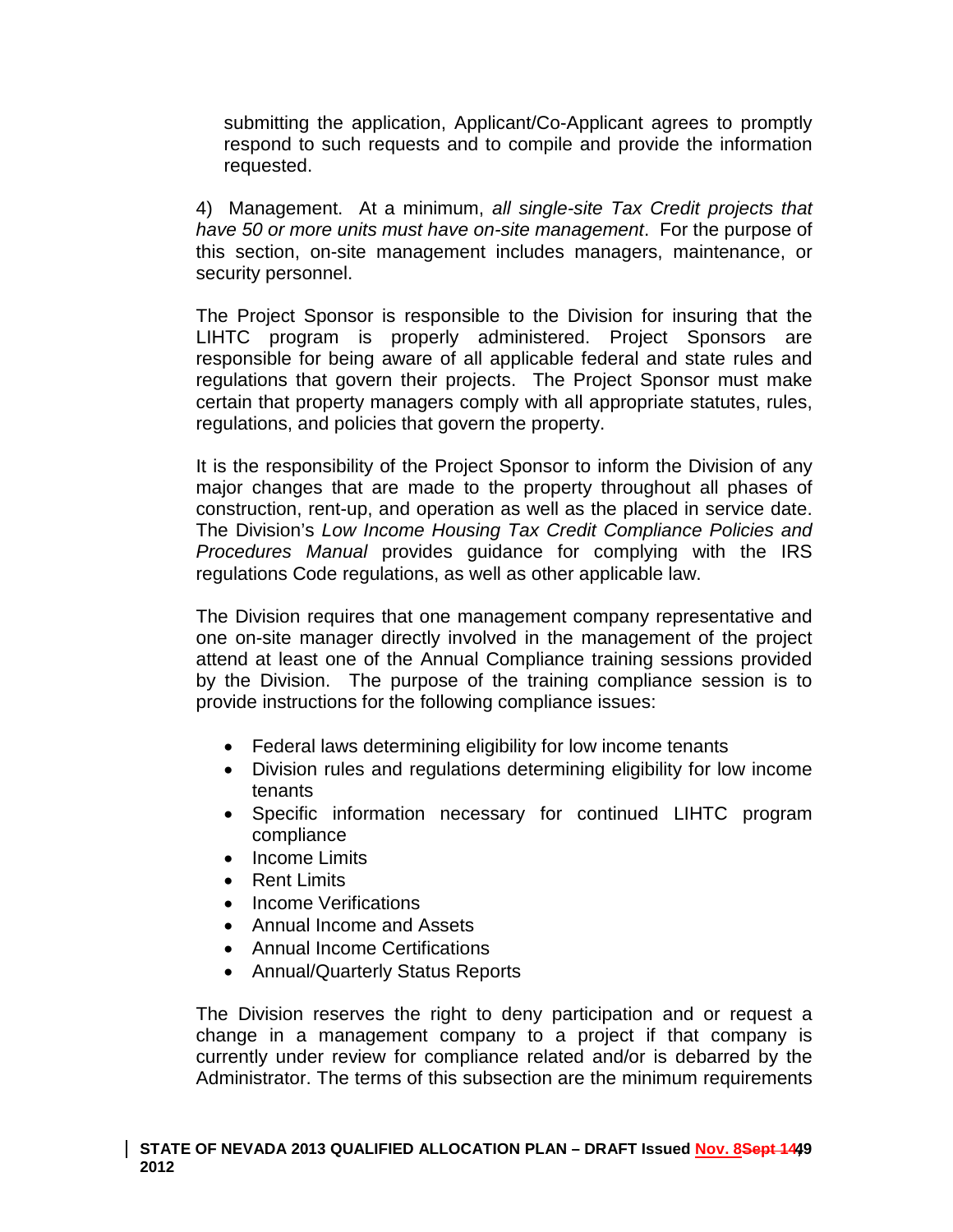submitting the application, Applicant/Co-Applicant agrees to promptly respond to such requests and to compile and provide the information requested.

4) Management. At a minimum, *all single-site Tax Credit projects that have 50 or more units must have on-site management*. For the purpose of this section, on-site management includes managers, maintenance, or security personnel.

The Project Sponsor is responsible to the Division for insuring that the LIHTC program is properly administered. Project Sponsors are responsible for being aware of all applicable federal and state rules and regulations that govern their projects. The Project Sponsor must make certain that property managers comply with all appropriate statutes, rules, regulations, and policies that govern the property.

It is the responsibility of the Project Sponsor to inform the Division of any major changes that are made to the property throughout all phases of construction, rent-up, and operation as well as the placed in service date. The Division's *Low Income Housing Tax Credit Compliance Policies and Procedures Manual* provides guidance for complying with the IRS regulations Code regulations, as well as other applicable law.

The Division requires that one management company representative and one on-site manager directly involved in the management of the project attend at least one of the Annual Compliance training sessions provided by the Division. The purpose of the training compliance session is to provide instructions for the following compliance issues:

- Federal laws determining eligibility for low income tenants
- Division rules and regulations determining eligibility for low income tenants
- Specific information necessary for continued LIHTC program compliance
- Income Limits
- Rent Limits
- Income Verifications
- Annual Income and Assets
- Annual Income Certifications
- Annual/Quarterly Status Reports

The Division reserves the right to deny participation and or request a change in a management company to a project if that company is currently under review for compliance related and/or is debarred by the Administrator. The terms of this subsection are the minimum requirements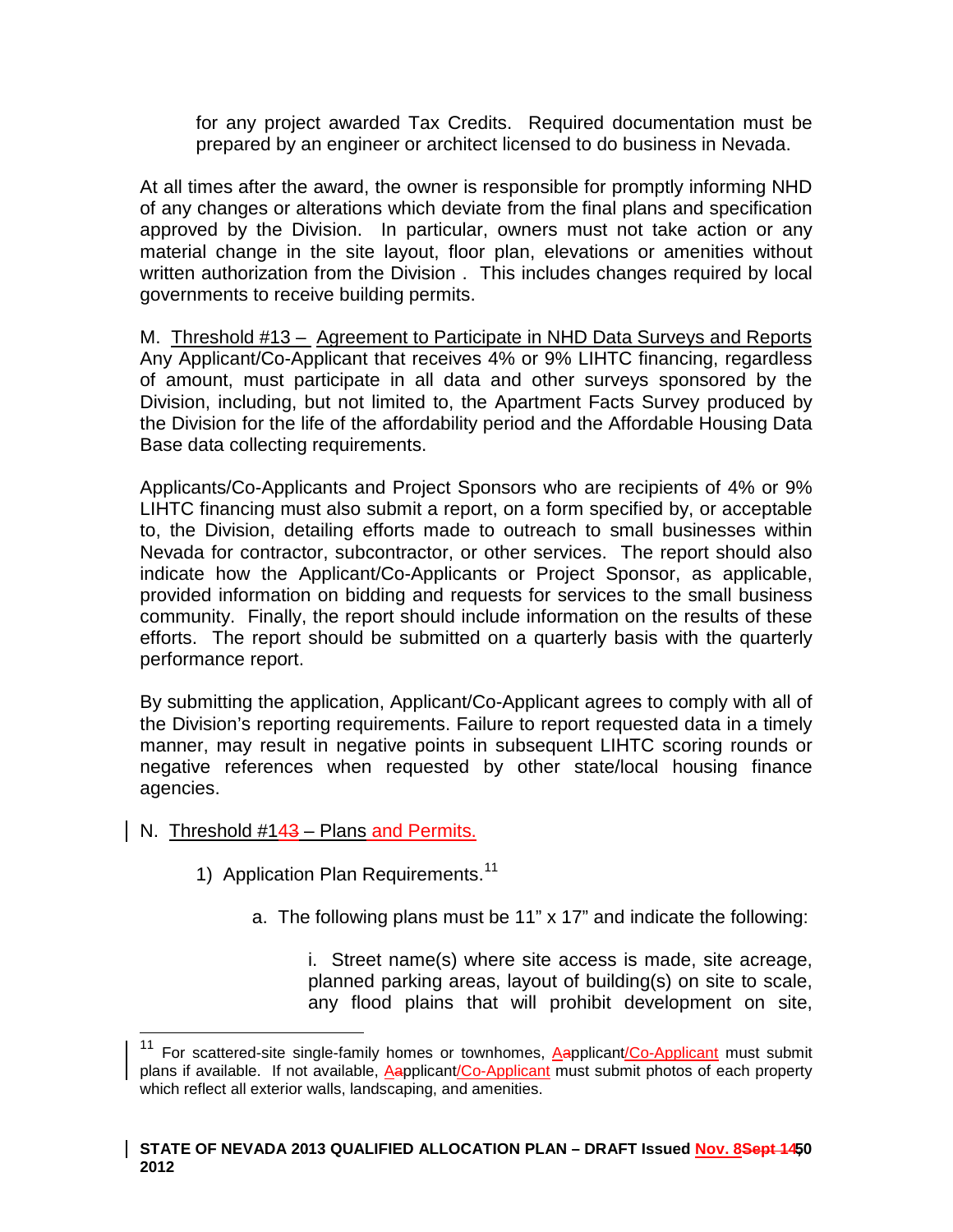for any project awarded Tax Credits. Required documentation must be prepared by an engineer or architect licensed to do business in Nevada.

At all times after the award, the owner is responsible for promptly informing NHD of any changes or alterations which deviate from the final plans and specification approved by the Division. In particular, owners must not take action or any material change in the site layout, floor plan, elevations or amenities without written authorization from the Division . This includes changes required by local governments to receive building permits.

M. Threshold #13 – Agreement to Participate in NHD Data Surveys and Reports
Any Applicant/Co-Applicant that receives 4% or 9% LIHTC financing, regardless of amount, must participate in all data and other surveys sponsored by the Division, including, but not limited to, the Apartment Facts Survey produced by the Division for the life of the affordability period and the Affordable Housing Data Base data collecting requirements.

Applicants/Co-Applicants and Project Sponsors who are recipients of 4% or 9% LIHTC financing must also submit a report, on a form specified by, or acceptable to, the Division, detailing efforts made to outreach to small businesses within Nevada for contractor, subcontractor, or other services. The report should also indicate how the Applicant/Co-Applicants or Project Sponsor, as applicable, provided information on bidding and requests for services to the small business community. Finally, the report should include information on the results of these efforts. The report should be submitted on a quarterly basis with the quarterly performance report.

By submitting the application, Applicant/Co-Applicant agrees to comply with all of the Division's reporting requirements. Failure to report requested data in a timely manner, may result in negative points in subsequent LIHTC scoring rounds or negative references when requested by other state/local housing finance agencies.

N. Threshold #1~~43~~4 – Plans and Permits.

1) Application Plan Requirements.[11]

a. The following plans must be 11" x 17" and indicate the following:

i. Street name(s) where site access is made, site acreage, planned parking areas, layout of building(s) on site to scale, any flood plains that will prohibit development on site,

---

[11] For scattered-site single-family homes or townhomes, A~~a~~pplicant/Co-Applicant must submit plans if available. If not available, A~~a~~pplicant/Co-Applicant must submit photos of each property which reflect all exterior walls, landscaping, and amenities.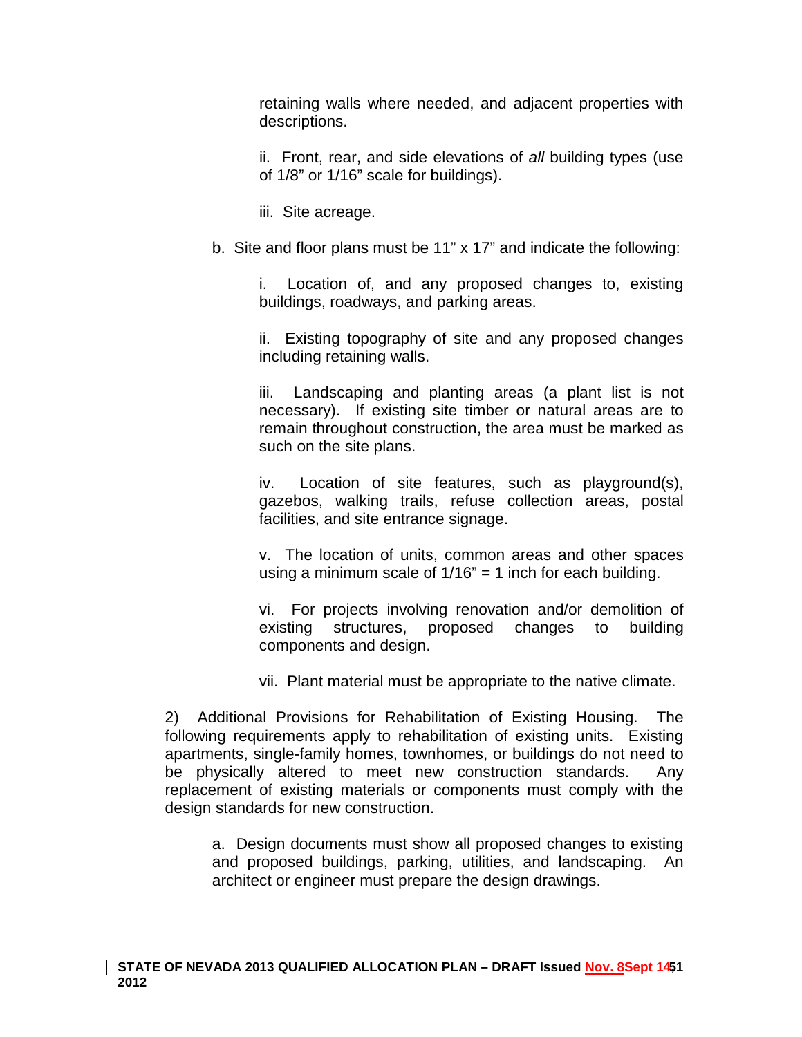retaining walls where needed, and adjacent properties with descriptions.

ii. Front, rear, and side elevations of *all* building types (use of 1/8" or 1/16" scale for buildings).

iii. Site acreage.

b. Site and floor plans must be 11" x 17" and indicate the following:

i. Location of, and any proposed changes to, existing buildings, roadways, and parking areas.

ii. Existing topography of site and any proposed changes including retaining walls.

iii. Landscaping and planting areas (a plant list is not necessary). If existing site timber or natural areas are to remain throughout construction, the area must be marked as such on the site plans.

iv. Location of site features, such as playground(s), gazebos, walking trails, refuse collection areas, postal facilities, and site entrance signage.

v. The location of units, common areas and other spaces using a minimum scale of 1/16" = 1 inch for each building.

vi. For projects involving renovation and/or demolition of existing structures, proposed changes to building components and design.

vii. Plant material must be appropriate to the native climate.

2) Additional Provisions for Rehabilitation of Existing Housing. The following requirements apply to rehabilitation of existing units. Existing apartments, single-family homes, townhomes, or buildings do not need to be physically altered to meet new construction standards. Any replacement of existing materials or components must comply with the design standards for new construction.

a. Design documents must show all proposed changes to existing and proposed buildings, parking, utilities, and landscaping. An architect or engineer must prepare the design drawings.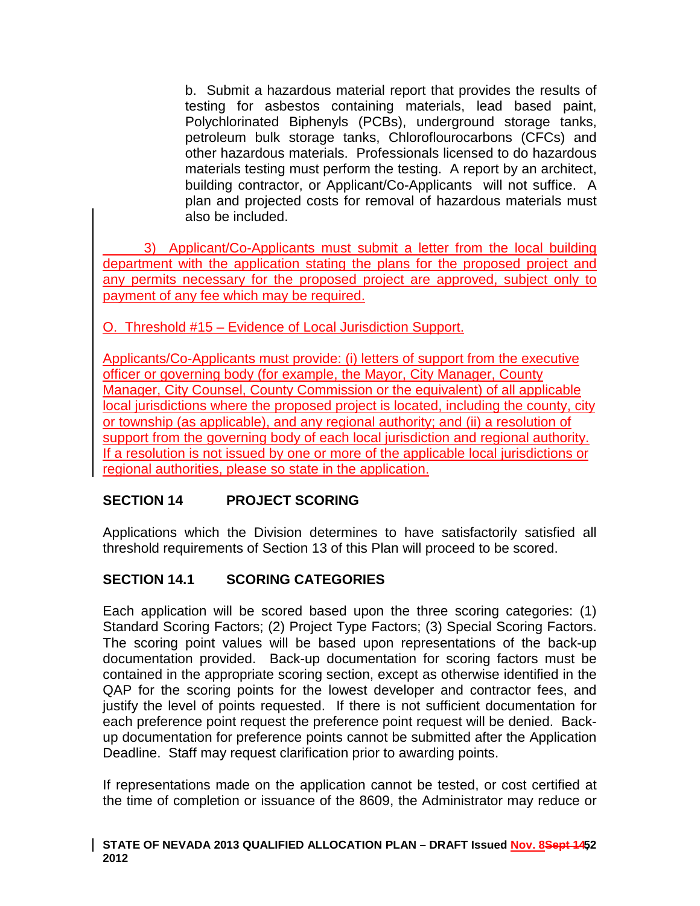b. Submit a hazardous material report that provides the results of testing for asbestos containing materials, lead based paint, Polychlorinated Biphenyls (PCBs), underground storage tanks, petroleum bulk storage tanks, Chloroflourocarbons (CFCs) and other hazardous materials. Professionals licensed to do hazardous materials testing must perform the testing. A report by an architect, building contractor, or Applicant/Co-Applicants will not suffice. A plan and projected costs for removal of hazardous materials must also be included.

3) Applicant/Co-Applicants must submit a letter from the local building department with the application stating the plans for the proposed project and any permits necessary for the proposed project are approved, subject only to payment of any fee which may be required.

O. Threshold #15 – Evidence of Local Jurisdiction Support.

Applicants/Co-Applicants must provide: (i) letters of support from the executive officer or governing body (for example, the Mayor, City Manager, County Manager, City Counsel, County Commission or the equivalent) of all applicable local jurisdictions where the proposed project is located, including the county, city or township (as applicable), and any regional authority; and (ii) a resolution of support from the governing body of each local jurisdiction and regional authority. If a resolution is not issued by one or more of the applicable local jurisdictions or regional authorities, please so state in the application.

## SECTION 14 PROJECT SCORING

Applications which the Division determines to have satisfactorily satisfied all threshold requirements of Section 13 of this Plan will proceed to be scored.

## SECTION 14.1 SCORING CATEGORIES

Each application will be scored based upon the three scoring categories: (1) Standard Scoring Factors; (2) Project Type Factors; (3) Special Scoring Factors. The scoring point values will be based upon representations of the back-up documentation provided. Back-up documentation for scoring factors must be contained in the appropriate scoring section, except as otherwise identified in the QAP for the scoring points for the lowest developer and contractor fees, and justify the level of points requested. If there is not sufficient documentation for each preference point request the preference point request will be denied. Back-up documentation for preference points cannot be submitted after the Application Deadline. Staff may request clarification prior to awarding points.

If representations made on the application cannot be tested, or cost certified at the time of completion or issuance of the 8609, the Administrator may reduce or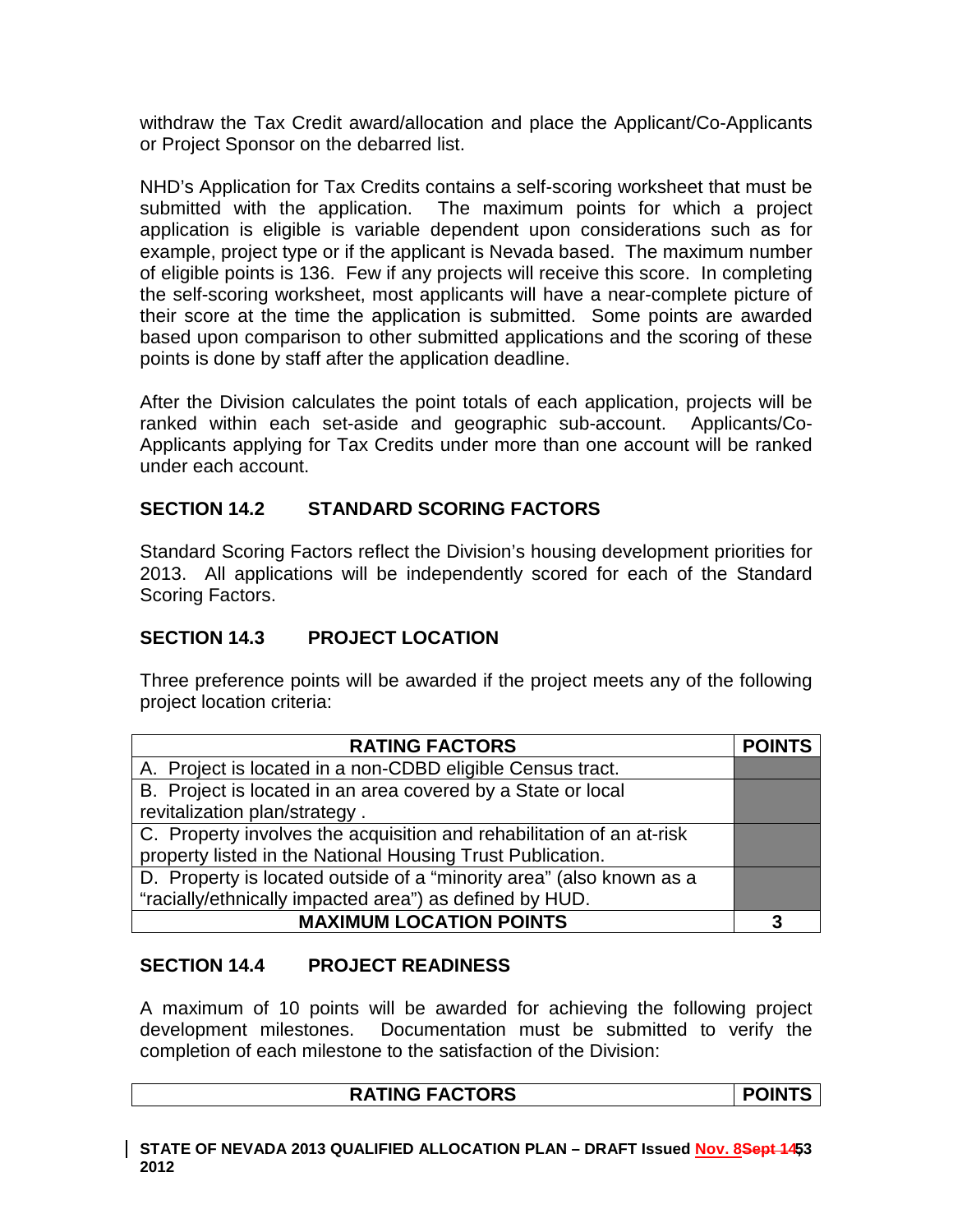withdraw the Tax Credit award/allocation and place the Applicant/Co-Applicants or Project Sponsor on the debarred list.

NHD's Application for Tax Credits contains a self-scoring worksheet that must be submitted with the application. The maximum points for which a project application is eligible is variable dependent upon considerations such as for example, project type or if the applicant is Nevada based. The maximum number of eligible points is 136. Few if any projects will receive this score. In completing the self-scoring worksheet, most applicants will have a near-complete picture of their score at the time the application is submitted. Some points are awarded based upon comparison to other submitted applications and the scoring of these points is done by staff after the application deadline.

After the Division calculates the point totals of each application, projects will be ranked within each set-aside and geographic sub-account. Applicants/Co-Applicants applying for Tax Credits under more than one account will be ranked under each account.

## SECTION 14.2 STANDARD SCORING FACTORS

Standard Scoring Factors reflect the Division's housing development priorities for 2013. All applications will be independently scored for each of the Standard Scoring Factors.

## SECTION 14.3 PROJECT LOCATION

Three preference points will be awarded if the project meets any of the following project location criteria:

| RATING FACTORS | POINTS |
|---|---|
| A. Project is located in a non-CDBD eligible Census tract. | |
| B. Project is located in an area covered by a State or local revitalization plan/strategy . | |
| C. Property involves the acquisition and rehabilitation of an at-risk property listed in the National Housing Trust Publication. | |
| D. Property is located outside of a "minority area" (also known as a "racially/ethnically impacted area") as defined by HUD. | |
| **MAXIMUM LOCATION POINTS** | **3** |

## SECTION 14.4 PROJECT READINESS

A maximum of 10 points will be awarded for achieving the following project development milestones. Documentation must be submitted to verify the completion of each milestone to the satisfaction of the Division:

| RATING FACTORS | POINTS |
|---|---|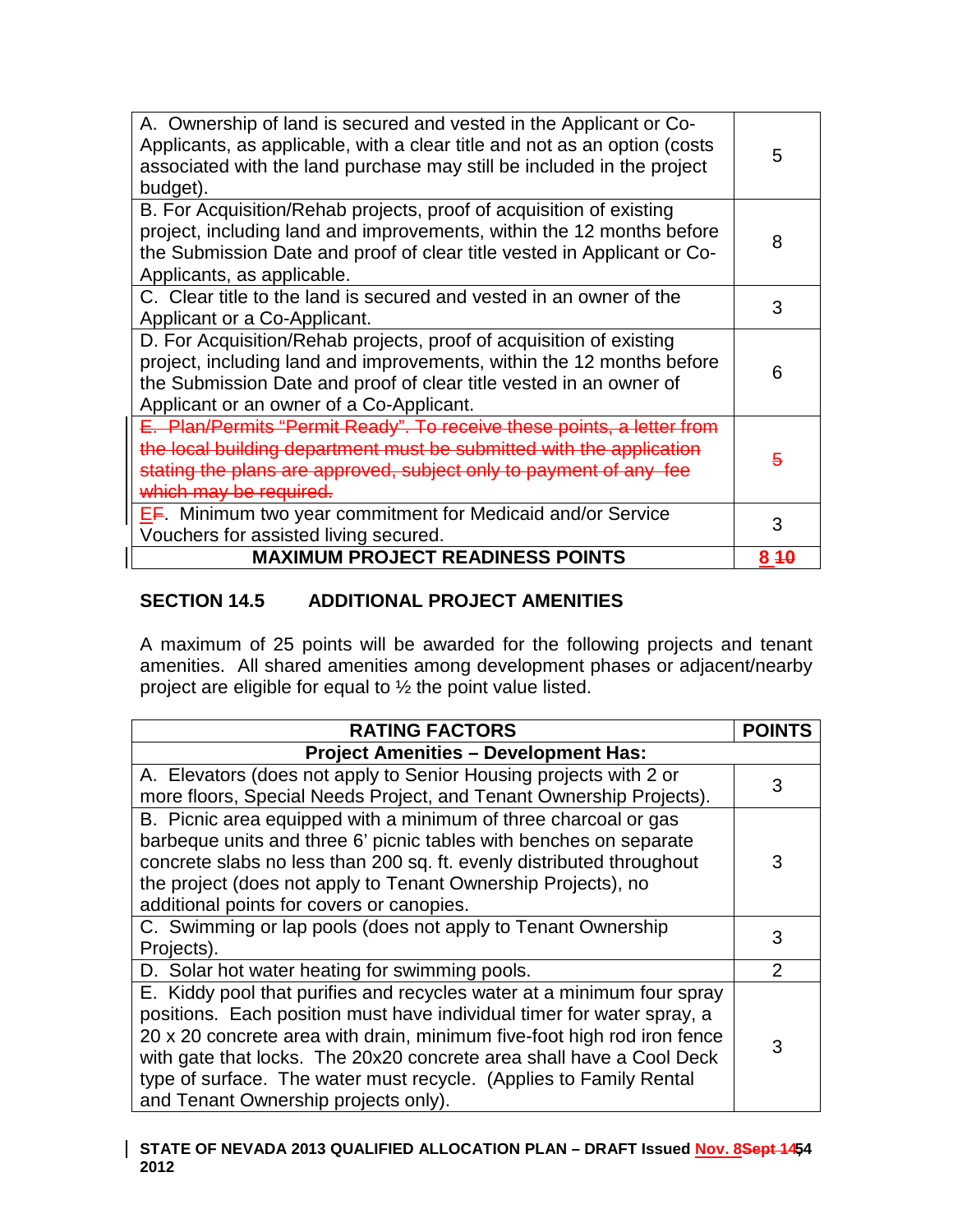| | |
|---|---|
| A. Ownership of land is secured and vested in the Applicant or Co-Applicants, as applicable, with a clear title and not as an option (costs associated with the land purchase may still be included in the project budget). | 5 |
| B. For Acquisition/Rehab projects, proof of acquisition of existing project, including land and improvements, within the 12 months before the Submission Date and proof of clear title vested in Applicant or Co-Applicants, as applicable. | 8 |
| C. Clear title to the land is secured and vested in an owner of the Applicant or a Co-Applicant. | 3 |
| D. For Acquisition/Rehab projects, proof of acquisition of existing project, including land and improvements, within the 12 months before the Submission Date and proof of clear title vested in an owner of Applicant or an owner of a Co-Applicant. | 6 |
| ~~E. Plan/Permits "Permit Ready". To receive these points, a letter from the local building department must be submitted with the application stating the plans are approved, subject only to payment of any fee which may be required.~~ | ~~5~~ |
| E~~F~~. Minimum two year commitment for Medicaid and/or Service Vouchers for assisted living secured. | 3 |
| **MAXIMUM PROJECT READINESS POINTS** | **8 ~~10~~** |

## SECTION 14.5 ADDITIONAL PROJECT AMENITIES

A maximum of 25 points will be awarded for the following projects and tenant amenities. All shared amenities among development phases or adjacent/nearby project are eligible for equal to ½ the point value listed.

| RATING FACTORS | POINTS |
|---|---|
| **Project Amenities – Development Has:** | |
| A. Elevators (does not apply to Senior Housing projects with 2 or more floors, Special Needs Project, and Tenant Ownership Projects). | 3 |
| B. Picnic area equipped with a minimum of three charcoal or gas barbeque units and three 6' picnic tables with benches on separate concrete slabs no less than 200 sq. ft. evenly distributed throughout the project (does not apply to Tenant Ownership Projects), no additional points for covers or canopies. | 3 |
| C. Swimming or lap pools (does not apply to Tenant Ownership Projects). | 3 |
| D. Solar hot water heating for swimming pools. | 2 |
| E. Kiddy pool that purifies and recycles water at a minimum four spray positions. Each position must have individual timer for water spray, a 20 x 20 concrete area with drain, minimum five-foot high rod iron fence with gate that locks. The 20x20 concrete area shall have a Cool Deck type of surface. The water must recycle. (Applies to Family Rental and Tenant Ownership projects only). | 3 |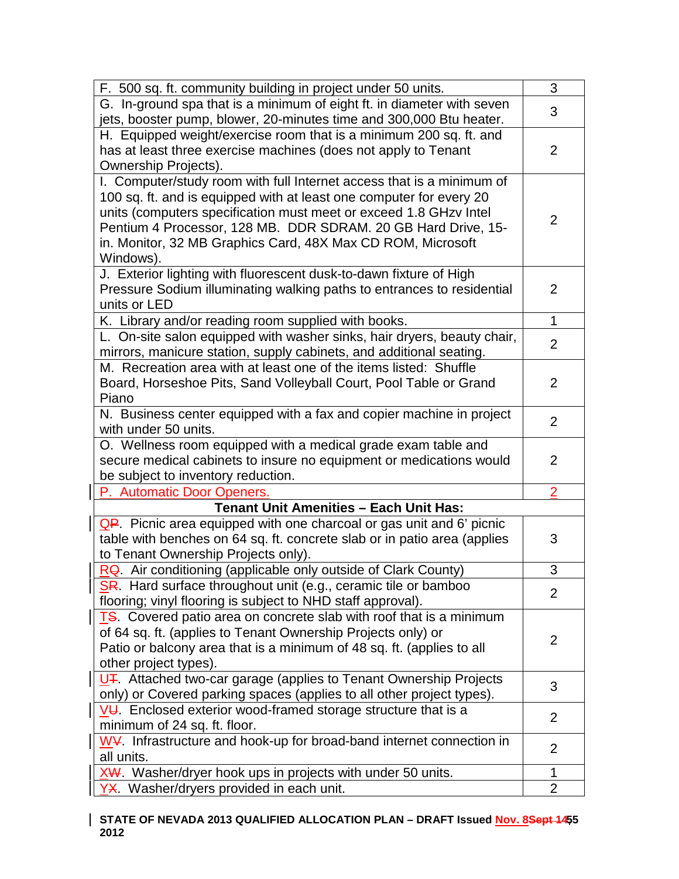| | |
|---|---|
| F. 500 sq. ft. community building in project under 50 units. | 3 |
| G. In-ground spa that is a minimum of eight ft. in diameter with seven jets, booster pump, blower, 20-minutes time and 300,000 Btu heater. | 3 |
| H. Equipped weight/exercise room that is a minimum 200 sq. ft. and has at least three exercise machines (does not apply to Tenant Ownership Projects). | 2 |
| I. Computer/study room with full Internet access that is a minimum of 100 sq. ft. and is equipped with at least one computer for every 20 units (computers specification must meet or exceed 1.8 GHzv Intel Pentium 4 Processor, 128 MB. DDR SDRAM. 20 GB Hard Drive, 15-in. Monitor, 32 MB Graphics Card, 48X Max CD ROM, Microsoft Windows). | 2 |
| J. Exterior lighting with fluorescent dusk-to-dawn fixture of High Pressure Sodium illuminating walking paths to entrances to residential units or LED | 2 |
| K. Library and/or reading room supplied with books. | 1 |
| L. On-site salon equipped with washer sinks, hair dryers, beauty chair, mirrors, manicure station, supply cabinets, and additional seating. | 2 |
| M. Recreation area with at least one of the items listed: Shuffle Board, Horseshoe Pits, Sand Volleyball Court, Pool Table or Grand Piano | 2 |
| N. Business center equipped with a fax and copier machine in project with under 50 units. | 2 |
| O. Wellness room equipped with a medical grade exam table and secure medical cabinets to insure no equipment or medications would be subject to inventory reduction. | 2 |
| P. Automatic Door Openers. | 2 |
| **Tenant Unit Amenities – Each Unit Has:** | |
| Q~~P~~. Picnic area equipped with one charcoal or gas unit and 6' picnic table with benches on 64 sq. ft. concrete slab or in patio area (applies to Tenant Ownership Projects only). | 3 |
| R~~Q~~. Air conditioning (applicable only outside of Clark County) | 3 |
| S~~R~~. Hard surface throughout unit (e.g., ceramic tile or bamboo flooring; vinyl flooring is subject to NHD staff approval). | 2 |
| T~~S~~. Covered patio area on concrete slab with roof that is a minimum of 64 sq. ft. (applies to Tenant Ownership Projects only) or Patio or balcony area that is a minimum of 48 sq. ft. (applies to all other project types). | 2 |
| U~~T~~. Attached two-car garage (applies to Tenant Ownership Projects only) or Covered parking spaces (applies to all other project types). | 3 |
| V~~U~~. Enclosed exterior wood-framed storage structure that is a minimum of 24 sq. ft. floor. | 2 |
| W~~V~~. Infrastructure and hook-up for broad-band internet connection in all units. | 2 |
| X~~W~~. Washer/dryer hook ups in projects with under 50 units. | 1 |
| Y~~X~~. Washer/dryers provided in each unit. | 2 |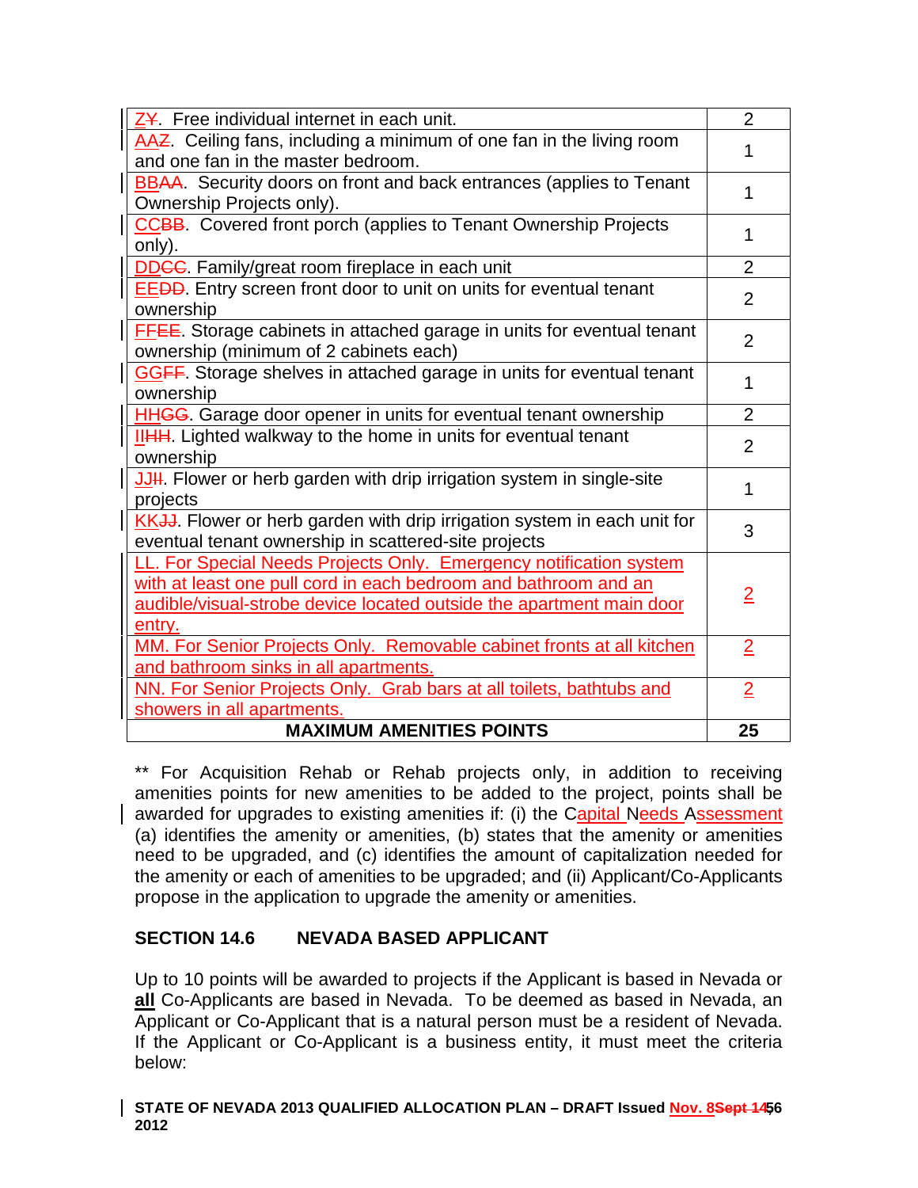| ZY. Free individual internet in each unit. | 2 |
|---|---|
| AAZ. Ceiling fans, including a minimum of one fan in the living room and one fan in the master bedroom. | 1 |
| BBAA. Security doors on front and back entrances (applies to Tenant Ownership Projects only). | 1 |
| CCBB. Covered front porch (applies to Tenant Ownership Projects only). | 1 |
| DDCC. Family/great room fireplace in each unit | 2 |
| EEDD. Entry screen front door to unit on units for eventual tenant ownership | 2 |
| FFEE. Storage cabinets in attached garage in units for eventual tenant ownership (minimum of 2 cabinets each) | 2 |
| GGFF. Storage shelves in attached garage in units for eventual tenant ownership | 1 |
| HHGG. Garage door opener in units for eventual tenant ownership | 2 |
| IIHH. Lighted walkway to the home in units for eventual tenant ownership | 2 |
| JJII. Flower or herb garden with drip irrigation system in single-site projects | 1 |
| KKJJ. Flower or herb garden with drip irrigation system in each unit for eventual tenant ownership in scattered-site projects | 3 |
| LL. For Special Needs Projects Only. Emergency notification system with at least one pull cord in each bedroom and bathroom and an audible/visual-strobe device located outside the apartment main door entry. | 2 |
| MM. For Senior Projects Only. Removable cabinet fronts at all kitchen and bathroom sinks in all apartments. | 2 |
| NN. For Senior Projects Only. Grab bars at all toilets, bathtubs and showers in all apartments. | 2 |
| **MAXIMUM AMENITIES POINTS** | **25** |

** For Acquisition Rehab or Rehab projects only, in addition to receiving amenities points for new amenities to be added to the project, points shall be awarded for upgrades to existing amenities if: (i) the Capital Needs Assessment (a) identifies the amenity or amenities, (b) states that the amenity or amenities need to be upgraded, and (c) identifies the amount of capitalization needed for the amenity or each of amenities to be upgraded; and (ii) Applicant/Co-Applicants propose in the application to upgrade the amenity or amenities.

## SECTION 14.6 NEVADA BASED APPLICANT

Up to 10 points will be awarded to projects if the Applicant is based in Nevada or **all** Co-Applicants are based in Nevada. To be deemed as based in Nevada, an Applicant or Co-Applicant that is a natural person must be a resident of Nevada. If the Applicant or Co-Applicant is a business entity, it must meet the criteria below: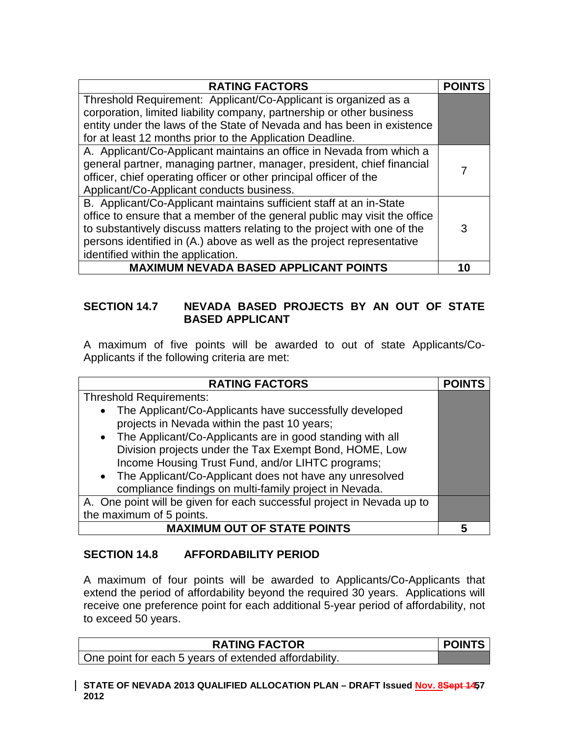| RATING FACTORS | POINTS |
|---|---|
| Threshold Requirement: Applicant/Co-Applicant is organized as a corporation, limited liability company, partnership or other business entity under the laws of the State of Nevada and has been in existence for at least 12 months prior to the Application Deadline. | |
| A. Applicant/Co-Applicant maintains an office in Nevada from which a general partner, managing partner, manager, president, chief financial officer, chief operating officer or other principal officer of the Applicant/Co-Applicant conducts business. | 7 |
| B. Applicant/Co-Applicant maintains sufficient staff at an in-State office to ensure that a member of the general public may visit the office to substantively discuss matters relating to the project with one of the persons identified in (A.) above as well as the project representative identified within the application. | 3 |
| **MAXIMUM NEVADA BASED APPLICANT POINTS** | **10** |

## SECTION 14.7 NEVADA BASED PROJECTS BY AN OUT OF STATE BASED APPLICANT

A maximum of five points will be awarded to out of state Applicants/Co-Applicants if the following criteria are met:

| RATING FACTORS | POINTS |
|---|---|
| Threshold Requirements:<br>• The Applicant/Co-Applicants have successfully developed projects in Nevada within the past 10 years;<br>• The Applicant/Co-Applicants are in good standing with all Division projects under the Tax Exempt Bond, HOME, Low Income Housing Trust Fund, and/or LIHTC programs;<br>• The Applicant/Co-Applicant does not have any unresolved compliance findings on multi-family project in Nevada. | |
| A. One point will be given for each successful project in Nevada up to the maximum of 5 points. | |
| **MAXIMUM OUT OF STATE POINTS** | **5** |

## SECTION 14.8 AFFORDABILITY PERIOD

A maximum of four points will be awarded to Applicants/Co-Applicants that extend the period of affordability beyond the required 30 years. Applications will receive one preference point for each additional 5-year period of affordability, not to exceed 50 years.

| RATING FACTOR | POINTS |
|---|---|
| One point for each 5 years of extended affordability. | |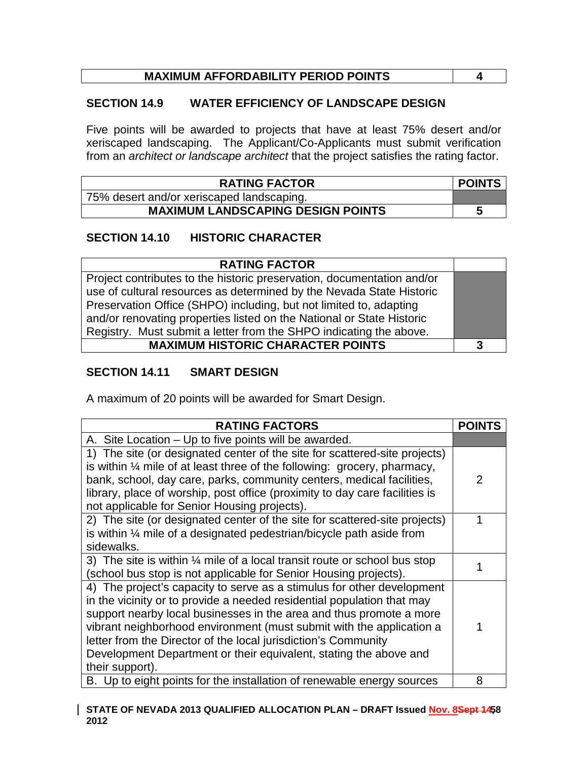| MAXIMUM AFFORDABILITY PERIOD POINTS | 4 |
|---|---|

## SECTION 14.9 WATER EFFICIENCY OF LANDSCAPE DESIGN

Five points will be awarded to projects that have at least 75% desert and/or xeriscaped landscaping. The Applicant/Co-Applicants must submit verification from an *architect or landscape architect* that the project satisfies the rating factor.

| RATING FACTOR | POINTS |
|---|---|
| 75% desert and/or xeriscaped landscaping. | |
| **MAXIMUM LANDSCAPING DESIGN POINTS** | **5** |

## SECTION 14.10 HISTORIC CHARACTER

| RATING FACTOR | |
|---|---|
| Project contributes to the historic preservation, documentation and/or use of cultural resources as determined by the Nevada State Historic Preservation Office (SHPO) including, but not limited to, adapting and/or renovating properties listed on the National or State Historic Registry. Must submit a letter from the SHPO indicating the above. | |
| **MAXIMUM HISTORIC CHARACTER POINTS** | **3** |

## SECTION 14.11 SMART DESIGN

A maximum of 20 points will be awarded for Smart Design.

| RATING FACTORS | POINTS |
|---|---|
| A. Site Location – Up to five points will be awarded. | |
| 1) The site (or designated center of the site for scattered-site projects) is within ¼ mile of at least three of the following: grocery, pharmacy, bank, school, day care, parks, community centers, medical facilities, library, place of worship, post office (proximity to day care facilities is not applicable for Senior Housing projects). | 2 |
| 2) The site (or designated center of the site for scattered-site projects) is within ¼ mile of a designated pedestrian/bicycle path aside from sidewalks. | 1 |
| 3) The site is within ¼ mile of a local transit route or school bus stop (school bus stop is not applicable for Senior Housing projects). | 1 |
| 4) The project's capacity to serve as a stimulus for other development in the vicinity or to provide a needed residential population that may support nearby local businesses in the area and thus promote a more vibrant neighborhood environment (must submit with the application a letter from the Director of the local jurisdiction's Community Development Department or their equivalent, stating the above and their support). | 1 |
| B. Up to eight points for the installation of renewable energy sources | 8 |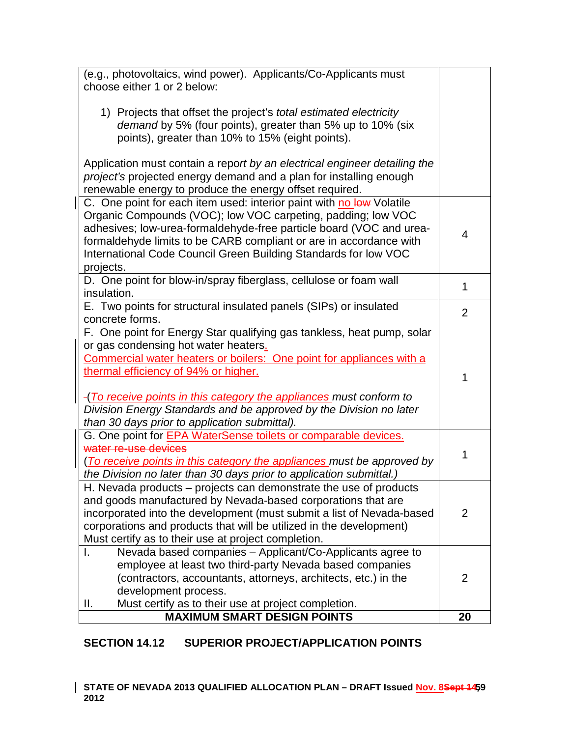| | |
|---|---|
| (e.g., photovoltaics, wind power). Applicants/Co-Applicants must choose either 1 or 2 below:<br><br>1) Projects that offset the project's *total estimated electricity demand* by 5% (four points), greater than 5% up to 10% (six points), greater than 10% to 15% (eight points).<br><br>Application must contain a report *by an electrical engineer detailing the project's* projected energy demand and a plan for installing enough renewable energy to produce the energy offset required. | |
| C. One point for each item used: interior paint with no ~~low~~ Volatile Organic Compounds (VOC); low VOC carpeting, padding; low VOC adhesives; low-urea-formaldehyde-free particle board (VOC and urea-formaldehyde limits to be CARB compliant or are in accordance with International Code Council Green Building Standards for low VOC projects. | 4 |
| D. One point for blow-in/spray fiberglass, cellulose or foam wall insulation. | 1 |
| E. Two points for structural insulated panels (SIPs) or insulated concrete forms. | 2 |
| F. One point for Energy Star qualifying gas tankless, heat pump, solar or gas condensing hot water heaters.<br>Commercial water heaters or boilers: One point for appliances with a thermal efficiency of 94% or higher.<br><br>(*To receive points in this category the appliances must conform to Division Energy Standards and be approved by the Division no later than 30 days prior to application submittal).* | 1 |
| G. One point for EPA WaterSense toilets or comparable devices. ~~water re-use devices~~<br>(*To receive points in this category the appliances must be approved by the Division no later than 30 days prior to application submittal.)* | 1 |
| H. Nevada products – projects can demonstrate the use of products and goods manufactured by Nevada-based corporations that are incorporated into the development (must submit a list of Nevada-based corporations and products that will be utilized in the development) Must certify as to their use at project completion. | 2 |
| I. Nevada based companies – Applicant/Co-Applicants agree to employee at least two third-party Nevada based companies (contractors, accountants, attorneys, architects, etc.) in the development process.<br>II. Must certify as to their use at project completion. | 2 |
| **MAXIMUM SMART DESIGN POINTS** | **20** |

## SECTION 14.12 SUPERIOR PROJECT/APPLICATION POINTS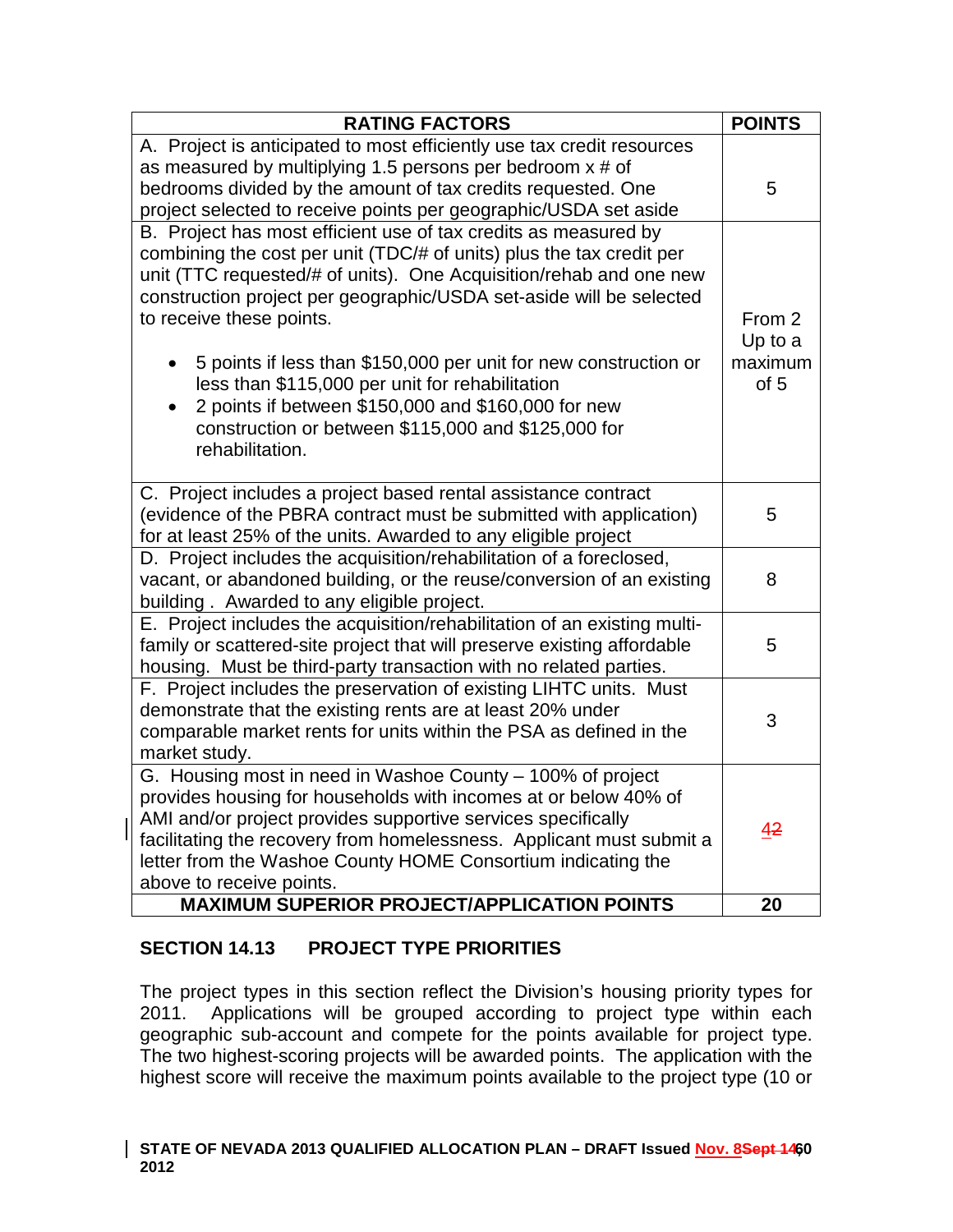| RATING FACTORS | POINTS |
| --- | --- |
| A. Project is anticipated to most efficiently use tax credit resources as measured by multiplying 1.5 persons per bedroom x # of bedrooms divided by the amount of tax credits requested. One project selected to receive points per geographic/USDA set aside | 5 |
| B. Project has most efficient use of tax credits as measured by combining the cost per unit (TDC/# of units) plus the tax credit per unit (TTC requested/# of units). One Acquisition/rehab and one new construction project per geographic/USDA set-aside will be selected to receive these points.<br>• 5 points if less than $150,000 per unit for new construction or less than $115,000 per unit for rehabilitation<br>• 2 points if between $150,000 and $160,000 for new construction or between $115,000 and $125,000 for rehabilitation. | From 2 Up to a maximum of 5 |
| C. Project includes a project based rental assistance contract (evidence of the PBRA contract must be submitted with application) for at least 25% of the units. Awarded to any eligible project | 5 |
| D. Project includes the acquisition/rehabilitation of a foreclosed, vacant, or abandoned building, or the reuse/conversion of an existing building . Awarded to any eligible project. | 8 |
| E. Project includes the acquisition/rehabilitation of an existing multi-family or scattered-site project that will preserve existing affordable housing. Must be third-party transaction with no related parties. | 5 |
| F. Project includes the preservation of existing LIHTC units. Must demonstrate that the existing rents are at least 20% under comparable market rents for units within the PSA as defined in the market study. | 3 |
| G. Housing most in need in Washoe County – 100% of project provides housing for households with incomes at or below 40% of AMI and/or project provides supportive services specifically facilitating the recovery from homelessness. Applicant must submit a letter from the Washoe County HOME Consortium indicating the above to receive points. | 4~~2~~ |
| **MAXIMUM SUPERIOR PROJECT/APPLICATION POINTS** | **20** |

## SECTION 14.13 PROJECT TYPE PRIORITIES

The project types in this section reflect the Division's housing priority types for 2011. Applications will be grouped according to project type within each geographic sub-account and compete for the points available for project type. The two highest-scoring projects will be awarded points. The application with the highest score will receive the maximum points available to the project type (10 or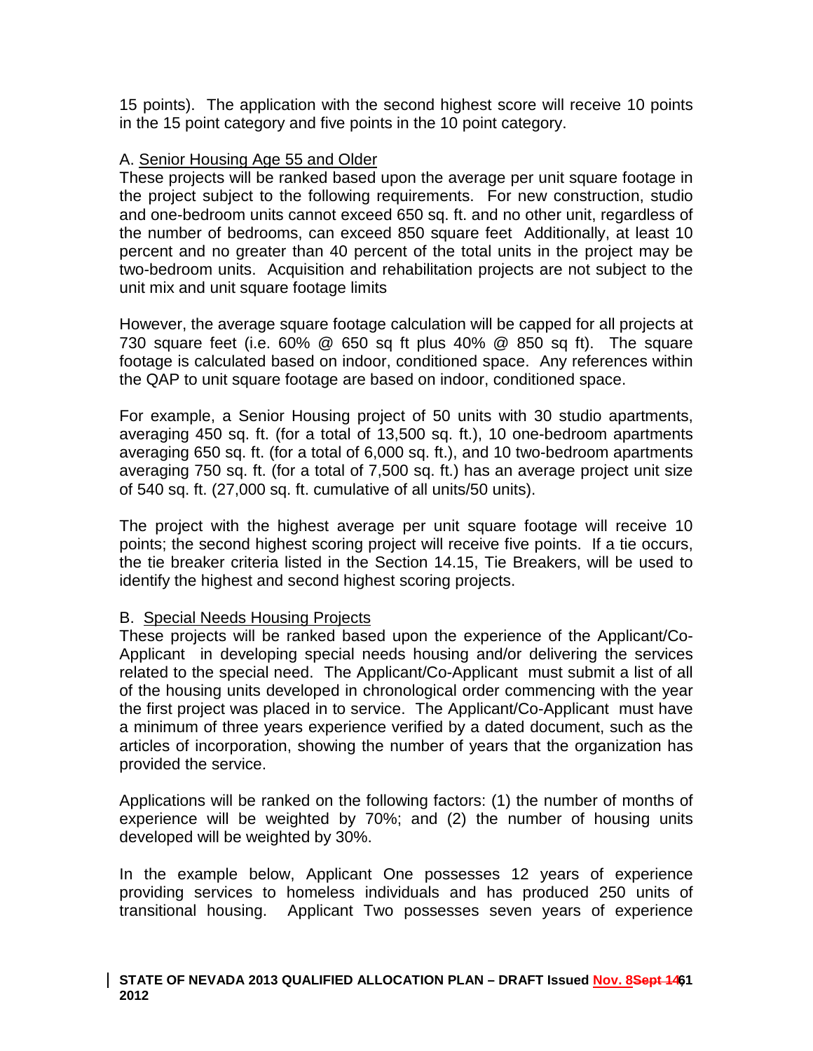15 points). The application with the second highest score will receive 10 points in the 15 point category and five points in the 10 point category.

A. Senior Housing Age 55 and Older

These projects will be ranked based upon the average per unit square footage in the project subject to the following requirements. For new construction, studio and one-bedroom units cannot exceed 650 sq. ft. and no other unit, regardless of the number of bedrooms, can exceed 850 square feet Additionally, at least 10 percent and no greater than 40 percent of the total units in the project may be two-bedroom units. Acquisition and rehabilitation projects are not subject to the unit mix and unit square footage limits

However, the average square footage calculation will be capped for all projects at 730 square feet (i.e. 60% @ 650 sq ft plus 40% @ 850 sq ft). The square footage is calculated based on indoor, conditioned space. Any references within the QAP to unit square footage are based on indoor, conditioned space.

For example, a Senior Housing project of 50 units with 30 studio apartments, averaging 450 sq. ft. (for a total of 13,500 sq. ft.), 10 one-bedroom apartments averaging 650 sq. ft. (for a total of 6,000 sq. ft.), and 10 two-bedroom apartments averaging 750 sq. ft. (for a total of 7,500 sq. ft.) has an average project unit size of 540 sq. ft. (27,000 sq. ft. cumulative of all units/50 units).

The project with the highest average per unit square footage will receive 10 points; the second highest scoring project will receive five points. If a tie occurs, the tie breaker criteria listed in the Section 14.15, Tie Breakers, will be used to identify the highest and second highest scoring projects.

B. Special Needs Housing Projects

These projects will be ranked based upon the experience of the Applicant/Co-Applicant in developing special needs housing and/or delivering the services related to the special need. The Applicant/Co-Applicant must submit a list of all of the housing units developed in chronological order commencing with the year the first project was placed in to service. The Applicant/Co-Applicant must have a minimum of three years experience verified by a dated document, such as the articles of incorporation, showing the number of years that the organization has provided the service.

Applications will be ranked on the following factors: (1) the number of months of experience will be weighted by 70%; and (2) the number of housing units developed will be weighted by 30%.

In the example below, Applicant One possesses 12 years of experience providing services to homeless individuals and has produced 250 units of transitional housing. Applicant Two possesses seven years of experience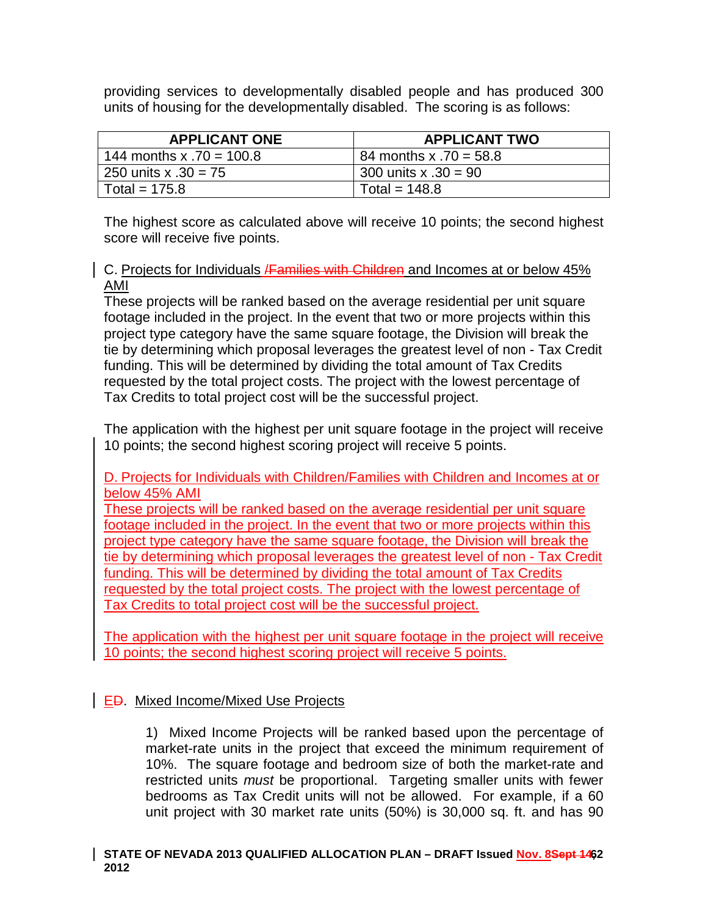providing services to developmentally disabled people and has produced 300 units of housing for the developmentally disabled. The scoring is as follows:

| APPLICANT ONE | APPLICANT TWO |
|---|---|
| 144 months x .70 = 100.8 | 84 months x .70 = 58.8 |
| 250 units x .30 = 75 | 300 units x .30 = 90 |
| Total = 175.8 | Total = 148.8 |

The highest score as calculated above will receive 10 points; the second highest score will receive five points.

C. Projects for Individuals ~~/Families with Children~~ and Incomes at or below 45% AMI

These projects will be ranked based on the average residential per unit square footage included in the project. In the event that two or more projects within this project type category have the same square footage, the Division will break the tie by determining which proposal leverages the greatest level of non - Tax Credit funding. This will be determined by dividing the total amount of Tax Credits requested by the total project costs. The project with the lowest percentage of Tax Credits to total project cost will be the successful project.

The application with the highest per unit square footage in the project will receive 10 points; the second highest scoring project will receive 5 points.

D. Projects for Individuals with Children/Families with Children and Incomes at or below 45% AMI

These projects will be ranked based on the average residential per unit square footage included in the project. In the event that two or more projects within this project type category have the same square footage, the Division will break the tie by determining which proposal leverages the greatest level of non - Tax Credit funding. This will be determined by dividing the total amount of Tax Credits requested by the total project costs. The project with the lowest percentage of Tax Credits to total project cost will be the successful project.

The application with the highest per unit square footage in the project will receive 10 points; the second highest scoring project will receive 5 points.

E~~D~~. Mixed Income/Mixed Use Projects

1) Mixed Income Projects will be ranked based upon the percentage of market-rate units in the project that exceed the minimum requirement of 10%. The square footage and bedroom size of both the market-rate and restricted units *must* be proportional. Targeting smaller units with fewer bedrooms as Tax Credit units will not be allowed. For example, if a 60 unit project with 30 market rate units (50%) is 30,000 sq. ft. and has 90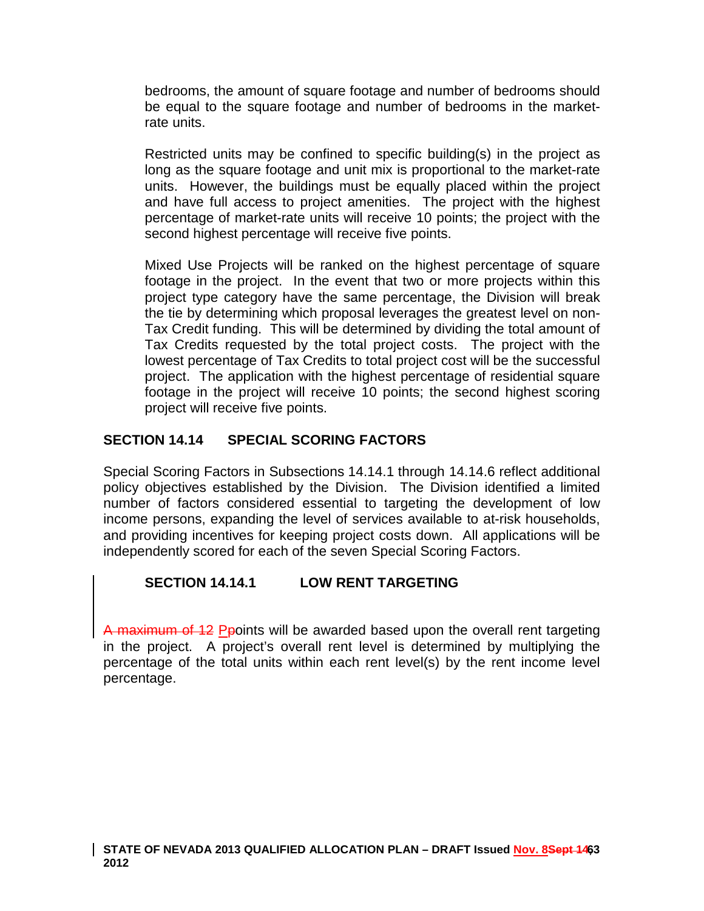bedrooms, the amount of square footage and number of bedrooms should be equal to the square footage and number of bedrooms in the market-rate units.

Restricted units may be confined to specific building(s) in the project as long as the square footage and unit mix is proportional to the market-rate units. However, the buildings must be equally placed within the project and have full access to project amenities. The project with the highest percentage of market-rate units will receive 10 points; the project with the second highest percentage will receive five points.

Mixed Use Projects will be ranked on the highest percentage of square footage in the project. In the event that two or more projects within this project type category have the same percentage, the Division will break the tie by determining which proposal leverages the greatest level on non-Tax Credit funding. This will be determined by dividing the total amount of Tax Credits requested by the total project costs. The project with the lowest percentage of Tax Credits to total project cost will be the successful project. The application with the highest percentage of residential square footage in the project will receive 10 points; the second highest scoring project will receive five points.

## SECTION 14.14 SPECIAL SCORING FACTORS

Special Scoring Factors in Subsections 14.14.1 through 14.14.6 reflect additional policy objectives established by the Division. The Division identified a limited number of factors considered essential to targeting the development of low income persons, expanding the level of services available to at-risk households, and providing incentives for keeping project costs down. All applications will be independently scored for each of the seven Special Scoring Factors.

### SECTION 14.14.1 LOW RENT TARGETING

~~A maximum of 12 P~~points will be awarded based upon the overall rent targeting in the project. A project's overall rent level is determined by multiplying the percentage of the total units within each rent level(s) by the rent income level percentage.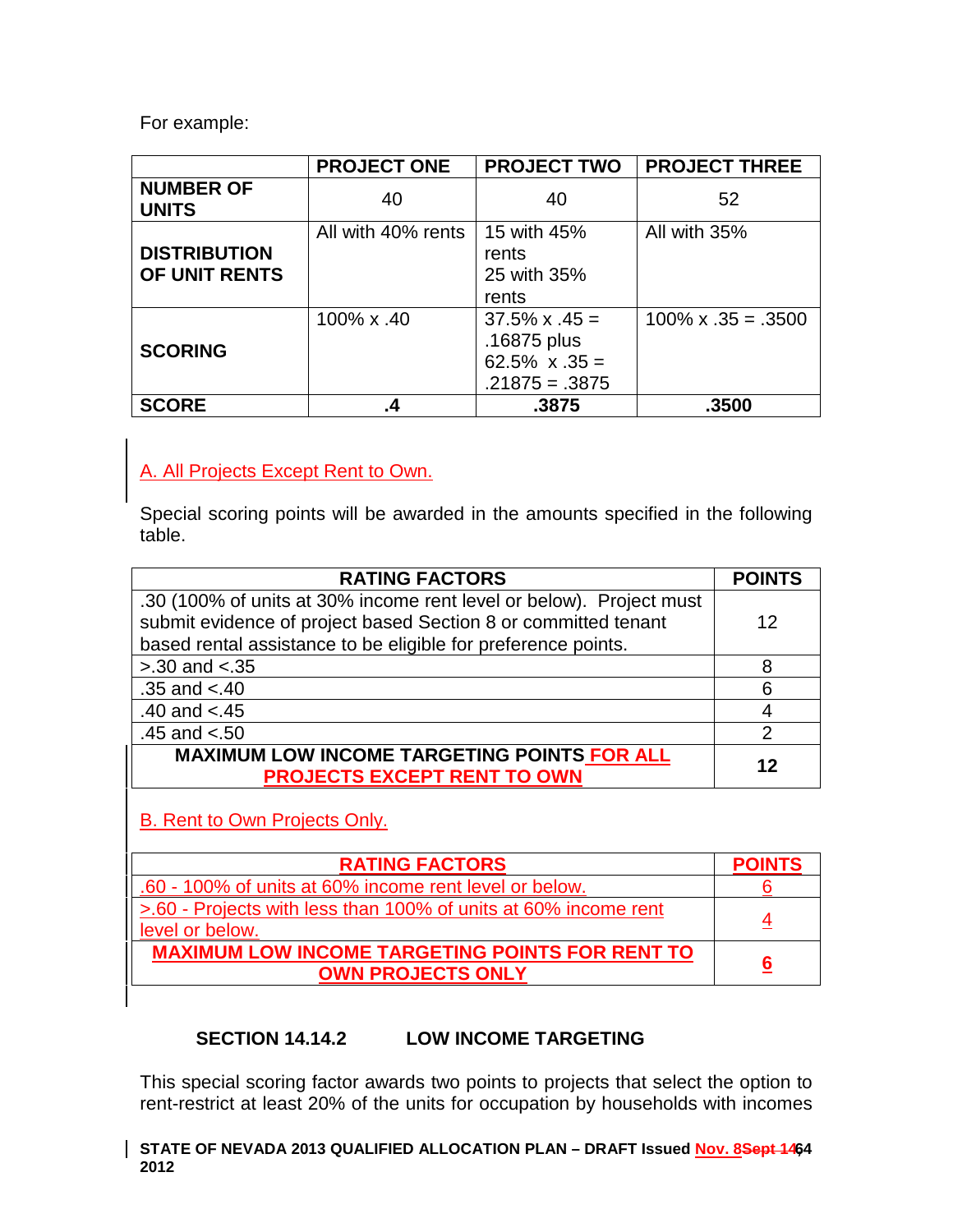For example:

| | PROJECT ONE | PROJECT TWO | PROJECT THREE |
|---|---|---|---|
| **NUMBER OF UNITS** | 40 | 40 | 52 |
| **DISTRIBUTION OF UNIT RENTS** | All with 40% rents | 15 with 45% rents 25 with 35% rents | All with 35% |
| **SCORING** | 100% x .40 | 37.5% x .45 = .16875 plus 62.5% x .35 = .21875 = .3875 | 100% x .35 = .3500 |
| **SCORE** | **.4** | **.3875** | **.3500** |

A. All Projects Except Rent to Own.

Special scoring points will be awarded in the amounts specified in the following table.

| RATING FACTORS | POINTS |
|---|---|
| .30 (100% of units at 30% income rent level or below). Project must submit evidence of project based Section 8 or committed tenant based rental assistance to be eligible for preference points. | 12 |
| >.30 and <.35 | 8 |
| .35 and <.40 | 6 |
| .40 and <.45 | 4 |
| .45 and <.50 | 2 |
| **MAXIMUM LOW INCOME TARGETING POINTS FOR ALL PROJECTS EXCEPT RENT TO OWN** | **12** |

B. Rent to Own Projects Only.

| RATING FACTORS | POINTS |
|---|---|
| .60 - 100% of units at 60% income rent level or below. | 6 |
| >.60 - Projects with less than 100% of units at 60% income rent level or below. | 4 |
| **MAXIMUM LOW INCOME TARGETING POINTS FOR RENT TO OWN PROJECTS ONLY** | **6** |

### SECTION 14.14.2 LOW INCOME TARGETING

This special scoring factor awards two points to projects that select the option to rent-restrict at least 20% of the units for occupation by households with incomes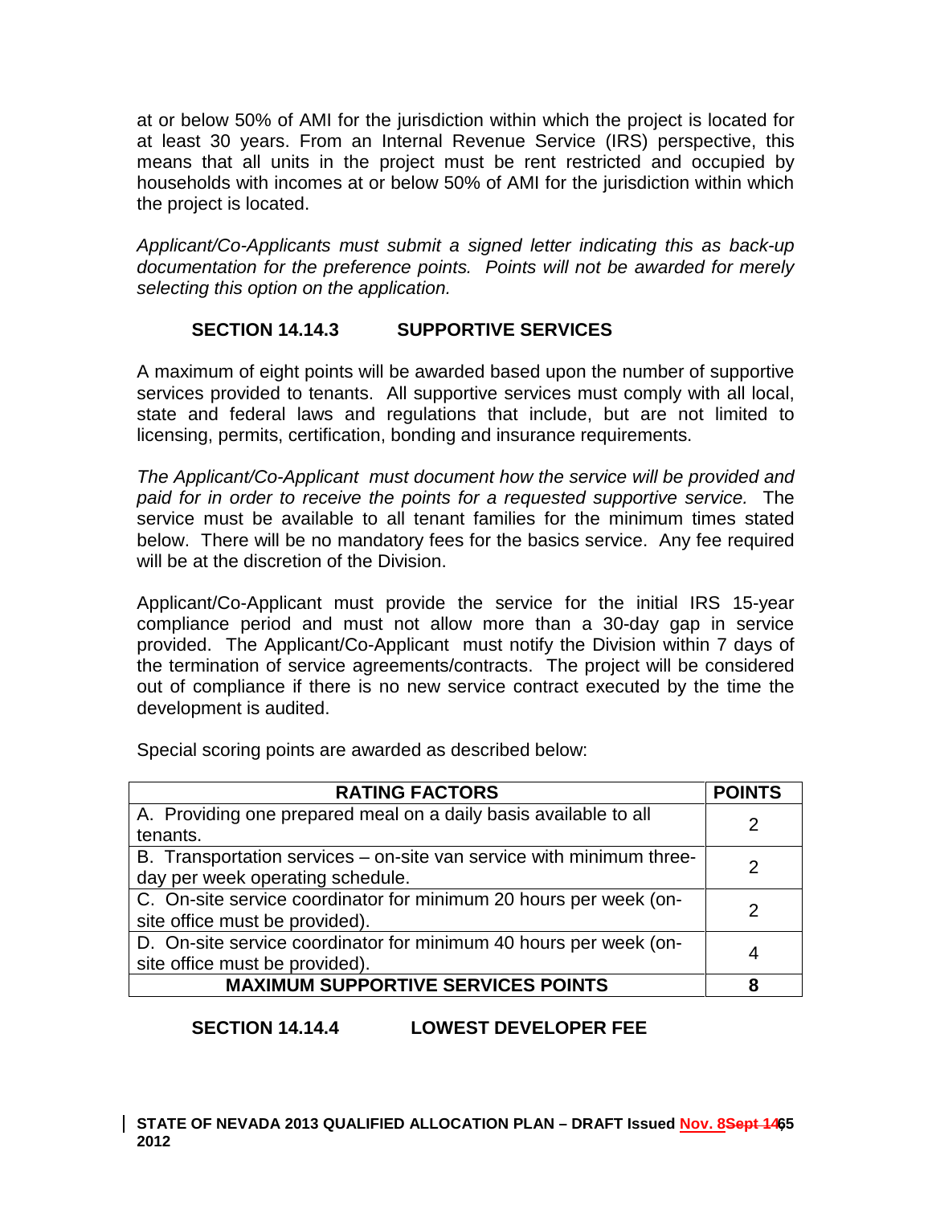at or below 50% of AMI for the jurisdiction within which the project is located for at least 30 years. From an Internal Revenue Service (IRS) perspective, this means that all units in the project must be rent restricted and occupied by households with incomes at or below 50% of AMI for the jurisdiction within which the project is located.

*Applicant/Co-Applicants must submit a signed letter indicating this as back-up documentation for the preference points. Points will not be awarded for merely selecting this option on the application.*

### SECTION 14.14.3 SUPPORTIVE SERVICES

A maximum of eight points will be awarded based upon the number of supportive services provided to tenants. All supportive services must comply with all local, state and federal laws and regulations that include, but are not limited to licensing, permits, certification, bonding and insurance requirements.

*The Applicant/Co-Applicant must document how the service will be provided and paid for in order to receive the points for a requested supportive service.* The service must be available to all tenant families for the minimum times stated below. There will be no mandatory fees for the basics service. Any fee required will be at the discretion of the Division.

Applicant/Co-Applicant must provide the service for the initial IRS 15-year compliance period and must not allow more than a 30-day gap in service provided. The Applicant/Co-Applicant must notify the Division within 7 days of the termination of service agreements/contracts. The project will be considered out of compliance if there is no new service contract executed by the time the development is audited.

Special scoring points are awarded as described below:

| RATING FACTORS | POINTS |
|---|---|
| A. Providing one prepared meal on a daily basis available to all tenants. | 2 |
| B. Transportation services – on-site van service with minimum three-day per week operating schedule. | 2 |
| C. On-site service coordinator for minimum 20 hours per week (on-site office must be provided). | 2 |
| D. On-site service coordinator for minimum 40 hours per week (on-site office must be provided). | 4 |
| **MAXIMUM SUPPORTIVE SERVICES POINTS** | **8** |

### SECTION 14.14.4 LOWEST DEVELOPER FEE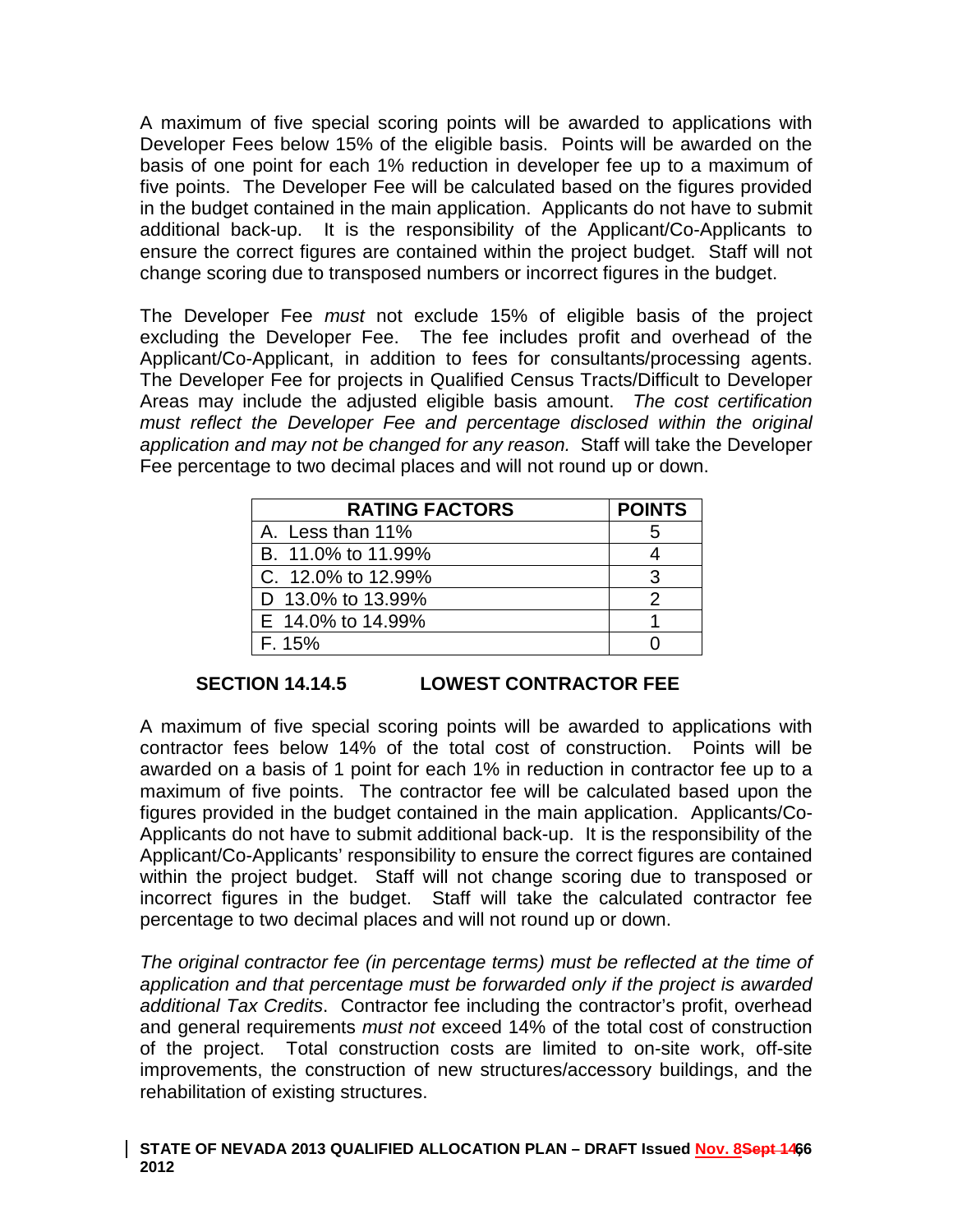A maximum of five special scoring points will be awarded to applications with Developer Fees below 15% of the eligible basis. Points will be awarded on the basis of one point for each 1% reduction in developer fee up to a maximum of five points. The Developer Fee will be calculated based on the figures provided in the budget contained in the main application. Applicants do not have to submit additional back-up. It is the responsibility of the Applicant/Co-Applicants to ensure the correct figures are contained within the project budget. Staff will not change scoring due to transposed numbers or incorrect figures in the budget.

The Developer Fee *must* not exclude 15% of eligible basis of the project excluding the Developer Fee. The fee includes profit and overhead of the Applicant/Co-Applicant, in addition to fees for consultants/processing agents. The Developer Fee for projects in Qualified Census Tracts/Difficult to Developer Areas may include the adjusted eligible basis amount. *The cost certification must reflect the Developer Fee and percentage disclosed within the original application and may not be changed for any reason.* Staff will take the Developer Fee percentage to two decimal places and will not round up or down.

| RATING FACTORS | POINTS |
|---|---|
| A. Less than 11% | 5 |
| B. 11.0% to 11.99% | 4 |
| C. 12.0% to 12.99% | 3 |
| D 13.0% to 13.99% | 2 |
| E 14.0% to 14.99% | 1 |
| F. 15% | 0 |

### SECTION 14.14.5 LOWEST CONTRACTOR FEE

A maximum of five special scoring points will be awarded to applications with contractor fees below 14% of the total cost of construction. Points will be awarded on a basis of 1 point for each 1% in reduction in contractor fee up to a maximum of five points. The contractor fee will be calculated based upon the figures provided in the budget contained in the main application. Applicants/Co-Applicants do not have to submit additional back-up. It is the responsibility of the Applicant/Co-Applicants' responsibility to ensure the correct figures are contained within the project budget. Staff will not change scoring due to transposed or incorrect figures in the budget. Staff will take the calculated contractor fee percentage to two decimal places and will not round up or down.

*The original contractor fee (in percentage terms) must be reflected at the time of application and that percentage must be forwarded only if the project is awarded additional Tax Credits*. Contractor fee including the contractor's profit, overhead and general requirements *must not* exceed 14% of the total cost of construction of the project. Total construction costs are limited to on-site work, off-site improvements, the construction of new structures/accessory buildings, and the rehabilitation of existing structures.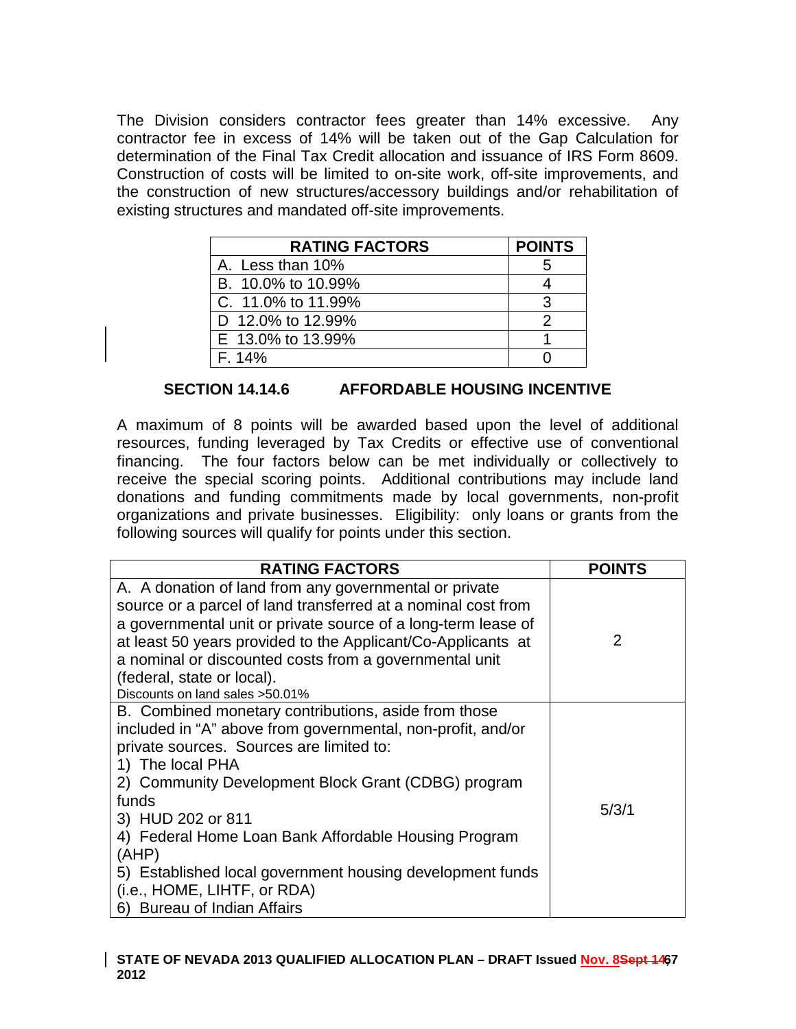The Division considers contractor fees greater than 14% excessive. Any contractor fee in excess of 14% will be taken out of the Gap Calculation for determination of the Final Tax Credit allocation and issuance of IRS Form 8609. Construction of costs will be limited to on-site work, off-site improvements, and the construction of new structures/accessory buildings and/or rehabilitation of existing structures and mandated off-site improvements.

| RATING FACTORS | POINTS |
|---|---|
| A. Less than 10% | 5 |
| B. 10.0% to 10.99% | 4 |
| C. 11.0% to 11.99% | 3 |
| D 12.0% to 12.99% | 2 |
| E 13.0% to 13.99% | 1 |
| F. 14% | 0 |

### SECTION 14.14.6 AFFORDABLE HOUSING INCENTIVE

A maximum of 8 points will be awarded based upon the level of additional resources, funding leveraged by Tax Credits or effective use of conventional financing. The four factors below can be met individually or collectively to receive the special scoring points. Additional contributions may include land donations and funding commitments made by local governments, non-profit organizations and private businesses. Eligibility: only loans or grants from the following sources will qualify for points under this section.

| RATING FACTORS | POINTS |
|---|---|
| A. A donation of land from any governmental or private source or a parcel of land transferred at a nominal cost from a governmental unit or private source of a long-term lease of at least 50 years provided to the Applicant/Co-Applicants at a nominal or discounted costs from a governmental unit (federal, state or local).<br>Discounts on land sales >50.01% | 2 |
| B. Combined monetary contributions, aside from those included in "A" above from governmental, non-profit, and/or private sources. Sources are limited to:<br>1) The local PHA<br>2) Community Development Block Grant (CDBG) program funds<br>3) HUD 202 or 811<br>4) Federal Home Loan Bank Affordable Housing Program (AHP)<br>5) Established local government housing development funds (i.e., HOME, LIHTF, or RDA)<br>6) Bureau of Indian Affairs | 5/3/1 |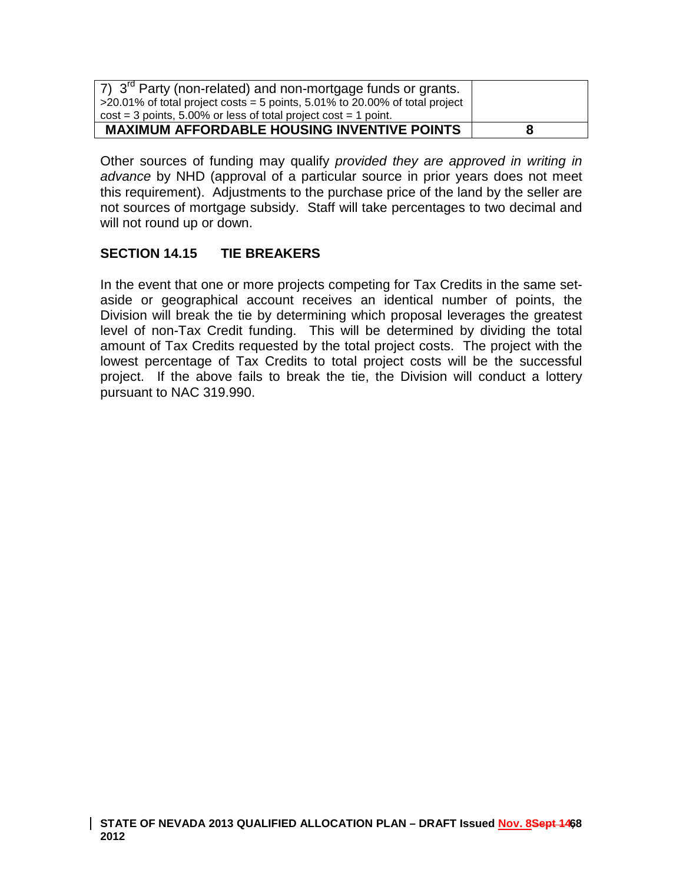| 7) 3rd Party (non-related) and non-mortgage funds or grants. >20.01% of total project costs = 5 points, 5.01% to 20.00% of total project cost = 3 points, 5.00% or less of total project cost = 1 point. | |
|---|---|
| **MAXIMUM AFFORDABLE HOUSING INVENTIVE POINTS** | **8** |

Other sources of funding may qualify *provided they are approved in writing in advance* by NHD (approval of a particular source in prior years does not meet this requirement). Adjustments to the purchase price of the land by the seller are not sources of mortgage subsidy. Staff will take percentages to two decimal and will not round up or down.

## SECTION 14.15 TIE BREAKERS

In the event that one or more projects competing for Tax Credits in the same set-aside or geographical account receives an identical number of points, the Division will break the tie by determining which proposal leverages the greatest level of non-Tax Credit funding. This will be determined by dividing the total amount of Tax Credits requested by the total project costs. The project with the lowest percentage of Tax Credits to total project costs will be the successful project. If the above fails to break the tie, the Division will conduct a lottery pursuant to NAC 319.990.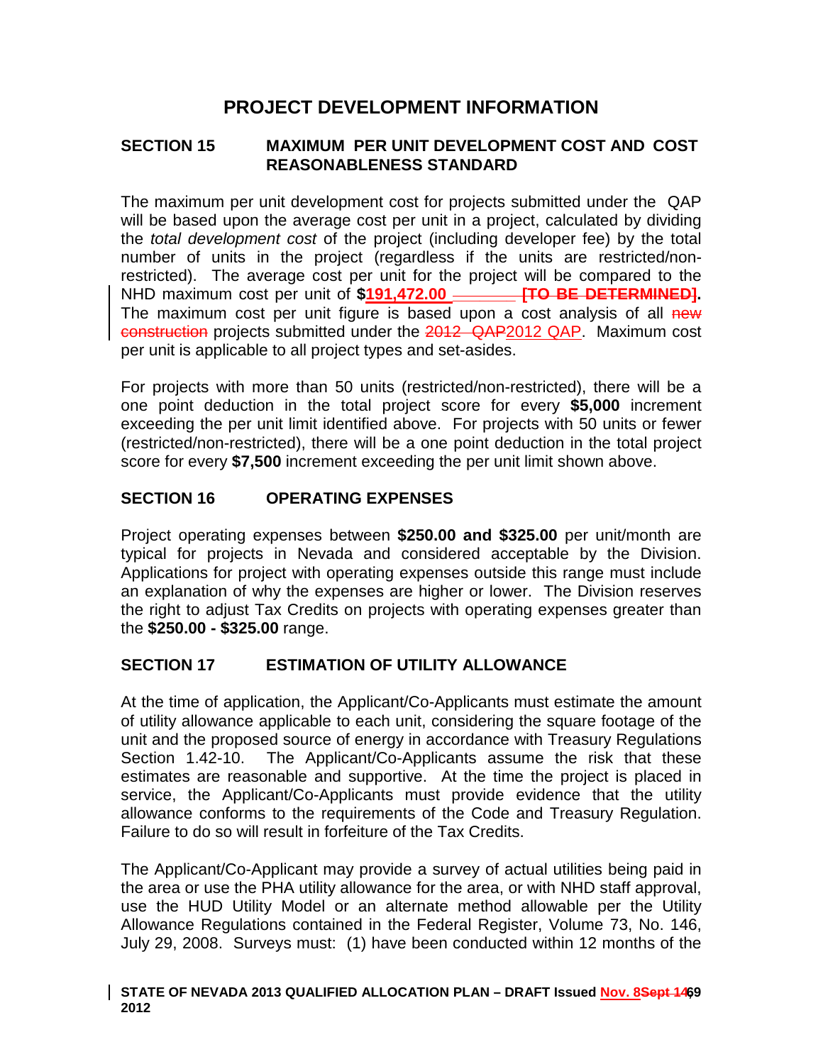# PROJECT DEVELOPMENT INFORMATION

## SECTION 15 MAXIMUM PER UNIT DEVELOPMENT COST AND COST REASONABLENESS STANDARD

The maximum per unit development cost for projects submitted under the QAP will be based upon the average cost per unit in a project, calculated by dividing the *total development cost* of the project (including developer fee) by the total number of units in the project (regardless if the units are restricted/non-restricted). The average cost per unit for the project will be compared to the NHD maximum cost per unit of **$191,472.00** ~~**[TO BE DETERMINED]**~~**.** The maximum cost per unit figure is based upon a cost analysis of all ~~new construction~~ projects submitted under the ~~2012 QAP~~2012 QAP. Maximum cost per unit is applicable to all project types and set-asides.

For projects with more than 50 units (restricted/non-restricted), there will be a one point deduction in the total project score for every **$5,000** increment exceeding the per unit limit identified above. For projects with 50 units or fewer (restricted/non-restricted), there will be a one point deduction in the total project score for every **$7,500** increment exceeding the per unit limit shown above.

## SECTION 16 OPERATING EXPENSES

Project operating expenses between **$250.00 and $325.00** per unit/month are typical for projects in Nevada and considered acceptable by the Division. Applications for project with operating expenses outside this range must include an explanation of why the expenses are higher or lower. The Division reserves the right to adjust Tax Credits on projects with operating expenses greater than the **$250.00 - $325.00** range.

## SECTION 17 ESTIMATION OF UTILITY ALLOWANCE

At the time of application, the Applicant/Co-Applicants must estimate the amount of utility allowance applicable to each unit, considering the square footage of the unit and the proposed source of energy in accordance with Treasury Regulations Section 1.42-10. The Applicant/Co-Applicants assume the risk that these estimates are reasonable and supportive. At the time the project is placed in service, the Applicant/Co-Applicants must provide evidence that the utility allowance conforms to the requirements of the Code and Treasury Regulation. Failure to do so will result in forfeiture of the Tax Credits.

The Applicant/Co-Applicant may provide a survey of actual utilities being paid in the area or use the PHA utility allowance for the area, or with NHD staff approval, use the HUD Utility Model or an alternate method allowable per the Utility Allowance Regulations contained in the Federal Register, Volume 73, No. 146, July 29, 2008. Surveys must: (1) have been conducted within 12 months of the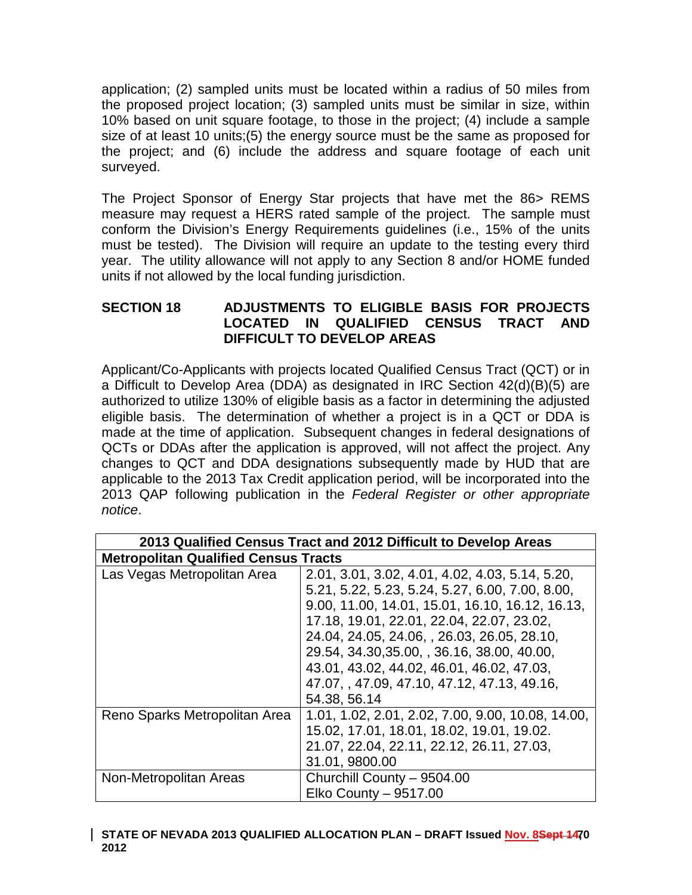application; (2) sampled units must be located within a radius of 50 miles from the proposed project location; (3) sampled units must be similar in size, within 10% based on unit square footage, to those in the project; (4) include a sample size of at least 10 units;(5) the energy source must be the same as proposed for the project; and (6) include the address and square footage of each unit surveyed.

The Project Sponsor of Energy Star projects that have met the 86> REMS measure may request a HERS rated sample of the project. The sample must conform the Division's Energy Requirements guidelines (i.e., 15% of the units must be tested). The Division will require an update to the testing every third year. The utility allowance will not apply to any Section 8 and/or HOME funded units if not allowed by the local funding jurisdiction.

## SECTION 18 ADJUSTMENTS TO ELIGIBLE BASIS FOR PROJECTS LOCATED IN QUALIFIED CENSUS TRACT AND DIFFICULT TO DEVELOP AREAS

Applicant/Co-Applicants with projects located Qualified Census Tract (QCT) or in a Difficult to Develop Area (DDA) as designated in IRC Section 42(d)(B)(5) are authorized to utilize 130% of eligible basis as a factor in determining the adjusted eligible basis. The determination of whether a project is in a QCT or DDA is made at the time of application. Subsequent changes in federal designations of QCTs or DDAs after the application is approved, will not affect the project. Any changes to QCT and DDA designations subsequently made by HUD that are applicable to the 2013 Tax Credit application period, will be incorporated into the 2013 QAP following publication in the *Federal Register or other appropriate notice*.

| **2013 Qualified Census Tract and 2012 Difficult to Develop Areas** | |
|---|---|
| **Metropolitan Qualified Census Tracts** | |
| Las Vegas Metropolitan Area | 2.01, 3.01, 3.02, 4.01, 4.02, 4.03, 5.14, 5.20, 5.21, 5.22, 5.23, 5.24, 5.27, 6.00, 7.00, 8.00, 9.00, 11.00, 14.01, 15.01, 16.10, 16.12, 16.13, 17.18, 19.01, 22.01, 22.04, 22.07, 23.02, 24.04, 24.05, 24.06, , 26.03, 26.05, 28.10, 29.54, 34.30,35.00, , 36.16, 38.00, 40.00, 43.01, 43.02, 44.02, 46.01, 46.02, 47.03, 47.07, , 47.09, 47.10, 47.12, 47.13, 49.16, 54.38, 56.14 |
| Reno Sparks Metropolitan Area | 1.01, 1.02, 2.01, 2.02, 7.00, 9.00, 10.08, 14.00, 15.02, 17.01, 18.01, 18.02, 19.01, 19.02. 21.07, 22.04, 22.11, 22.12, 26.11, 27.03, 31.01, 9800.00 |
| Non-Metropolitan Areas | Churchill County – 9504.00<br>Elko County – 9517.00 |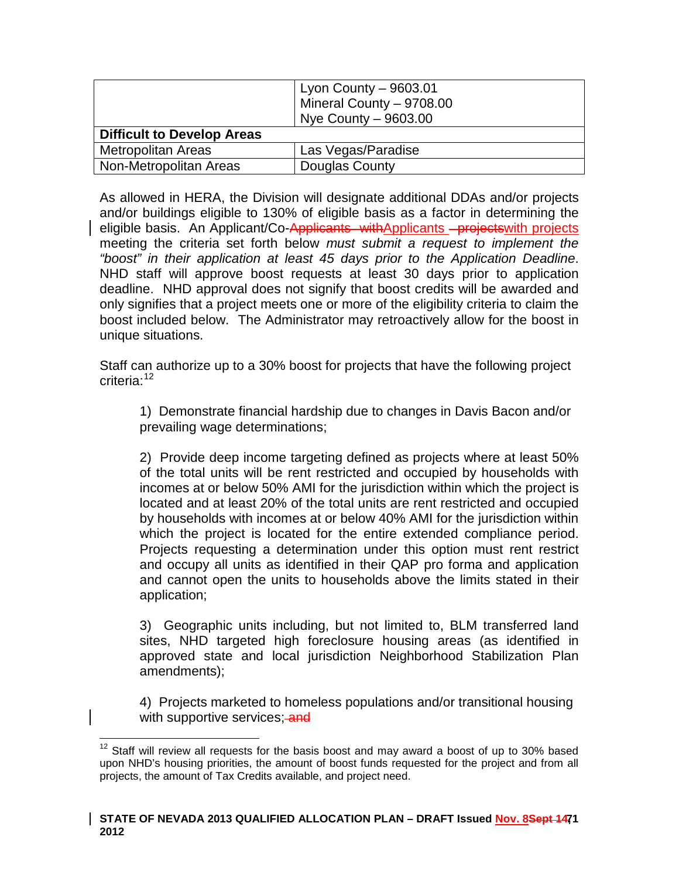| | |
|---|---|
| | Lyon County – 9603.01<br>Mineral County – 9708.00<br>Nye County – 9603.00 |
| **Difficult to Develop Areas** | |
| Metropolitan Areas | Las Vegas/Paradise |
| Non-Metropolitan Areas | Douglas County |

As allowed in HERA, the Division will designate additional DDAs and/or projects and/or buildings eligible to 130% of eligible basis as a factor in determining the eligible basis. An Applicant/Co-Applicants with projects meeting the criteria set forth below *must submit a request to implement the "boost" in their application at least 45 days prior to the Application Deadline*. NHD staff will approve boost requests at least 30 days prior to application deadline. NHD approval does not signify that boost credits will be awarded and only signifies that a project meets one or more of the eligibility criteria to claim the boost included below. The Administrator may retroactively allow for the boost in unique situations.

Staff can authorize up to a 30% boost for projects that have the following project criteria:[12]

1) Demonstrate financial hardship due to changes in Davis Bacon and/or prevailing wage determinations;

2) Provide deep income targeting defined as projects where at least 50% of the total units will be rent restricted and occupied by households with incomes at or below 50% AMI for the jurisdiction within which the project is located and at least 20% of the total units are rent restricted and occupied by households with incomes at or below 40% AMI for the jurisdiction within which the project is located for the entire extended compliance period. Projects requesting a determination under this option must rent restrict and occupy all units as identified in their QAP pro forma and application and cannot open the units to households above the limits stated in their application;

3) Geographic units including, but not limited to, BLM transferred land sites, NHD targeted high foreclosure housing areas (as identified in approved state and local jurisdiction Neighborhood Stabilization Plan amendments);

4) Projects marketed to homeless populations and/or transitional housing with supportive services;

[12] Staff will review all requests for the basis boost and may award a boost of up to 30% based upon NHD's housing priorities, the amount of boost funds requested for the project and from all projects, the amount of Tax Credits available, and project need.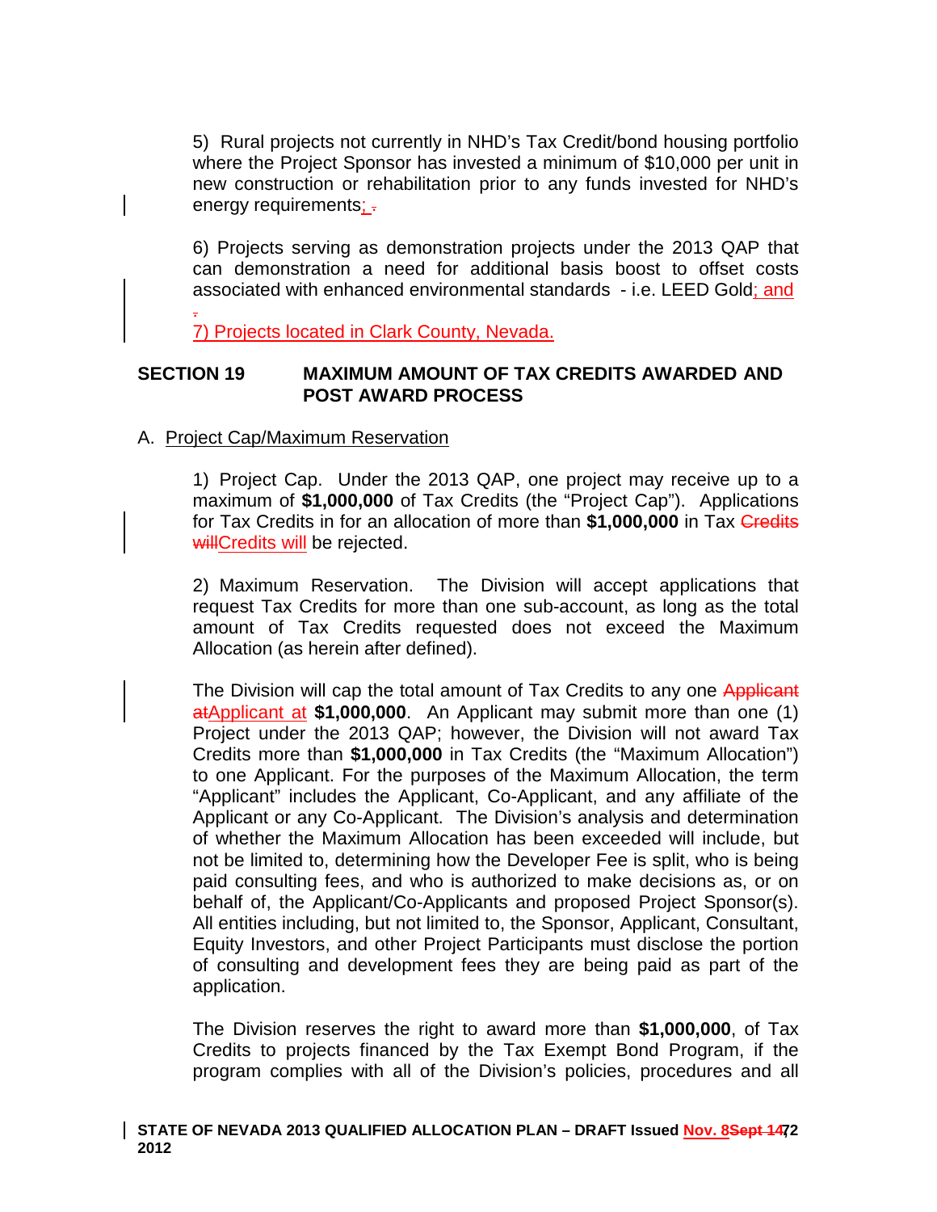5) Rural projects not currently in NHD's Tax Credit/bond housing portfolio where the Project Sponsor has invested a minimum of $10,000 per unit in new construction or rehabilitation prior to any funds invested for NHD's energy requirements;

6) Projects serving as demonstration projects under the 2013 QAP that can demonstration a need for additional basis boost to offset costs associated with enhanced environmental standards - i.e. LEED Gold; and

7) Projects located in Clark County, Nevada.

## SECTION 19 MAXIMUM AMOUNT OF TAX CREDITS AWARDED AND POST AWARD PROCESS

A. Project Cap/Maximum Reservation

1) Project Cap. Under the 2013 QAP, one project may receive up to a maximum of **$1,000,000** of Tax Credits (the "Project Cap"). Applications for Tax Credits in for an allocation of more than **$1,000,000** in Tax Credits will be rejected.

2) Maximum Reservation. The Division will accept applications that request Tax Credits for more than one sub-account, as long as the total amount of Tax Credits requested does not exceed the Maximum Allocation (as herein after defined).

The Division will cap the total amount of Tax Credits to any one Applicant at **$1,000,000**. An Applicant may submit more than one (1) Project under the 2013 QAP; however, the Division will not award Tax Credits more than **$1,000,000** in Tax Credits (the "Maximum Allocation") to one Applicant. For the purposes of the Maximum Allocation, the term "Applicant" includes the Applicant, Co-Applicant, and any affiliate of the Applicant or any Co-Applicant. The Division's analysis and determination of whether the Maximum Allocation has been exceeded will include, but not be limited to, determining how the Developer Fee is split, who is being paid consulting fees, and who is authorized to make decisions as, or on behalf of, the Applicant/Co-Applicants and proposed Project Sponsor(s). All entities including, but not limited to, the Sponsor, Applicant, Consultant, Equity Investors, and other Project Participants must disclose the portion of consulting and development fees they are being paid as part of the application.

The Division reserves the right to award more than **$1,000,000**, of Tax Credits to projects financed by the Tax Exempt Bond Program, if the program complies with all of the Division's policies, procedures and all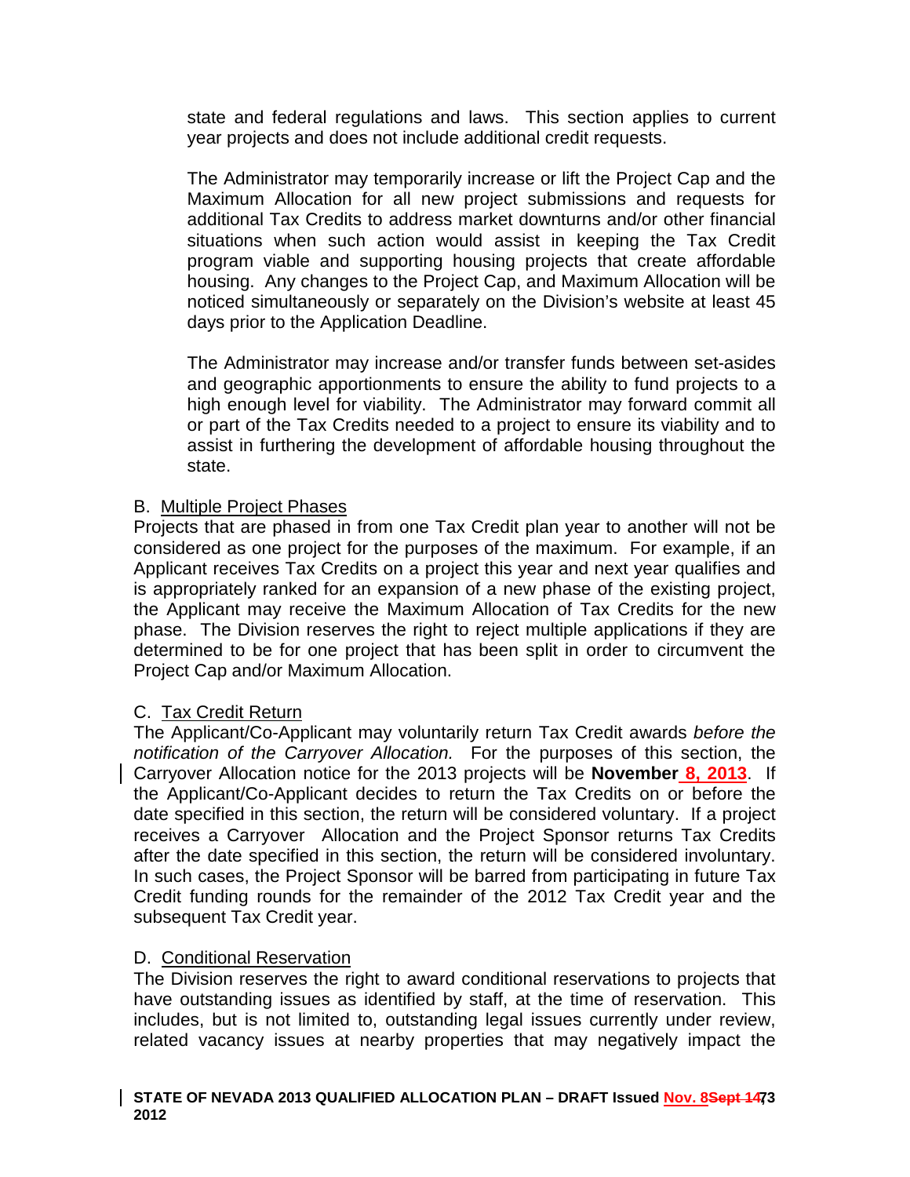state and federal regulations and laws. This section applies to current year projects and does not include additional credit requests.

The Administrator may temporarily increase or lift the Project Cap and the Maximum Allocation for all new project submissions and requests for additional Tax Credits to address market downturns and/or other financial situations when such action would assist in keeping the Tax Credit program viable and supporting housing projects that create affordable housing. Any changes to the Project Cap, and Maximum Allocation will be noticed simultaneously or separately on the Division's website at least 45 days prior to the Application Deadline.

The Administrator may increase and/or transfer funds between set-asides and geographic apportionments to ensure the ability to fund projects to a high enough level for viability. The Administrator may forward commit all or part of the Tax Credits needed to a project to ensure its viability and to assist in furthering the development of affordable housing throughout the state.

B. Multiple Project Phases

Projects that are phased in from one Tax Credit plan year to another will not be considered as one project for the purposes of the maximum. For example, if an Applicant receives Tax Credits on a project this year and next year qualifies and is appropriately ranked for an expansion of a new phase of the existing project, the Applicant may receive the Maximum Allocation of Tax Credits for the new phase. The Division reserves the right to reject multiple applications if they are determined to be for one project that has been split in order to circumvent the Project Cap and/or Maximum Allocation.

C. Tax Credit Return

The Applicant/Co-Applicant may voluntarily return Tax Credit awards *before the notification of the Carryover Allocation.* For the purposes of this section, the Carryover Allocation notice for the 2013 projects will be **November 8, 2013**. If the Applicant/Co-Applicant decides to return the Tax Credits on or before the date specified in this section, the return will be considered voluntary. If a project receives a Carryover Allocation and the Project Sponsor returns Tax Credits after the date specified in this section, the return will be considered involuntary. In such cases, the Project Sponsor will be barred from participating in future Tax Credit funding rounds for the remainder of the 2012 Tax Credit year and the subsequent Tax Credit year.

D. Conditional Reservation

The Division reserves the right to award conditional reservations to projects that have outstanding issues as identified by staff, at the time of reservation. This includes, but is not limited to, outstanding legal issues currently under review, related vacancy issues at nearby properties that may negatively impact the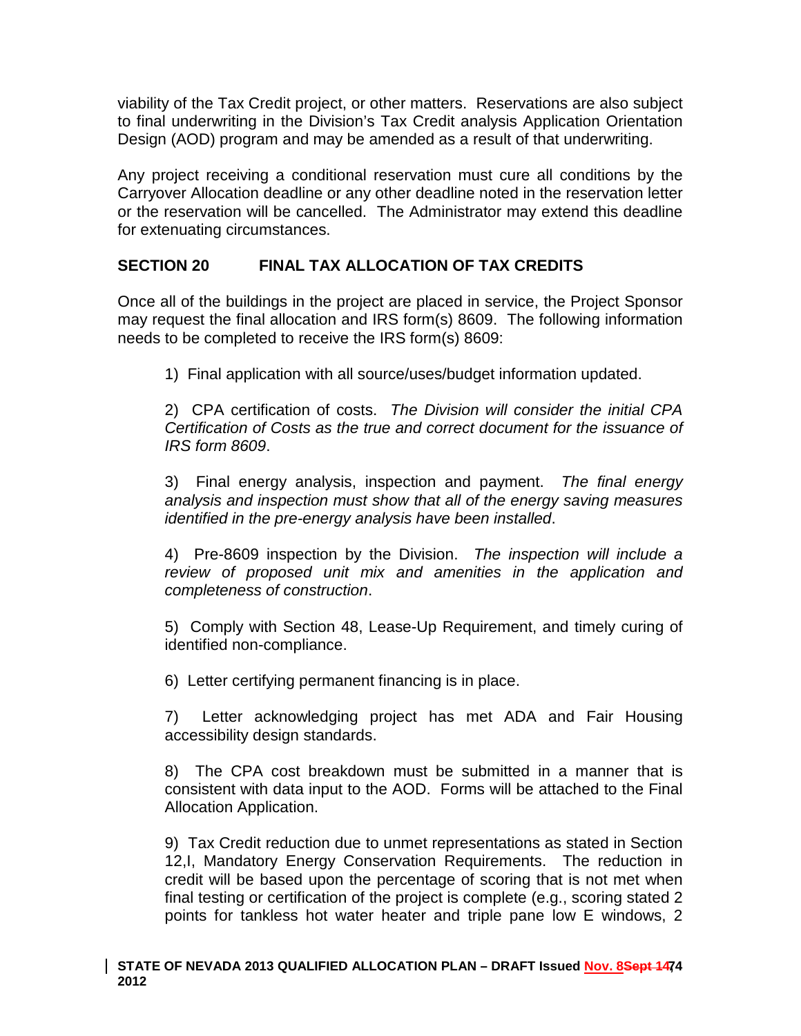viability of the Tax Credit project, or other matters. Reservations are also subject to final underwriting in the Division's Tax Credit analysis Application Orientation Design (AOD) program and may be amended as a result of that underwriting.

Any project receiving a conditional reservation must cure all conditions by the Carryover Allocation deadline or any other deadline noted in the reservation letter or the reservation will be cancelled. The Administrator may extend this deadline for extenuating circumstances.

## SECTION 20 FINAL TAX ALLOCATION OF TAX CREDITS

Once all of the buildings in the project are placed in service, the Project Sponsor may request the final allocation and IRS form(s) 8609. The following information needs to be completed to receive the IRS form(s) 8609:

1) Final application with all source/uses/budget information updated.

2) CPA certification of costs. *The Division will consider the initial CPA Certification of Costs as the true and correct document for the issuance of IRS form 8609*.

3) Final energy analysis, inspection and payment. *The final energy analysis and inspection must show that all of the energy saving measures identified in the pre-energy analysis have been installed*.

4) Pre-8609 inspection by the Division. *The inspection will include a review of proposed unit mix and amenities in the application and completeness of construction*.

5) Comply with Section 48, Lease-Up Requirement, and timely curing of identified non-compliance.

6) Letter certifying permanent financing is in place.

7) Letter acknowledging project has met ADA and Fair Housing accessibility design standards.

8) The CPA cost breakdown must be submitted in a manner that is consistent with data input to the AOD. Forms will be attached to the Final Allocation Application.

9) Tax Credit reduction due to unmet representations as stated in Section 12,I, Mandatory Energy Conservation Requirements. The reduction in credit will be based upon the percentage of scoring that is not met when final testing or certification of the project is complete (e.g., scoring stated 2 points for tankless hot water heater and triple pane low E windows, 2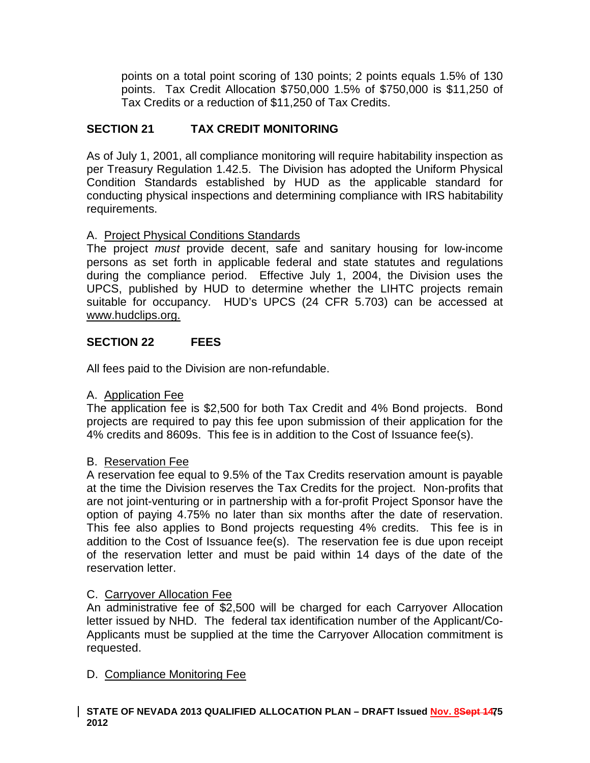points on a total point scoring of 130 points; 2 points equals 1.5% of 130 points. Tax Credit Allocation $750,000 1.5% of $750,000 is $11,250 of Tax Credits or a reduction of $11,250 of Tax Credits.

## SECTION 21 TAX CREDIT MONITORING

As of July 1, 2001, all compliance monitoring will require habitability inspection as per Treasury Regulation 1.42.5. The Division has adopted the Uniform Physical Condition Standards established by HUD as the applicable standard for conducting physical inspections and determining compliance with IRS habitability requirements.

A. Project Physical Conditions Standards

The project *must* provide decent, safe and sanitary housing for low-income persons as set forth in applicable federal and state statutes and regulations during the compliance period. Effective July 1, 2004, the Division uses the UPCS, published by HUD to determine whether the LIHTC projects remain suitable for occupancy. HUD's UPCS (24 CFR 5.703) can be accessed at www.hudclips.org.

## SECTION 22 FEES

All fees paid to the Division are non-refundable.

A. Application Fee

The application fee is $2,500 for both Tax Credit and 4% Bond projects. Bond projects are required to pay this fee upon submission of their application for the 4% credits and 8609s. This fee is in addition to the Cost of Issuance fee(s).

B. Reservation Fee

A reservation fee equal to 9.5% of the Tax Credits reservation amount is payable at the time the Division reserves the Tax Credits for the project. Non-profits that are not joint-venturing or in partnership with a for-profit Project Sponsor have the option of paying 4.75% no later than six months after the date of reservation. This fee also applies to Bond projects requesting 4% credits. This fee is in addition to the Cost of Issuance fee(s). The reservation fee is due upon receipt of the reservation letter and must be paid within 14 days of the date of the reservation letter.

C. Carryover Allocation Fee

An administrative fee of $2,500 will be charged for each Carryover Allocation letter issued by NHD. The federal tax identification number of the Applicant/Co-Applicants must be supplied at the time the Carryover Allocation commitment is requested.

D. Compliance Monitoring Fee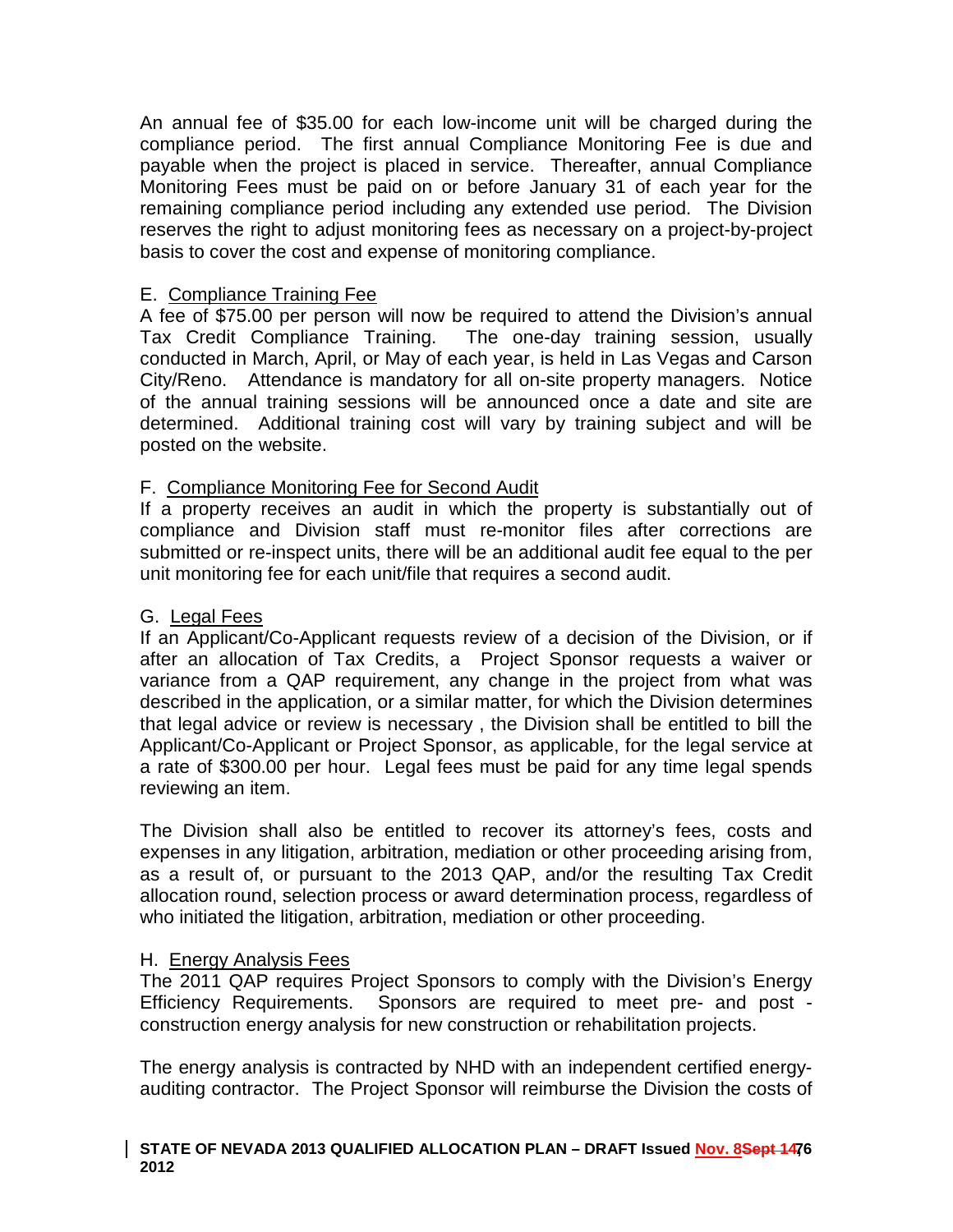An annual fee of $35.00 for each low-income unit will be charged during the compliance period. The first annual Compliance Monitoring Fee is due and payable when the project is placed in service. Thereafter, annual Compliance Monitoring Fees must be paid on or before January 31 of each year for the remaining compliance period including any extended use period. The Division reserves the right to adjust monitoring fees as necessary on a project-by-project basis to cover the cost and expense of monitoring compliance.

E. Compliance Training Fee

A fee of $75.00 per person will now be required to attend the Division's annual Tax Credit Compliance Training. The one-day training session, usually conducted in March, April, or May of each year, is held in Las Vegas and Carson City/Reno. Attendance is mandatory for all on-site property managers. Notice of the annual training sessions will be announced once a date and site are determined. Additional training cost will vary by training subject and will be posted on the website.

F. Compliance Monitoring Fee for Second Audit

If a property receives an audit in which the property is substantially out of compliance and Division staff must re-monitor files after corrections are submitted or re-inspect units, there will be an additional audit fee equal to the per unit monitoring fee for each unit/file that requires a second audit.

G. Legal Fees

If an Applicant/Co-Applicant requests review of a decision of the Division, or if after an allocation of Tax Credits, a Project Sponsor requests a waiver or variance from a QAP requirement, any change in the project from what was described in the application, or a similar matter, for which the Division determines that legal advice or review is necessary , the Division shall be entitled to bill the Applicant/Co-Applicant or Project Sponsor, as applicable, for the legal service at a rate of $300.00 per hour. Legal fees must be paid for any time legal spends reviewing an item.

The Division shall also be entitled to recover its attorney's fees, costs and expenses in any litigation, arbitration, mediation or other proceeding arising from, as a result of, or pursuant to the 2013 QAP, and/or the resulting Tax Credit allocation round, selection process or award determination process, regardless of who initiated the litigation, arbitration, mediation or other proceeding.

H. Energy Analysis Fees

The 2011 QAP requires Project Sponsors to comply with the Division's Energy Efficiency Requirements. Sponsors are required to meet pre- and post - construction energy analysis for new construction or rehabilitation projects.

The energy analysis is contracted by NHD with an independent certified energy-auditing contractor. The Project Sponsor will reimburse the Division the costs of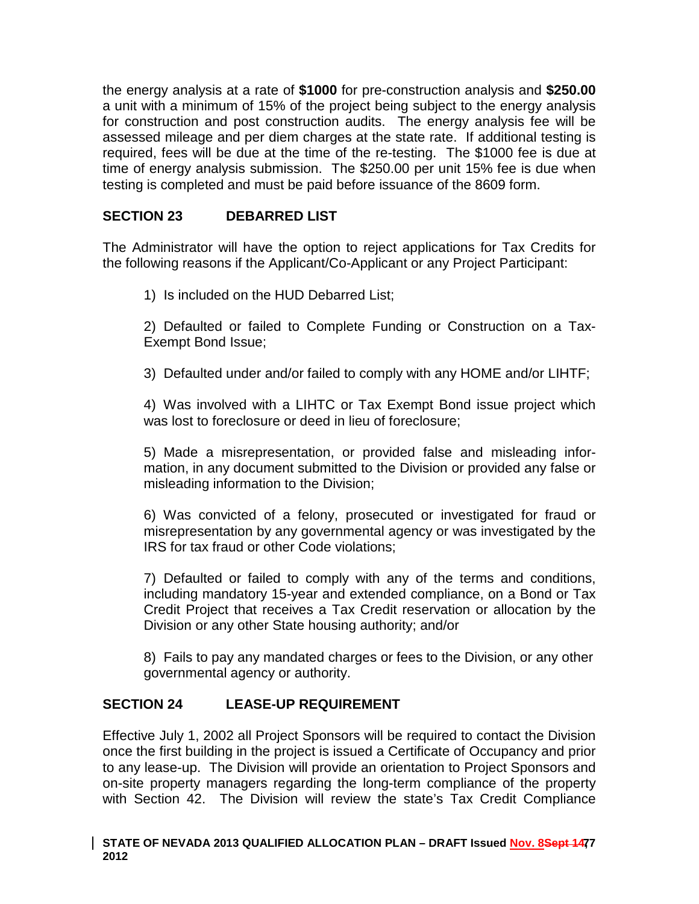the energy analysis at a rate of **$1000** for pre-construction analysis and **$250.00** a unit with a minimum of 15% of the project being subject to the energy analysis for construction and post construction audits. The energy analysis fee will be assessed mileage and per diem charges at the state rate. If additional testing is required, fees will be due at the time of the re-testing. The $1000 fee is due at time of energy analysis submission. The $250.00 per unit 15% fee is due when testing is completed and must be paid before issuance of the 8609 form.

## SECTION 23 DEBARRED LIST

The Administrator will have the option to reject applications for Tax Credits for the following reasons if the Applicant/Co-Applicant or any Project Participant:

1) Is included on the HUD Debarred List;

2) Defaulted or failed to Complete Funding or Construction on a Tax-Exempt Bond Issue;

3) Defaulted under and/or failed to comply with any HOME and/or LIHTF;

4) Was involved with a LIHTC or Tax Exempt Bond issue project which was lost to foreclosure or deed in lieu of foreclosure;

5) Made a misrepresentation, or provided false and misleading information, in any document submitted to the Division or provided any false or misleading information to the Division;

6) Was convicted of a felony, prosecuted or investigated for fraud or misrepresentation by any governmental agency or was investigated by the IRS for tax fraud or other Code violations;

7) Defaulted or failed to comply with any of the terms and conditions, including mandatory 15-year and extended compliance, on a Bond or Tax Credit Project that receives a Tax Credit reservation or allocation by the Division or any other State housing authority; and/or

8) Fails to pay any mandated charges or fees to the Division, or any other governmental agency or authority.

## SECTION 24 LEASE-UP REQUIREMENT

Effective July 1, 2002 all Project Sponsors will be required to contact the Division once the first building in the project is issued a Certificate of Occupancy and prior to any lease-up. The Division will provide an orientation to Project Sponsors and on-site property managers regarding the long-term compliance of the property with Section 42. The Division will review the state's Tax Credit Compliance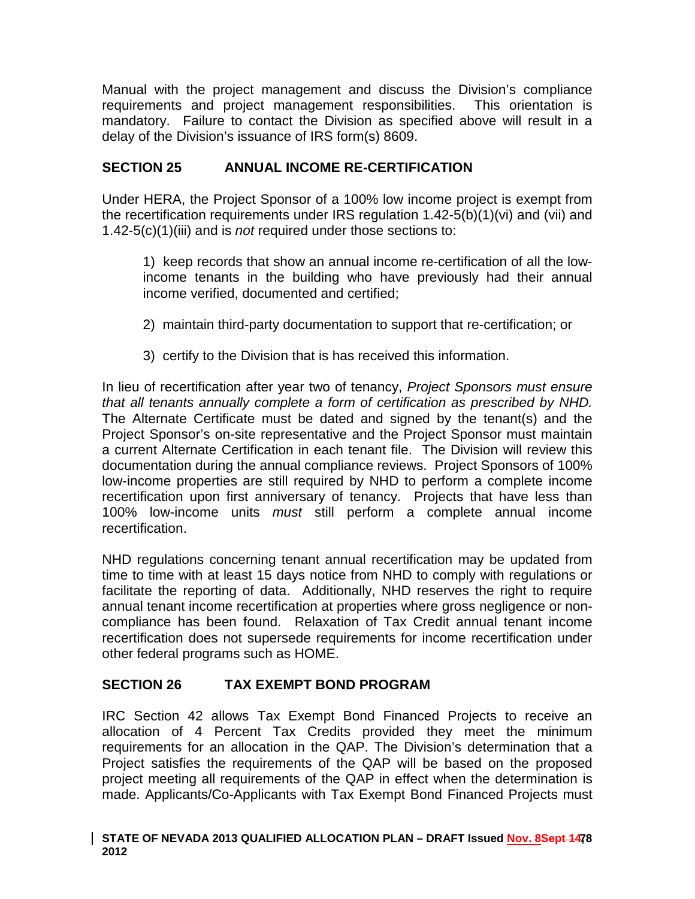Manual with the project management and discuss the Division's compliance requirements and project management responsibilities. This orientation is mandatory. Failure to contact the Division as specified above will result in a delay of the Division's issuance of IRS form(s) 8609.

## SECTION 25 ANNUAL INCOME RE-CERTIFICATION

Under HERA, the Project Sponsor of a 100% low income project is exempt from the recertification requirements under IRS regulation 1.42-5(b)(1)(vi) and (vii) and 1.42-5(c)(1)(iii) and is *not* required under those sections to:

1) keep records that show an annual income re-certification of all the low-income tenants in the building who have previously had their annual income verified, documented and certified;

2) maintain third-party documentation to support that re-certification; or

3) certify to the Division that is has received this information.

In lieu of recertification after year two of tenancy, *Project Sponsors must ensure that all tenants annually complete a form of certification as prescribed by NHD.* The Alternate Certificate must be dated and signed by the tenant(s) and the Project Sponsor's on-site representative and the Project Sponsor must maintain a current Alternate Certification in each tenant file. The Division will review this documentation during the annual compliance reviews. Project Sponsors of 100% low-income properties are still required by NHD to perform a complete income recertification upon first anniversary of tenancy. Projects that have less than 100% low-income units *must* still perform a complete annual income recertification.

NHD regulations concerning tenant annual recertification may be updated from time to time with at least 15 days notice from NHD to comply with regulations or facilitate the reporting of data. Additionally, NHD reserves the right to require annual tenant income recertification at properties where gross negligence or non-compliance has been found. Relaxation of Tax Credit annual tenant income recertification does not supersede requirements for income recertification under other federal programs such as HOME.

## SECTION 26 TAX EXEMPT BOND PROGRAM

IRC Section 42 allows Tax Exempt Bond Financed Projects to receive an allocation of 4 Percent Tax Credits provided they meet the minimum requirements for an allocation in the QAP. The Division's determination that a Project satisfies the requirements of the QAP will be based on the proposed project meeting all requirements of the QAP in effect when the determination is made. Applicants/Co-Applicants with Tax Exempt Bond Financed Projects must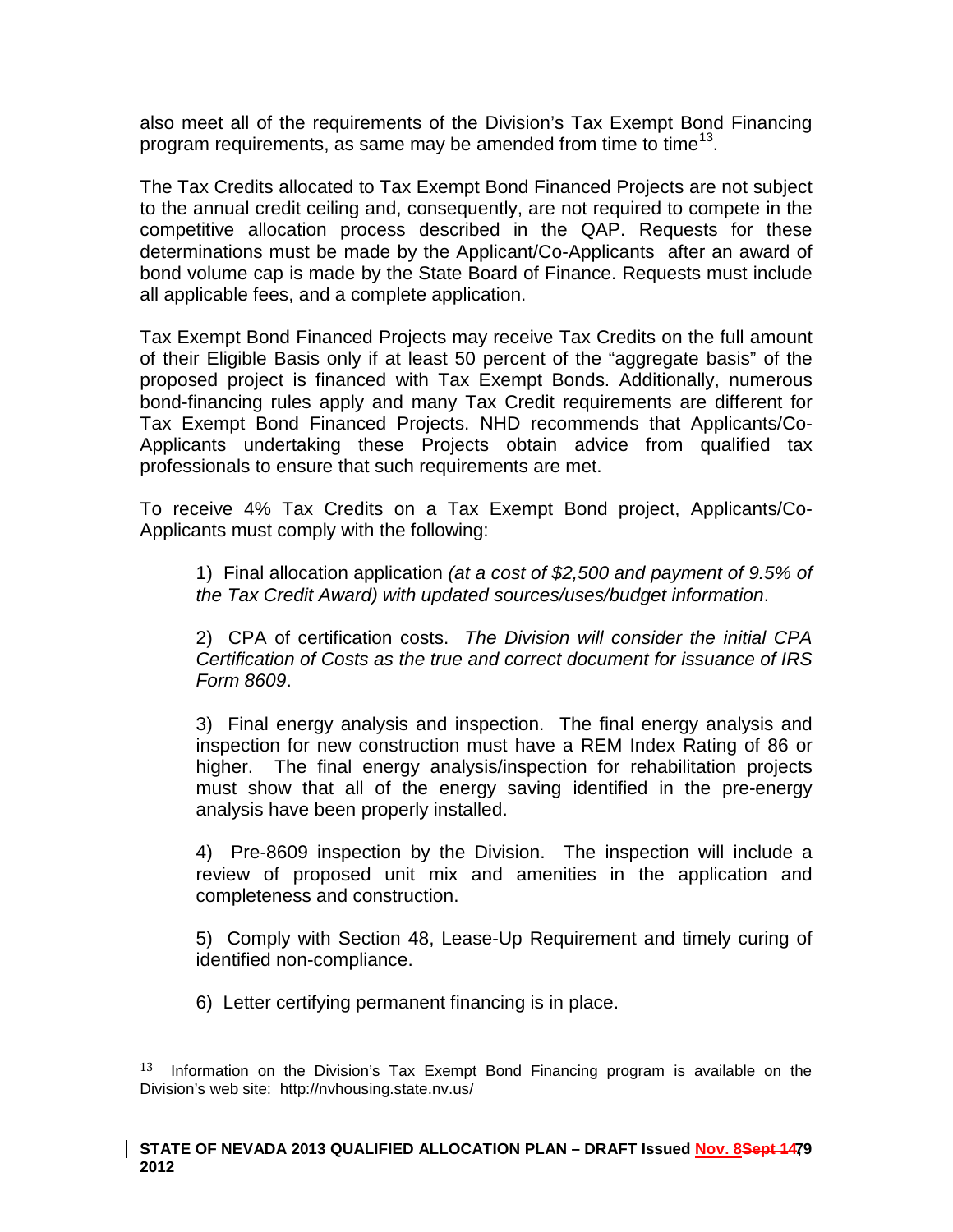also meet all of the requirements of the Division's Tax Exempt Bond Financing program requirements, as same may be amended from time to time[13].

The Tax Credits allocated to Tax Exempt Bond Financed Projects are not subject to the annual credit ceiling and, consequently, are not required to compete in the competitive allocation process described in the QAP. Requests for these determinations must be made by the Applicant/Co-Applicants after an award of bond volume cap is made by the State Board of Finance. Requests must include all applicable fees, and a complete application.

Tax Exempt Bond Financed Projects may receive Tax Credits on the full amount of their Eligible Basis only if at least 50 percent of the "aggregate basis" of the proposed project is financed with Tax Exempt Bonds. Additionally, numerous bond-financing rules apply and many Tax Credit requirements are different for Tax Exempt Bond Financed Projects. NHD recommends that Applicants/Co-Applicants undertaking these Projects obtain advice from qualified tax professionals to ensure that such requirements are met.

To receive 4% Tax Credits on a Tax Exempt Bond project, Applicants/Co-Applicants must comply with the following:

1) Final allocation application *(at a cost of $2,500 and payment of 9.5% of the Tax Credit Award) with updated sources/uses/budget information*.

2) CPA of certification costs. *The Division will consider the initial CPA Certification of Costs as the true and correct document for issuance of IRS Form 8609*.

3) Final energy analysis and inspection. The final energy analysis and inspection for new construction must have a REM Index Rating of 86 or higher. The final energy analysis/inspection for rehabilitation projects must show that all of the energy saving identified in the pre-energy analysis have been properly installed.

4) Pre-8609 inspection by the Division. The inspection will include a review of proposed unit mix and amenities in the application and completeness and construction.

5) Comply with Section 48, Lease-Up Requirement and timely curing of identified non-compliance.

6) Letter certifying permanent financing is in place.

---

[13] Information on the Division's Tax Exempt Bond Financing program is available on the Division's web site: http://nvhousing.state.nv.us/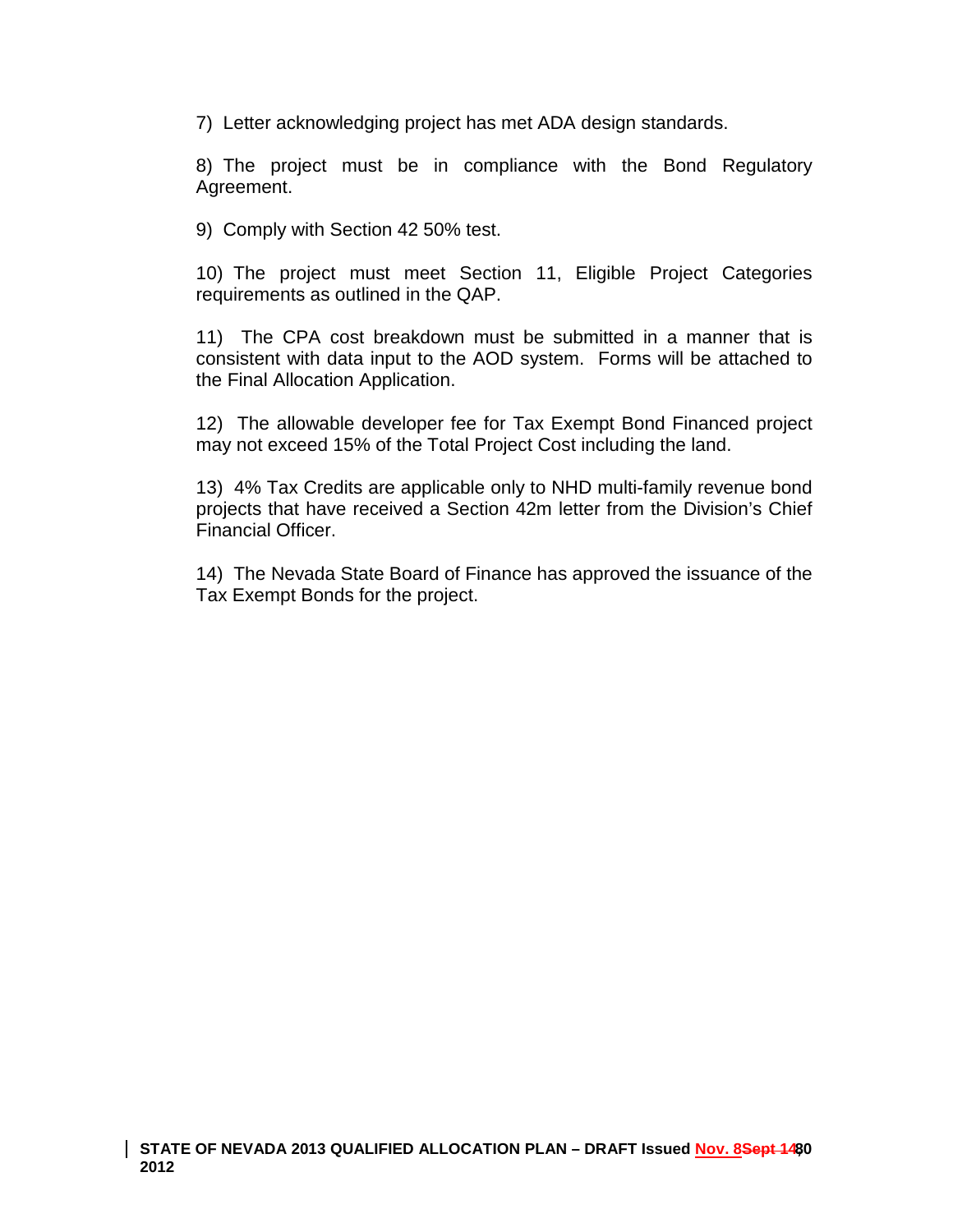7) Letter acknowledging project has met ADA design standards.

8) The project must be in compliance with the Bond Regulatory Agreement.

9) Comply with Section 42 50% test.

10) The project must meet Section 11, Eligible Project Categories requirements as outlined in the QAP.

11) The CPA cost breakdown must be submitted in a manner that is consistent with data input to the AOD system. Forms will be attached to the Final Allocation Application.

12) The allowable developer fee for Tax Exempt Bond Financed project may not exceed 15% of the Total Project Cost including the land.

13) 4% Tax Credits are applicable only to NHD multi-family revenue bond projects that have received a Section 42m letter from the Division's Chief Financial Officer.

14) The Nevada State Board of Finance has approved the issuance of the Tax Exempt Bonds for the project.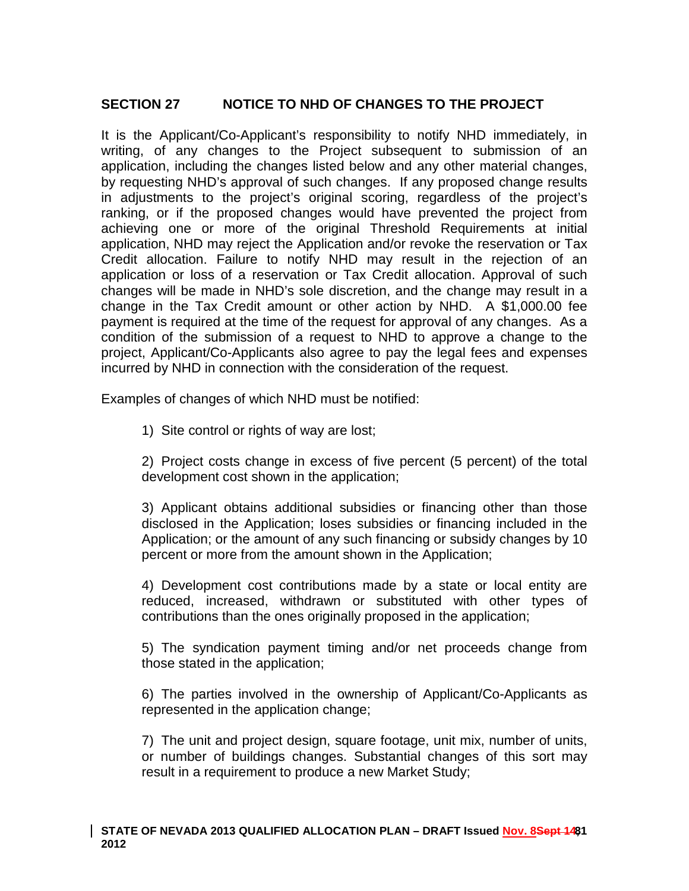## SECTION 27 NOTICE TO NHD OF CHANGES TO THE PROJECT

It is the Applicant/Co-Applicant's responsibility to notify NHD immediately, in writing, of any changes to the Project subsequent to submission of an application, including the changes listed below and any other material changes, by requesting NHD's approval of such changes. If any proposed change results in adjustments to the project's original scoring, regardless of the project's ranking, or if the proposed changes would have prevented the project from achieving one or more of the original Threshold Requirements at initial application, NHD may reject the Application and/or revoke the reservation or Tax Credit allocation. Failure to notify NHD may result in the rejection of an application or loss of a reservation or Tax Credit allocation. Approval of such changes will be made in NHD's sole discretion, and the change may result in a change in the Tax Credit amount or other action by NHD. A $1,000.00 fee payment is required at the time of the request for approval of any changes. As a condition of the submission of a request to NHD to approve a change to the project, Applicant/Co-Applicants also agree to pay the legal fees and expenses incurred by NHD in connection with the consideration of the request.

Examples of changes of which NHD must be notified:

1) Site control or rights of way are lost;

2) Project costs change in excess of five percent (5 percent) of the total development cost shown in the application;

3) Applicant obtains additional subsidies or financing other than those disclosed in the Application; loses subsidies or financing included in the Application; or the amount of any such financing or subsidy changes by 10 percent or more from the amount shown in the Application;

4) Development cost contributions made by a state or local entity are reduced, increased, withdrawn or substituted with other types of contributions than the ones originally proposed in the application;

5) The syndication payment timing and/or net proceeds change from those stated in the application;

6) The parties involved in the ownership of Applicant/Co-Applicants as represented in the application change;

7) The unit and project design, square footage, unit mix, number of units, or number of buildings changes. Substantial changes of this sort may result in a requirement to produce a new Market Study;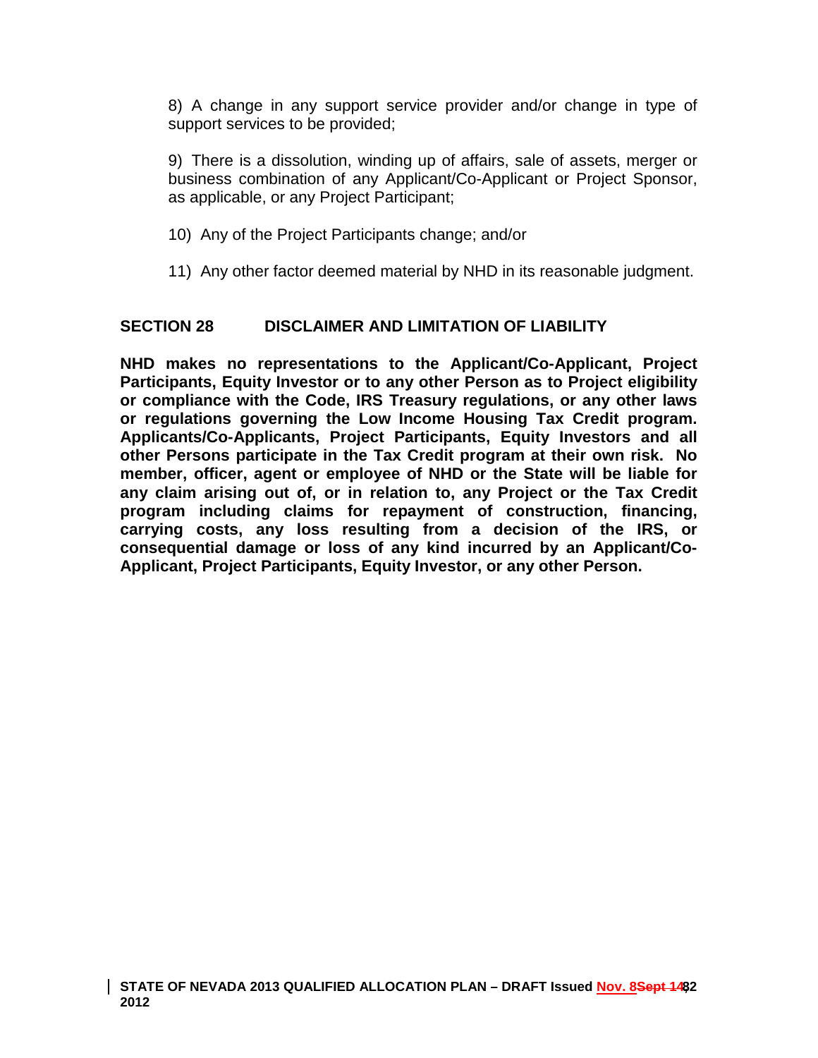8) A change in any support service provider and/or change in type of support services to be provided;

9) There is a dissolution, winding up of affairs, sale of assets, merger or business combination of any Applicant/Co-Applicant or Project Sponsor, as applicable, or any Project Participant;

10) Any of the Project Participants change; and/or

11) Any other factor deemed material by NHD in its reasonable judgment.

## SECTION 28 DISCLAIMER AND LIMITATION OF LIABILITY

**NHD makes no representations to the Applicant/Co-Applicant, Project Participants, Equity Investor or to any other Person as to Project eligibility or compliance with the Code, IRS Treasury regulations, or any other laws or regulations governing the Low Income Housing Tax Credit program. Applicants/Co-Applicants, Project Participants, Equity Investors and all other Persons participate in the Tax Credit program at their own risk. No member, officer, agent or employee of NHD or the State will be liable for any claim arising out of, or in relation to, any Project or the Tax Credit program including claims for repayment of construction, financing, carrying costs, any loss resulting from a decision of the IRS, or consequential damage or loss of any kind incurred by an Applicant/Co-Applicant, Project Participants, Equity Investor, or any other Person.**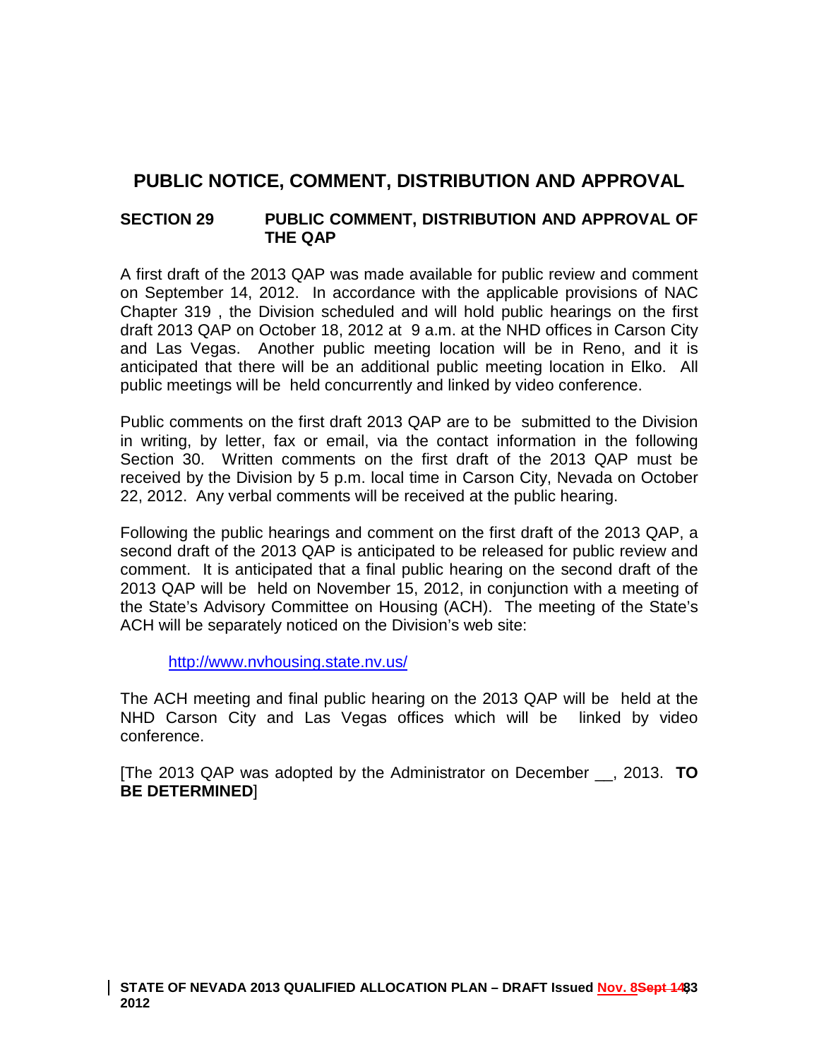# PUBLIC NOTICE, COMMENT, DISTRIBUTION AND APPROVAL

## SECTION 29 PUBLIC COMMENT, DISTRIBUTION AND APPROVAL OF THE QAP

A first draft of the 2013 QAP was made available for public review and comment on September 14, 2012. In accordance with the applicable provisions of NAC Chapter 319 , the Division scheduled and will hold public hearings on the first draft 2013 QAP on October 18, 2012 at 9 a.m. at the NHD offices in Carson City and Las Vegas. Another public meeting location will be in Reno, and it is anticipated that there will be an additional public meeting location in Elko. All public meetings will be held concurrently and linked by video conference.

Public comments on the first draft 2013 QAP are to be submitted to the Division in writing, by letter, fax or email, via the contact information in the following Section 30. Written comments on the first draft of the 2013 QAP must be received by the Division by 5 p.m. local time in Carson City, Nevada on October 22, 2012. Any verbal comments will be received at the public hearing.

Following the public hearings and comment on the first draft of the 2013 QAP, a second draft of the 2013 QAP is anticipated to be released for public review and comment. It is anticipated that a final public hearing on the second draft of the 2013 QAP will be held on November 15, 2012, in conjunction with a meeting of the State's Advisory Committee on Housing (ACH). The meeting of the State's ACH will be separately noticed on the Division's web site:

http://www.nvhousing.state.nv.us/

The ACH meeting and final public hearing on the 2013 QAP will be held at the NHD Carson City and Las Vegas offices which will be linked by video conference.

[The 2013 QAP was adopted by the Administrator on December __, 2013. **TO BE DETERMINED**]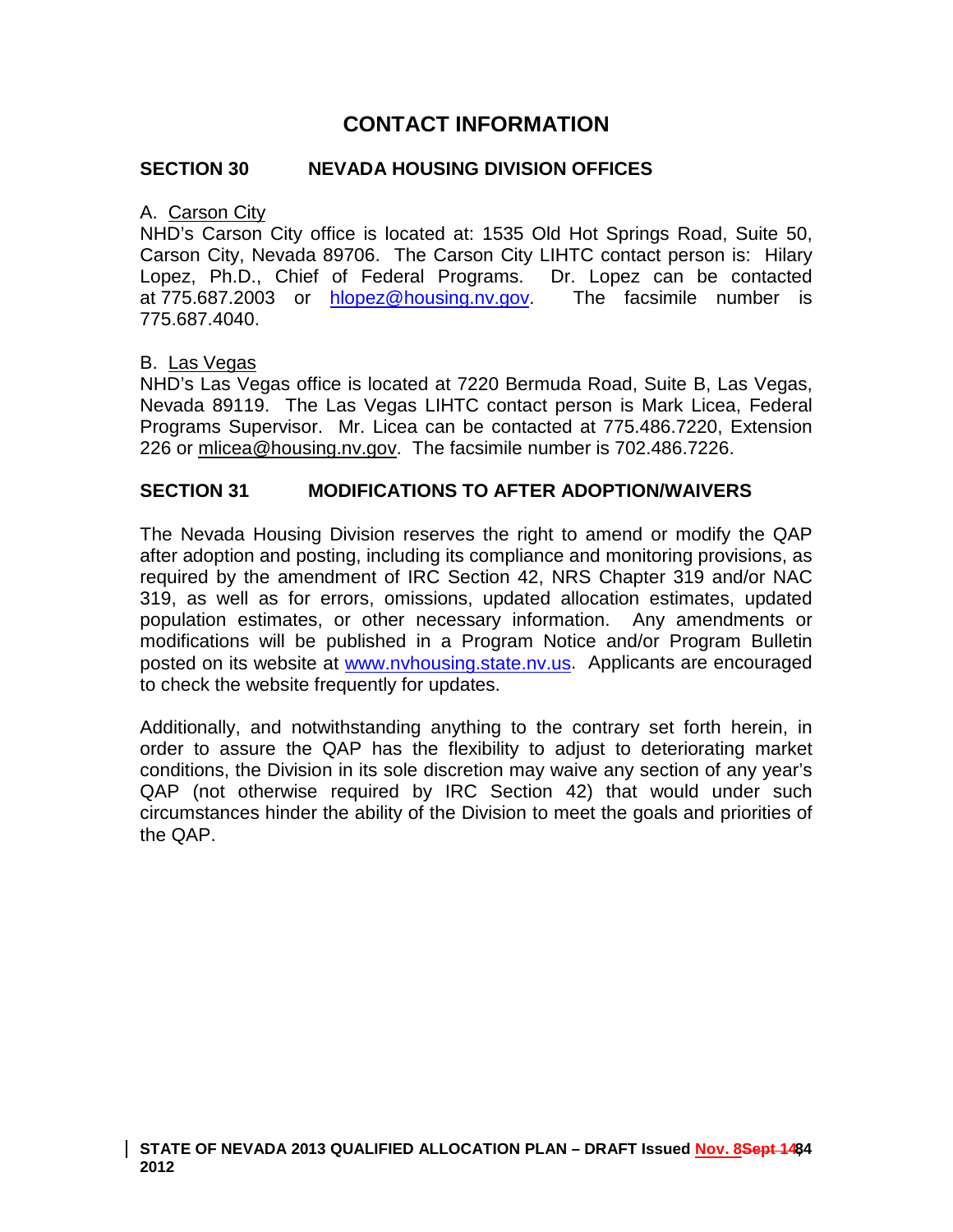# CONTACT INFORMATION

## SECTION 30 NEVADA HOUSING DIVISION OFFICES

A. Carson City

NHD's Carson City office is located at: 1535 Old Hot Springs Road, Suite 50, Carson City, Nevada 89706. The Carson City LIHTC contact person is: Hilary Lopez, Ph.D., Chief of Federal Programs. Dr. Lopez can be contacted at 775.687.2003 or hlopez@housing.nv.gov. The facsimile number is 775.687.4040.

B. Las Vegas

NHD's Las Vegas office is located at 7220 Bermuda Road, Suite B, Las Vegas, Nevada 89119. The Las Vegas LIHTC contact person is Mark Licea, Federal Programs Supervisor. Mr. Licea can be contacted at 775.486.7220, Extension 226 or mlicea@housing.nv.gov. The facsimile number is 702.486.7226.

## SECTION 31 MODIFICATIONS TO AFTER ADOPTION/WAIVERS

The Nevada Housing Division reserves the right to amend or modify the QAP after adoption and posting, including its compliance and monitoring provisions, as required by the amendment of IRC Section 42, NRS Chapter 319 and/or NAC 319, as well as for errors, omissions, updated allocation estimates, updated population estimates, or other necessary information. Any amendments or modifications will be published in a Program Notice and/or Program Bulletin posted on its website at www.nvhousing.state.nv.us. Applicants are encouraged to check the website frequently for updates.

Additionally, and notwithstanding anything to the contrary set forth herein, in order to assure the QAP has the flexibility to adjust to deteriorating market conditions, the Division in its sole discretion may waive any section of any year's QAP (not otherwise required by IRC Section 42) that would under such circumstances hinder the ability of the Division to meet the goals and priorities of the QAP.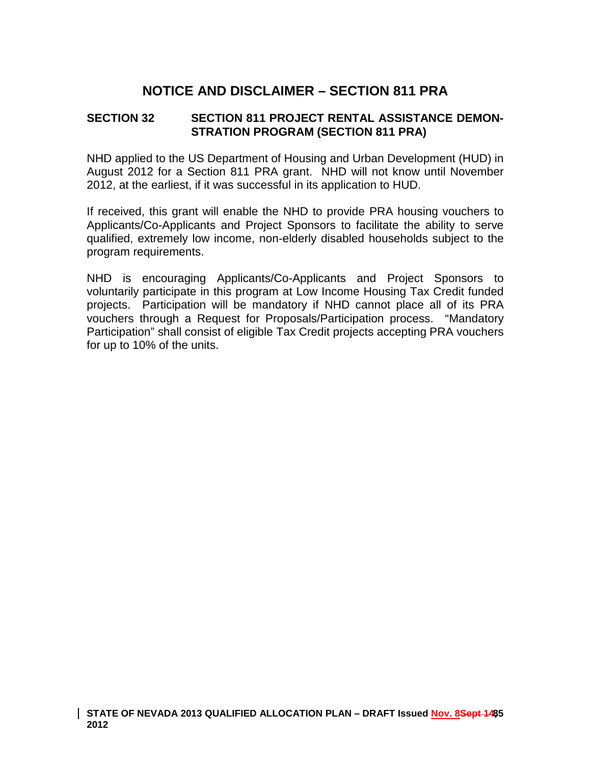# NOTICE AND DISCLAIMER – SECTION 811 PRA

## SECTION 32 SECTION 811 PROJECT RENTAL ASSISTANCE DEMONSTRATION PROGRAM (SECTION 811 PRA)

NHD applied to the US Department of Housing and Urban Development (HUD) in August 2012 for a Section 811 PRA grant. NHD will not know until November 2012, at the earliest, if it was successful in its application to HUD.

If received, this grant will enable the NHD to provide PRA housing vouchers to Applicants/Co-Applicants and Project Sponsors to facilitate the ability to serve qualified, extremely low income, non-elderly disabled households subject to the program requirements.

NHD is encouraging Applicants/Co-Applicants and Project Sponsors to voluntarily participate in this program at Low Income Housing Tax Credit funded projects. Participation will be mandatory if NHD cannot place all of its PRA vouchers through a Request for Proposals/Participation process. "Mandatory Participation" shall consist of eligible Tax Credit projects accepting PRA vouchers for up to 10% of the units.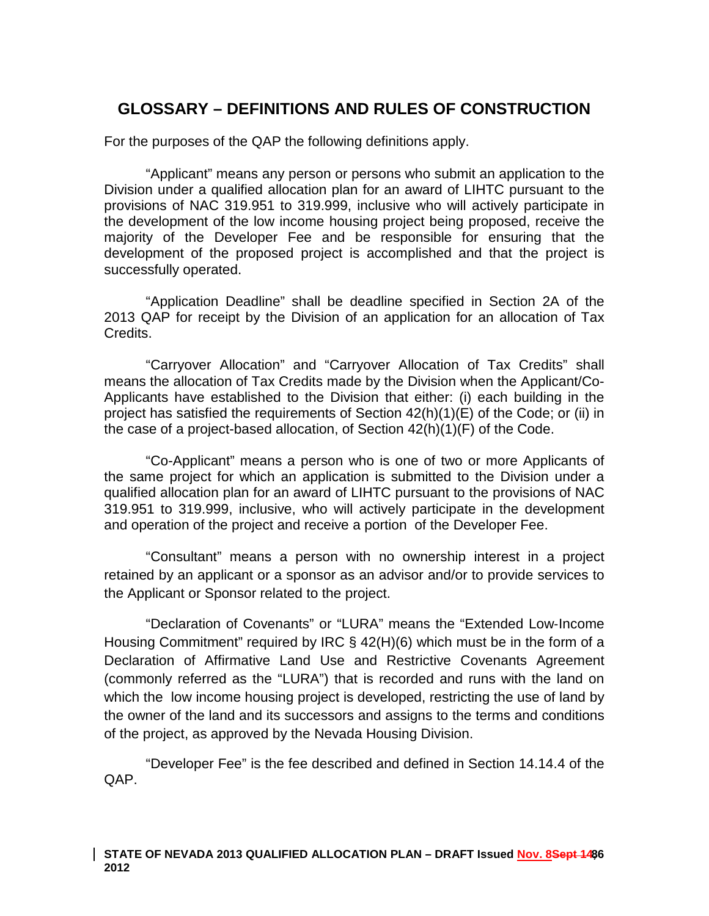# GLOSSARY – DEFINITIONS AND RULES OF CONSTRUCTION

For the purposes of the QAP the following definitions apply.

"Applicant" means any person or persons who submit an application to the Division under a qualified allocation plan for an award of LIHTC pursuant to the provisions of NAC 319.951 to 319.999, inclusive who will actively participate in the development of the low income housing project being proposed, receive the majority of the Developer Fee and be responsible for ensuring that the development of the proposed project is accomplished and that the project is successfully operated.

"Application Deadline" shall be deadline specified in Section 2A of the 2013 QAP for receipt by the Division of an application for an allocation of Tax Credits.

"Carryover Allocation" and "Carryover Allocation of Tax Credits" shall means the allocation of Tax Credits made by the Division when the Applicant/Co-Applicants have established to the Division that either: (i) each building in the project has satisfied the requirements of Section 42(h)(1)(E) of the Code; or (ii) in the case of a project-based allocation, of Section 42(h)(1)(F) of the Code.

"Co-Applicant" means a person who is one of two or more Applicants of the same project for which an application is submitted to the Division under a qualified allocation plan for an award of LIHTC pursuant to the provisions of NAC 319.951 to 319.999, inclusive, who will actively participate in the development and operation of the project and receive a portion of the Developer Fee.

"Consultant" means a person with no ownership interest in a project retained by an applicant or a sponsor as an advisor and/or to provide services to the Applicant or Sponsor related to the project.

"Declaration of Covenants" or "LURA" means the "Extended Low-Income Housing Commitment" required by IRC § 42(H)(6) which must be in the form of a Declaration of Affirmative Land Use and Restrictive Covenants Agreement (commonly referred as the "LURA") that is recorded and runs with the land on which the low income housing project is developed, restricting the use of land by the owner of the land and its successors and assigns to the terms and conditions of the project, as approved by the Nevada Housing Division.

"Developer Fee" is the fee described and defined in Section 14.14.4 of the QAP.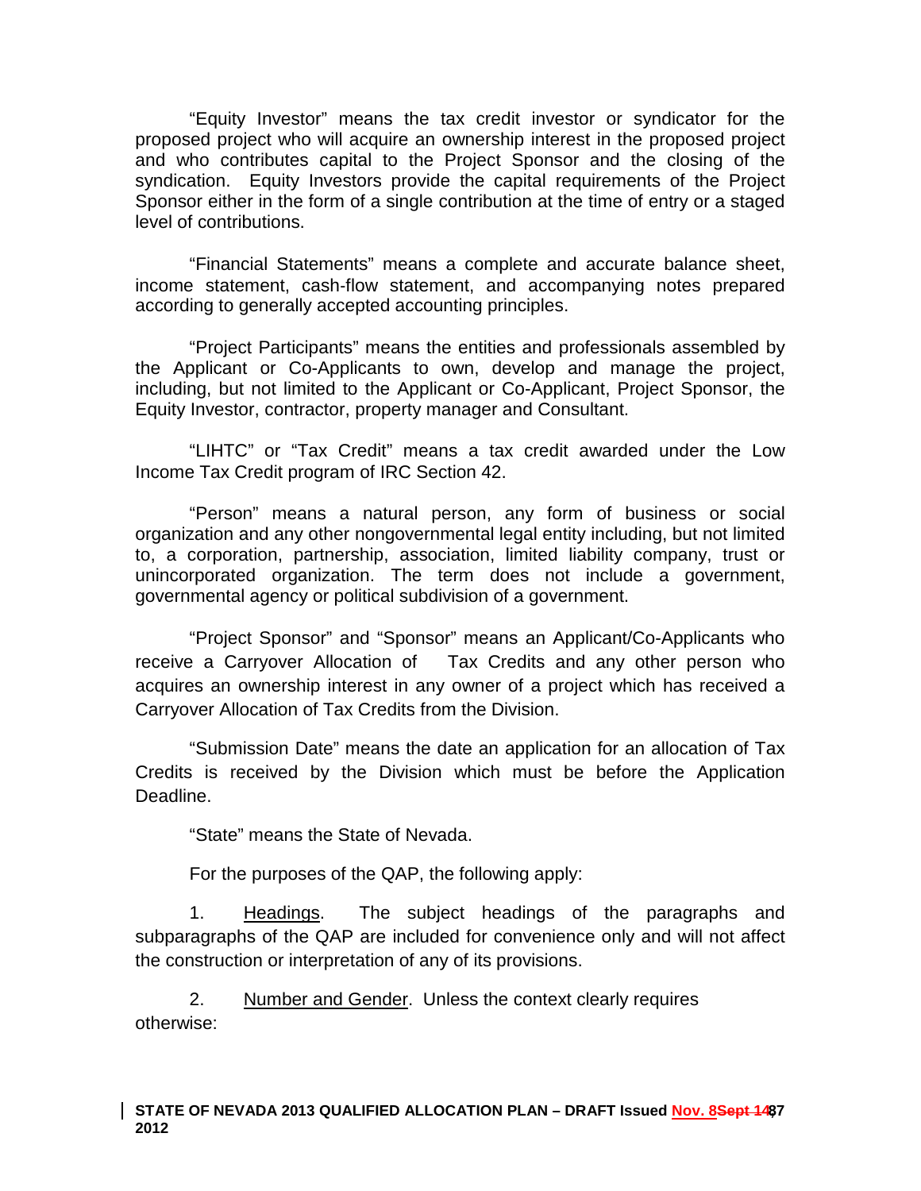"Equity Investor" means the tax credit investor or syndicator for the proposed project who will acquire an ownership interest in the proposed project and who contributes capital to the Project Sponsor and the closing of the syndication. Equity Investors provide the capital requirements of the Project Sponsor either in the form of a single contribution at the time of entry or a staged level of contributions.

"Financial Statements" means a complete and accurate balance sheet, income statement, cash-flow statement, and accompanying notes prepared according to generally accepted accounting principles.

"Project Participants" means the entities and professionals assembled by the Applicant or Co-Applicants to own, develop and manage the project, including, but not limited to the Applicant or Co-Applicant, Project Sponsor, the Equity Investor, contractor, property manager and Consultant.

"LIHTC" or "Tax Credit" means a tax credit awarded under the Low Income Tax Credit program of IRC Section 42.

"Person" means a natural person, any form of business or social organization and any other nongovernmental legal entity including, but not limited to, a corporation, partnership, association, limited liability company, trust or unincorporated organization. The term does not include a government, governmental agency or political subdivision of a government.

"Project Sponsor" and "Sponsor" means an Applicant/Co-Applicants who receive a Carryover Allocation of Tax Credits and any other person who acquires an ownership interest in any owner of a project which has received a Carryover Allocation of Tax Credits from the Division.

"Submission Date" means the date an application for an allocation of Tax Credits is received by the Division which must be before the Application Deadline.

"State" means the State of Nevada.

For the purposes of the QAP, the following apply:

1. Headings. The subject headings of the paragraphs and subparagraphs of the QAP are included for convenience only and will not affect the construction or interpretation of any of its provisions.

2. Number and Gender. Unless the context clearly requires otherwise: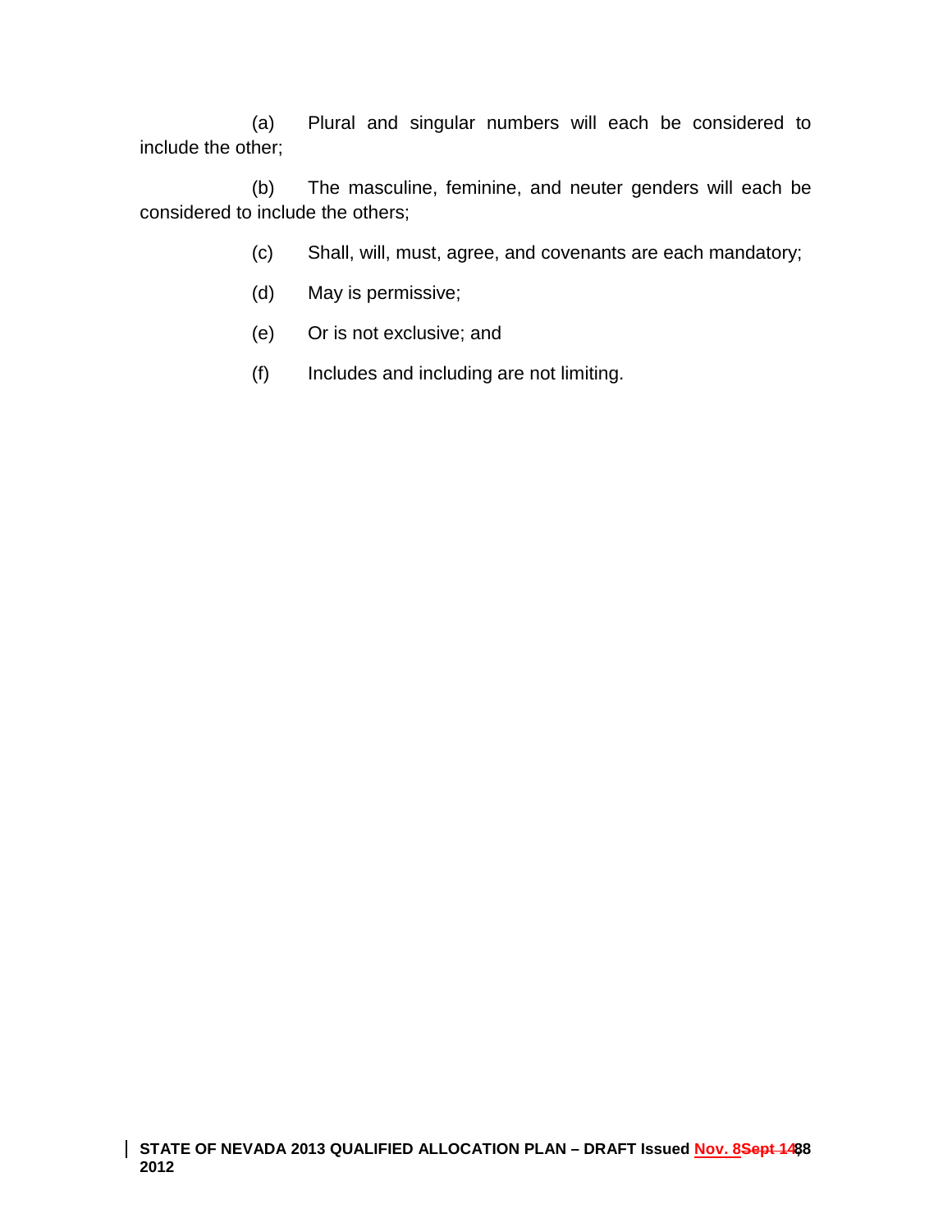(a) Plural and singular numbers will each be considered to include the other;

(b) The masculine, feminine, and neuter genders will each be considered to include the others;

(c) Shall, will, must, agree, and covenants are each mandatory;

(d) May is permissive;

(e) Or is not exclusive; and

(f) Includes and including are not limiting.